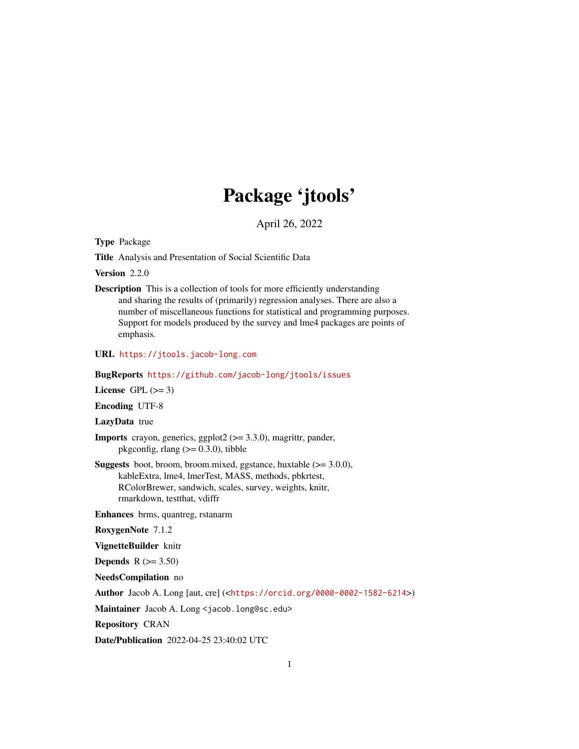# Package 'jtools'

April 26, 2022

**Type** Package

**Title** Analysis and Presentation of Social Scientific Data

**Version** 2.2.0

**Description** This is a collection of tools for more efficiently understanding and sharing the results of (primarily) regression analyses. There are also a number of miscellaneous functions for statistical and programming purposes. Support for models produced by the survey and lme4 packages are points of emphasis.

**URL** https://jtools.jacob-long.com

**BugReports** https://github.com/jacob-long/jtools/issues

**License** GPL (>= 3)

**Encoding** UTF-8

**LazyData** true

**Imports** crayon, generics, ggplot2 (>= 3.3.0), magrittr, pander, pkgconfig, rlang (>= 0.3.0), tibble

**Suggests** boot, broom, broom.mixed, ggstance, huxtable (>= 3.0.0), kableExtra, lme4, lmerTest, MASS, methods, pbkrtest, RColorBrewer, sandwich, scales, survey, weights, knitr, rmarkdown, testthat, vdiffr

**Enhances** brms, quantreg, rstanarm

**RoxygenNote** 7.1.2

**VignetteBuilder** knitr

**Depends** R (>= 3.50)

**NeedsCompilation** no

**Author** Jacob A. Long [aut, cre] (<https://orcid.org/0000-0002-1582-6214>)

**Maintainer** Jacob A. Long <jacob.long@sc.edu>

**Repository** CRAN

**Date/Publication** 2022-04-25 23:40:02 UTC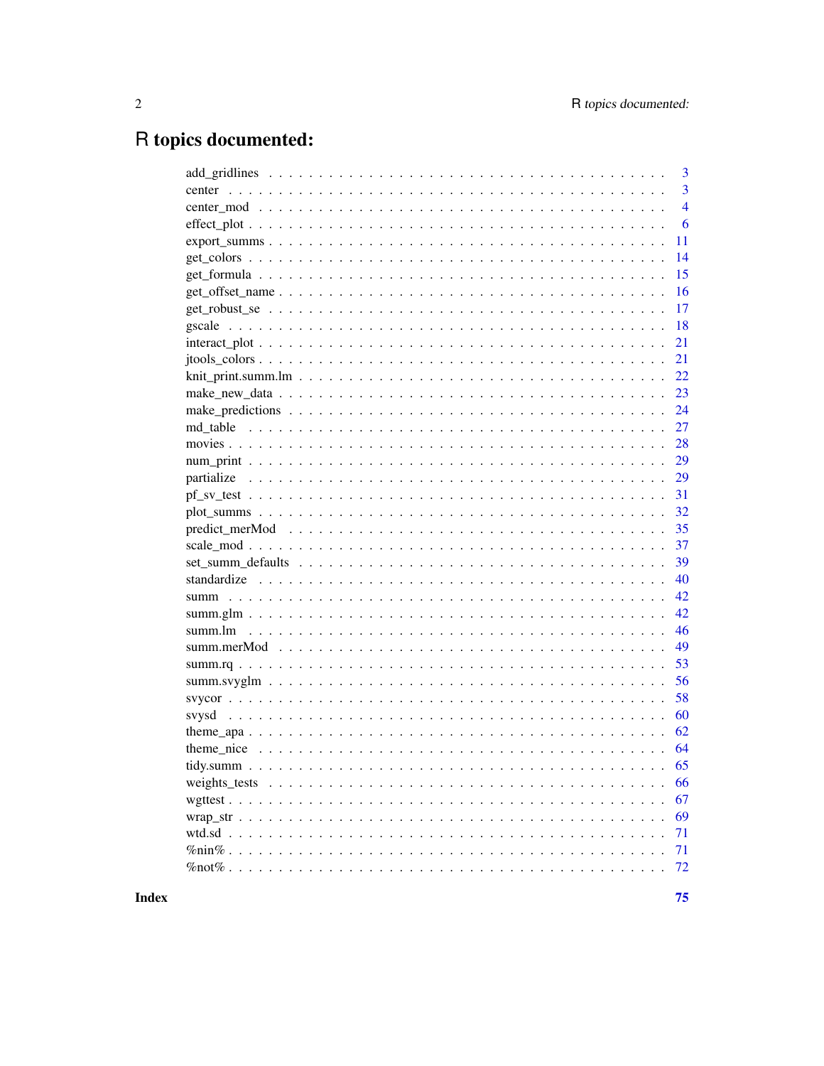# R topics documented:

| | |
|---|---|
| add_gridlines | 3 |
| center | 3 |
| center_mod | 4 |
| effect_plot | 6 |
| export_summs | 11 |
| get_colors | 14 |
| get_formula | 15 |
| get_offset_name | 16 |
| get_robust_se | 17 |
| gscale | 18 |
| interact_plot | 21 |
| jtools_colors | 21 |
| knit_print.summ.lm | 22 |
| make_new_data | 23 |
| make_predictions | 24 |
| md_table | 27 |
| movies | 28 |
| num_print | 29 |
| partialize | 29 |
| pf_sv_test | 31 |
| plot_summs | 32 |
| predict_merMod | 35 |
| scale_mod | 37 |
| set_summ_defaults | 39 |
| standardize | 40 |
| summ | 42 |
| summ.glm | 42 |
| summ.lm | 46 |
| summ.merMod | 49 |
| summ.rq | 53 |
| summ.svyglm | 56 |
| svycor | 58 |
| svysd | 60 |
| theme_apa | 62 |
| theme_nice | 64 |
| tidy.summ | 65 |
| weights_tests | 66 |
| wgttest | 67 |
| wrap_str | 69 |
| wtd.sd | 71 |
| %nin% | 71 |
| %not% | 72 |
| **Index** | **75** |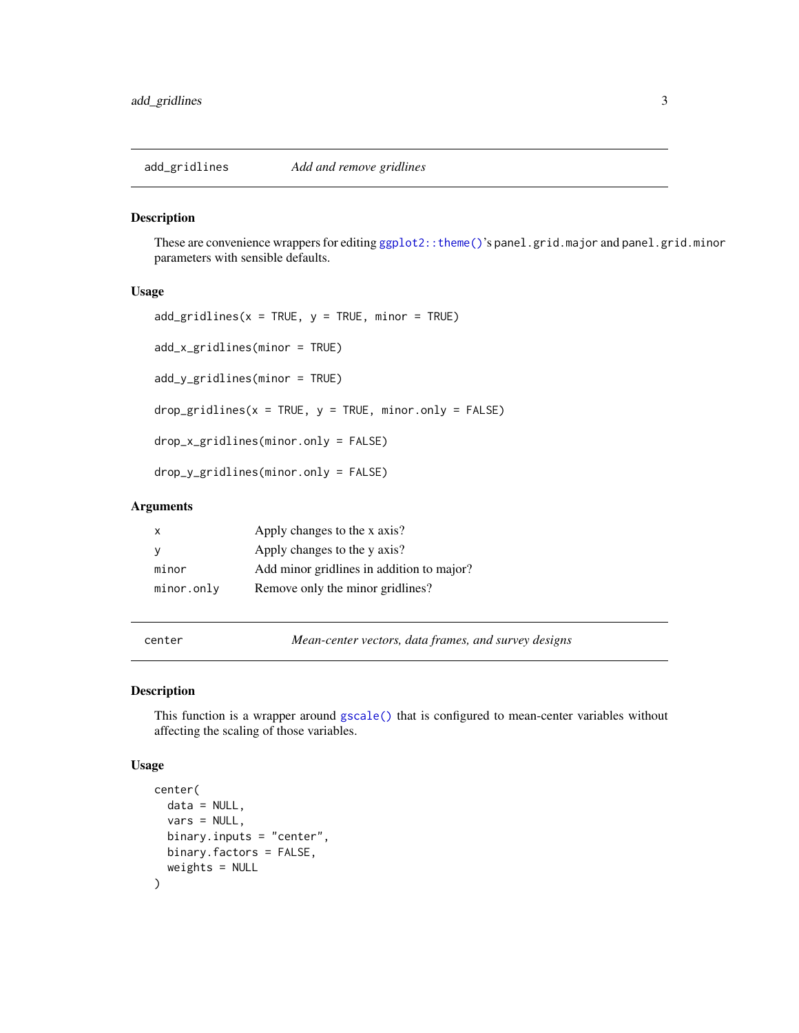## add_gridlines — *Add and remove gridlines*

### Description

These are convenience wrappers for editing `ggplot2::theme()`'s `panel.grid.major` and `panel.grid.minor` parameters with sensible defaults.

### Usage

```
add_gridlines(x = TRUE, y = TRUE, minor = TRUE)

add_x_gridlines(minor = TRUE)

add_y_gridlines(minor = TRUE)

drop_gridlines(x = TRUE, y = TRUE, minor.only = FALSE)

drop_x_gridlines(minor.only = FALSE)

drop_y_gridlines(minor.only = FALSE)
```

### Arguments

| | |
|---|---|
| `x` | Apply changes to the x axis? |
| `y` | Apply changes to the y axis? |
| `minor` | Add minor gridlines in addition to major? |
| `minor.only` | Remove only the minor gridlines? |

## center — *Mean-center vectors, data frames, and survey designs*

### Description

This function is a wrapper around `gscale()` that is configured to mean-center variables without affecting the scaling of those variables.

### Usage

```
center(
  data = NULL,
  vars = NULL,
  binary.inputs = "center",
  binary.factors = FALSE,
  weights = NULL
)
```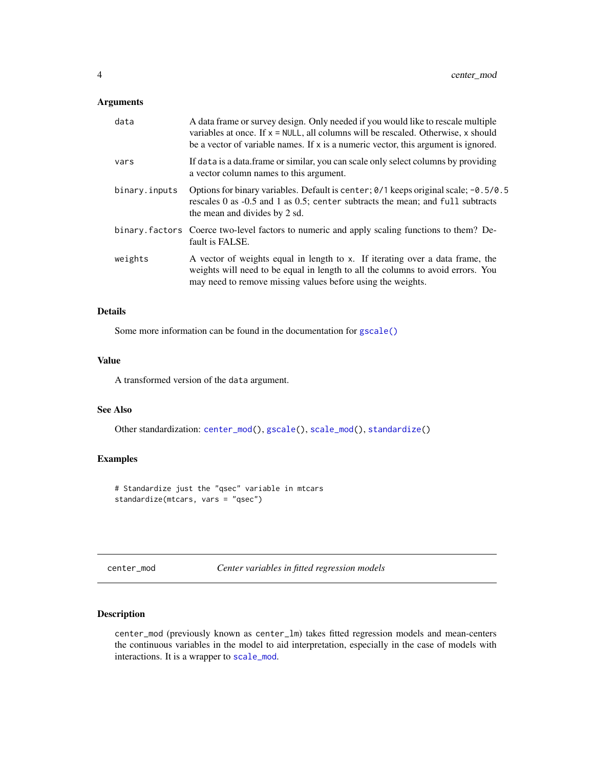### Arguments

| | |
|---|---|
| `data` | A data frame or survey design. Only needed if you would like to rescale multiple variables at once. If `x = NULL`, all columns will be rescaled. Otherwise, `x` should be a vector of variable names. If `x` is a numeric vector, this argument is ignored. |
| `vars` | If `data` is a data.frame or similar, you can scale only select columns by providing a vector column names to this argument. |
| `binary.inputs` | Options for binary variables. Default is `center`; `0/1` keeps original scale; `-0.5/0.5` rescales 0 as -0.5 and 1 as 0.5; `center` subtracts the mean; and `full` subtracts the mean and divides by 2 sd. |
| `binary.factors` | Coerce two-level factors to numeric and apply scaling functions to them? Default is FALSE. |
| `weights` | A vector of weights equal in length to `x`. If iterating over a data frame, the weights will need to be equal in length to all the columns to avoid errors. You may need to remove missing values before using the weights. |

### Details

Some more information can be found in the documentation for `gscale()`

### Value

A transformed version of the `data` argument.

### See Also

Other standardization: `center_mod()`, `gscale()`, `scale_mod()`, `standardize()`

### Examples

```
# Standardize just the "qsec" variable in mtcars
standardize(mtcars, vars = "qsec")
```

---

## center_mod — *Center variables in fitted regression models*

### Description

`center_mod` (previously known as `center_lm`) takes fitted regression models and mean-centers the continuous variables in the model to aid interpretation, especially in the case of models with interactions. It is a wrapper to `scale_mod`.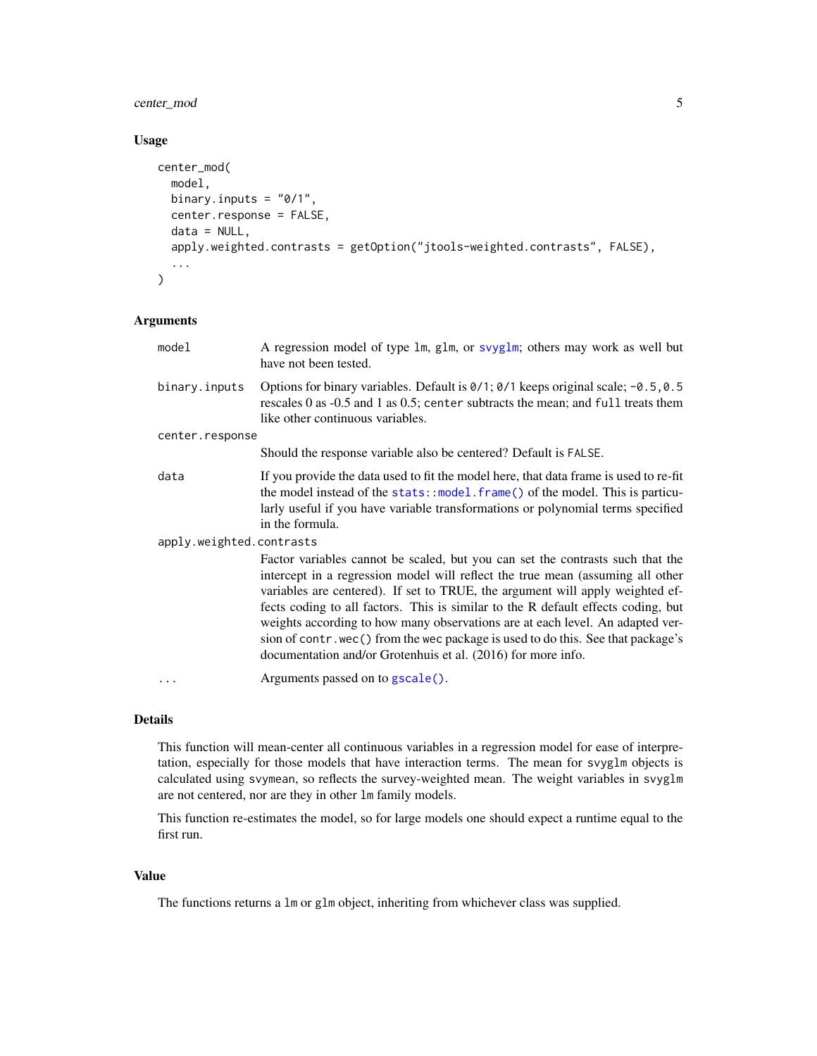## Usage

```
center_mod(
  model,
  binary.inputs = "0/1",
  center.response = FALSE,
  data = NULL,
  apply.weighted.contrasts = getOption("jtools-weighted.contrasts", FALSE),
  ...
)
```

## Arguments

`model` A regression model of type `lm`, `glm`, or `svyglm`; others may work as well but have not been tested.

`binary.inputs` Options for binary variables. Default is `0/1`; `0/1` keeps original scale; `-0.5,0.5` rescales 0 as -0.5 and 1 as 0.5; `center` subtracts the mean; and `full` treats them like other continuous variables.

`center.response` Should the response variable also be centered? Default is `FALSE`.

`data` If you provide the data used to fit the model here, that data frame is used to re-fit the model instead of the `stats::model.frame()` of the model. This is particularly useful if you have variable transformations or polynomial terms specified in the formula.

`apply.weighted.contrasts` Factor variables cannot be scaled, but you can set the contrasts such that the intercept in a regression model will reflect the true mean (assuming all other variables are centered). If set to TRUE, the argument will apply weighted effects coding to all factors. This is similar to the R default effects coding, but weights according to how many observations are at each level. An adapted version of `contr.wec()` from the `wec` package is used to do this. See that package's documentation and/or Grotenhuis et al. (2016) for more info.

`...` Arguments passed on to `gscale()`.

## Details

This function will mean-center all continuous variables in a regression model for ease of interpretation, especially for those models that have interaction terms. The mean for `svyglm` objects is calculated using `svymean`, so reflects the survey-weighted mean. The weight variables in `svyglm` are not centered, nor are they in other `lm` family models.

This function re-estimates the model, so for large models one should expect a runtime equal to the first run.

## Value

The functions returns a `lm` or `glm` object, inheriting from whichever class was supplied.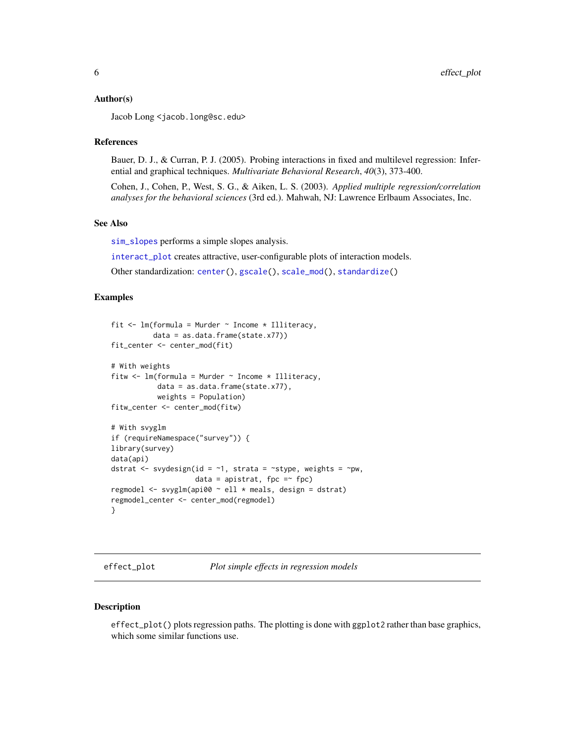### Author(s)

Jacob Long <jacob.long@sc.edu>

### References

Bauer, D. J., & Curran, P. J. (2005). Probing interactions in fixed and multilevel regression: Inferential and graphical techniques. *Multivariate Behavioral Research*, *40*(3), 373-400.

Cohen, J., Cohen, P., West, S. G., & Aiken, L. S. (2003). *Applied multiple regression/correlation analyses for the behavioral sciences* (3rd ed.). Mahwah, NJ: Lawrence Erlbaum Associates, Inc.

### See Also

sim_slopes performs a simple slopes analysis.

interact_plot creates attractive, user-configurable plots of interaction models.

Other standardization: center(), gscale(), scale_mod(), standardize()

### Examples

```
fit <- lm(formula = Murder ~ Income * Illiteracy,
          data = as.data.frame(state.x77))
fit_center <- center_mod(fit)

# With weights
fitw <- lm(formula = Murder ~ Income * Illiteracy,
           data = as.data.frame(state.x77),
           weights = Population)
fitw_center <- center_mod(fitw)

# With svyglm
if (requireNamespace("survey")) {
library(survey)
data(api)
dstrat <- svydesign(id = ~1, strata = ~stype, weights = ~pw,
                    data = apistrat, fpc =~ fpc)
regmodel <- svyglm(api00 ~ ell * meals, design = dstrat)
regmodel_center <- center_mod(regmodel)
}
```

---

## effect_plot *Plot simple effects in regression models*

### Description

effect_plot() plots regression paths. The plotting is done with ggplot2 rather than base graphics, which some similar functions use.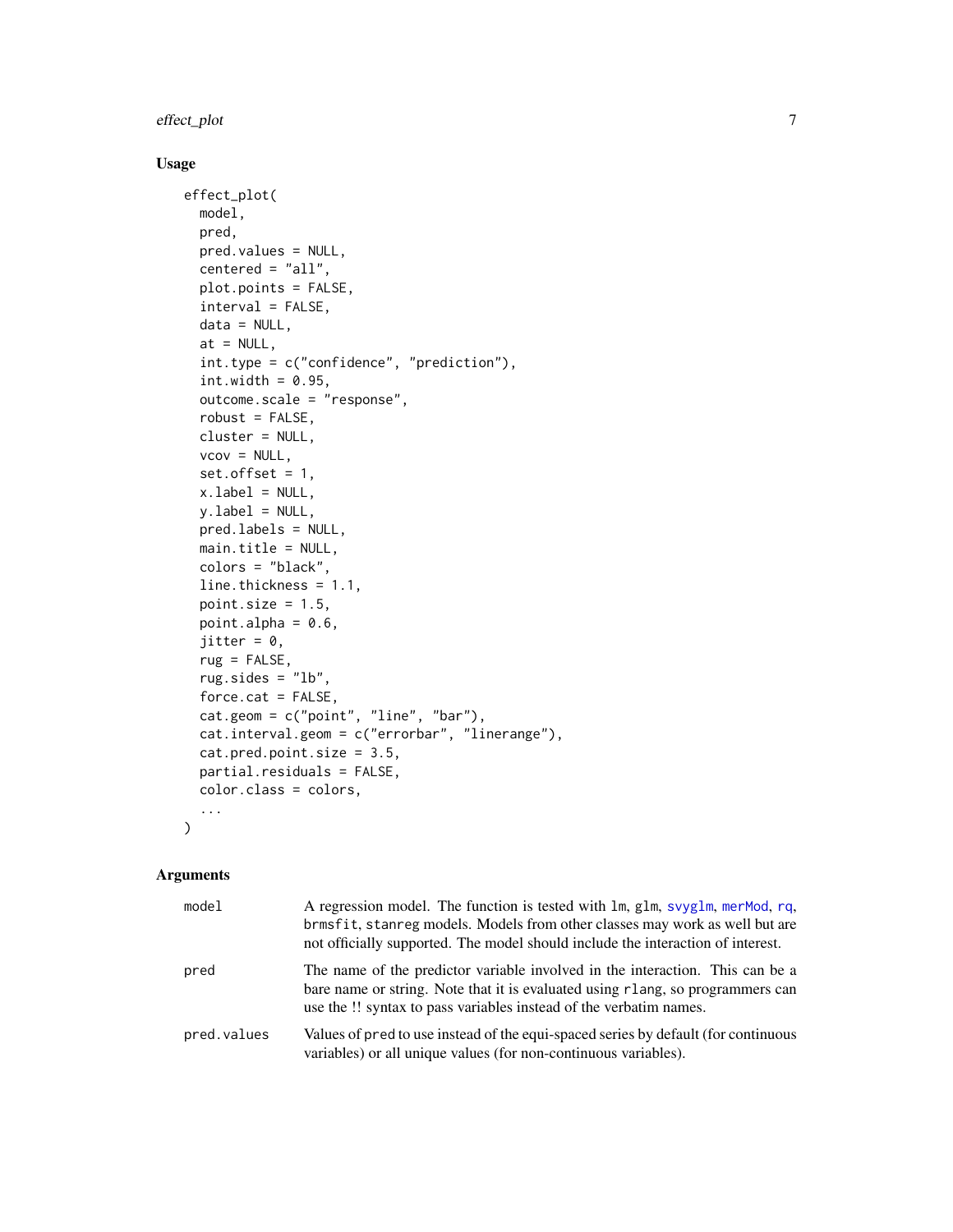## Usage

```
effect_plot(
  model,
  pred,
  pred.values = NULL,
  centered = "all",
  plot.points = FALSE,
  interval = FALSE,
  data = NULL,
  at = NULL,
  int.type = c("confidence", "prediction"),
  int.width = 0.95,
  outcome.scale = "response",
  robust = FALSE,
  cluster = NULL,
  vcov = NULL,
  set.offset = 1,
  x.label = NULL,
  y.label = NULL,
  pred.labels = NULL,
  main.title = NULL,
  colors = "black",
  line.thickness = 1.1,
  point.size = 1.5,
  point.alpha = 0.6,
  jitter = 0,
  rug = FALSE,
  rug.sides = "lb",
  force.cat = FALSE,
  cat.geom = c("point", "line", "bar"),
  cat.interval.geom = c("errorbar", "linerange"),
  cat.pred.point.size = 3.5,
  partial.residuals = FALSE,
  color.class = colors,
  ...
)
```

## Arguments

| | |
|---|---|
| `model` | A regression model. The function is tested with `lm`, `glm`, `svyglm`, `merMod`, `rq`, `brmsfit`, `stanreg` models. Models from other classes may work as well but are not officially supported. The model should include the interaction of interest. |
| `pred` | The name of the predictor variable involved in the interaction. This can be a bare name or string. Note that it is evaluated using `rlang`, so programmers can use the `!!` syntax to pass variables instead of the verbatim names. |
| `pred.values` | Values of `pred` to use instead of the equi-spaced series by default (for continuous variables) or all unique values (for non-continuous variables). |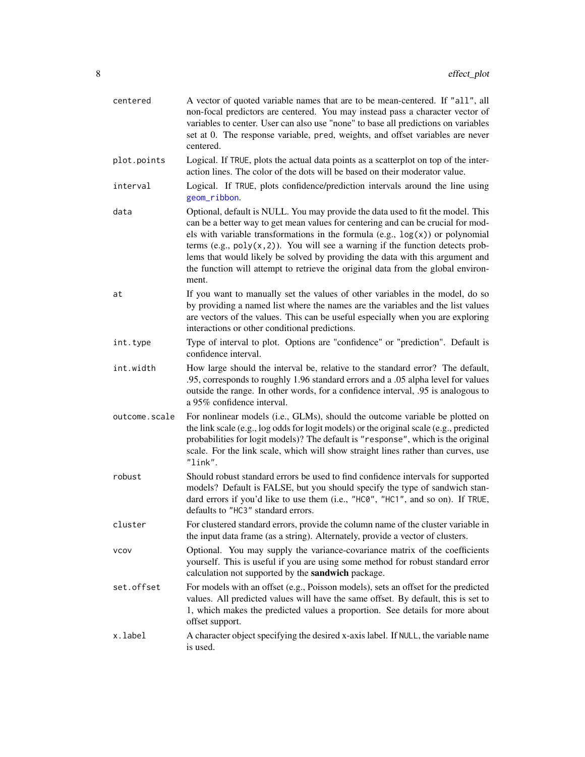| | |
|---|---|
| `centered` | A vector of quoted variable names that are to be mean-centered. If `"all"`, all non-focal predictors are centered. You may instead pass a character vector of variables to center. User can also use "none" to base all predictions on variables set at 0. The response variable, `pred`, weights, and offset variables are never centered. |
| `plot.points` | Logical. If `TRUE`, plots the actual data points as a scatterplot on top of the interaction lines. The color of the dots will be based on their moderator value. |
| `interval` | Logical. If `TRUE`, plots confidence/prediction intervals around the line using `geom_ribbon`. |
| `data` | Optional, default is NULL. You may provide the data used to fit the model. This can be a better way to get mean values for centering and can be crucial for models with variable transformations in the formula (e.g., `log(x)`) or polynomial terms (e.g., `poly(x,2)`). You will see a warning if the function detects problems that would likely be solved by providing the data with this argument and the function will attempt to retrieve the original data from the global environment. |
| `at` | If you want to manually set the values of other variables in the model, do so by providing a named list where the names are the variables and the list values are vectors of the values. This can be useful especially when you are exploring interactions or other conditional predictions. |
| `int.type` | Type of interval to plot. Options are "confidence" or "prediction". Default is confidence interval. |
| `int.width` | How large should the interval be, relative to the standard error? The default, .95, corresponds to roughly 1.96 standard errors and a .05 alpha level for values outside the range. In other words, for a confidence interval, .95 is analogous to a 95% confidence interval. |
| `outcome.scale` | For nonlinear models (i.e., GLMs), should the outcome variable be plotted on the link scale (e.g., log odds for logit models) or the original scale (e.g., predicted probabilities for logit models)? The default is `"response"`, which is the original scale. For the link scale, which will show straight lines rather than curves, use `"link"`. |
| `robust` | Should robust standard errors be used to find confidence intervals for supported models? Default is FALSE, but you should specify the type of sandwich standard errors if you'd like to use them (i.e., `"HC0"`, `"HC1"`, and so on). If `TRUE`, defaults to `"HC3"` standard errors. |
| `cluster` | For clustered standard errors, provide the column name of the cluster variable in the input data frame (as a string). Alternately, provide a vector of clusters. |
| `vcov` | Optional. You may supply the variance-covariance matrix of the coefficients yourself. This is useful if you are using some method for robust standard error calculation not supported by the **sandwich** package. |
| `set.offset` | For models with an offset (e.g., Poisson models), sets an offset for the predicted values. All predicted values will have the same offset. By default, this is set to 1, which makes the predicted values a proportion. See details for more about offset support. |
| `x.label` | A character object specifying the desired x-axis label. If `NULL`, the variable name is used. |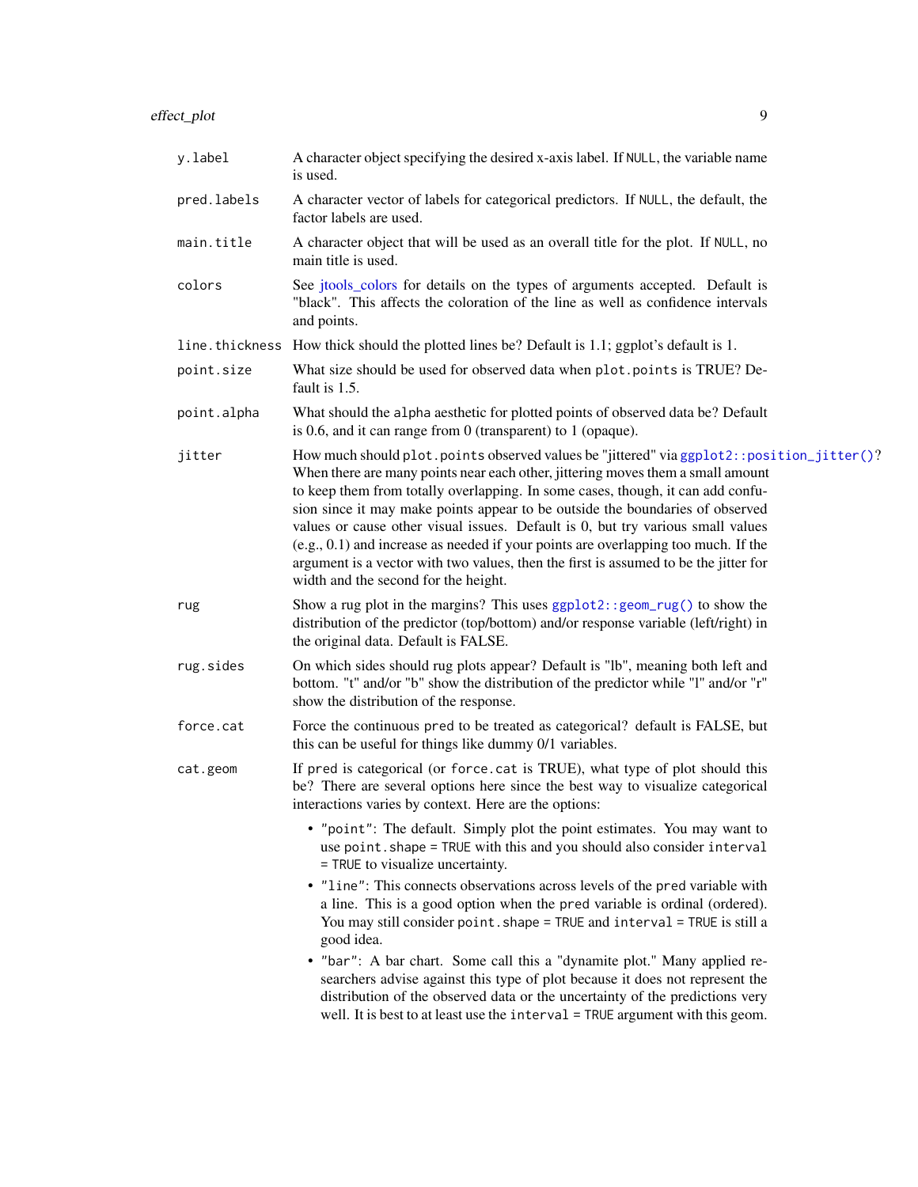`y.label`
: A character object specifying the desired x-axis label. If `NULL`, the variable name is used.

`pred.labels`
: A character vector of labels for categorical predictors. If `NULL`, the default, the factor labels are used.

`main.title`
: A character object that will be used as an overall title for the plot. If `NULL`, no main title is used.

`colors`
: See jtools_colors for details on the types of arguments accepted. Default is "black". This affects the coloration of the line as well as confidence intervals and points.

`line.thickness`
: How thick should the plotted lines be? Default is 1.1; ggplot's default is 1.

`point.size`
: What size should be used for observed data when `plot.points` is TRUE? Default is 1.5.

`point.alpha`
: What should the `alpha` aesthetic for plotted points of observed data be? Default is 0.6, and it can range from 0 (transparent) to 1 (opaque).

`jitter`
: How much should `plot.points` observed values be "jittered" via `ggplot2::position_jitter()`? When there are many points near each other, jittering moves them a small amount to keep them from totally overlapping. In some cases, though, it can add confusion since it may make points appear to be outside the boundaries of observed values or cause other visual issues. Default is 0, but try various small values (e.g., 0.1) and increase as needed if your points are overlapping too much. If the argument is a vector with two values, then the first is assumed to be the jitter for width and the second for the height.

`rug`
: Show a rug plot in the margins? This uses `ggplot2::geom_rug()` to show the distribution of the predictor (top/bottom) and/or response variable (left/right) in the original data. Default is FALSE.

`rug.sides`
: On which sides should rug plots appear? Default is "lb", meaning both left and bottom. "t" and/or "b" show the distribution of the predictor while "l" and/or "r" show the distribution of the response.

`force.cat`
: Force the continuous `pred` to be treated as categorical? default is FALSE, but this can be useful for things like dummy 0/1 variables.

`cat.geom`
: If `pred` is categorical (or `force.cat` is TRUE), what type of plot should this be? There are several options here since the best way to visualize categorical interactions varies by context. Here are the options:

  - `"point"`: The default. Simply plot the point estimates. You may want to use `point.shape = TRUE` with this and you should also consider `interval = TRUE` to visualize uncertainty.
  - `"line"`: This connects observations across levels of the `pred` variable with a line. This is a good option when the `pred` variable is ordinal (ordered). You may still consider `point.shape = TRUE` and `interval = TRUE` is still a good idea.
  - `"bar"`: A bar chart. Some call this a "dynamite plot." Many applied researchers advise against this type of plot because it does not represent the distribution of the observed data or the uncertainty of the predictions very well. It is best to at least use the `interval = TRUE` argument with this geom.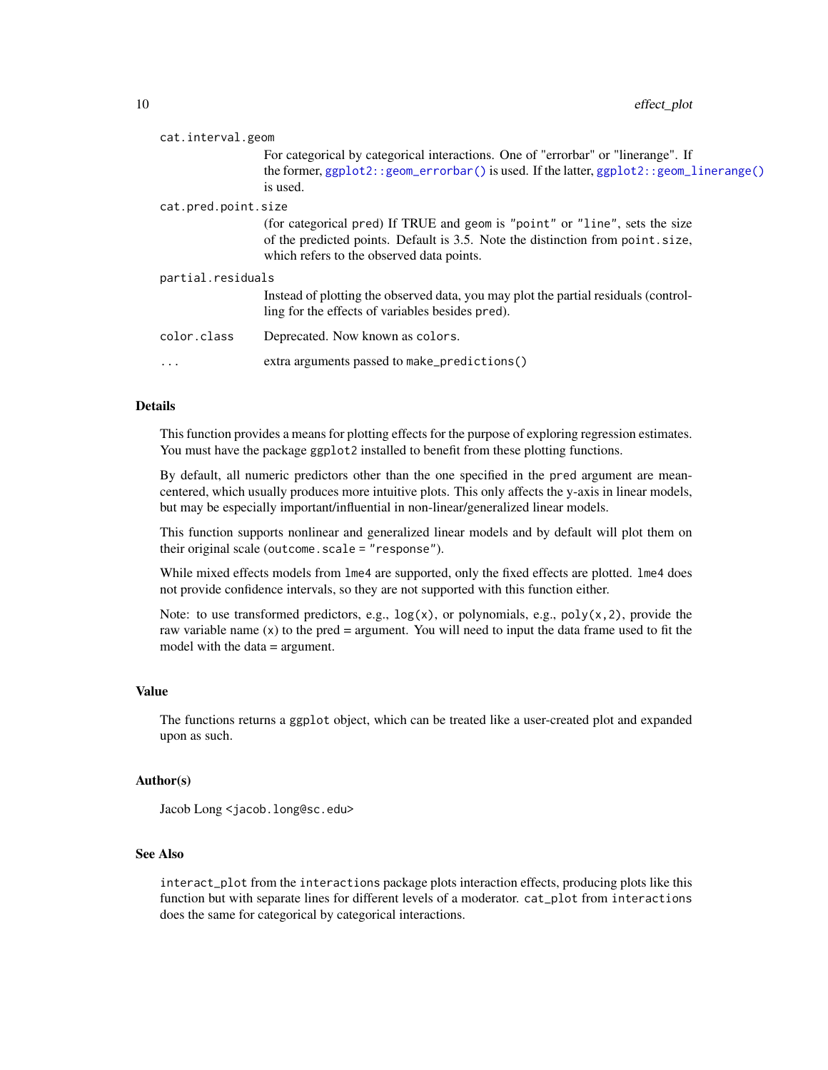`cat.interval.geom`
: For categorical by categorical interactions. One of "errorbar" or "linerange". If the former, `ggplot2::geom_errorbar()` is used. If the latter, `ggplot2::geom_linerange()` is used.

`cat.pred.point.size`
: (for categorical `pred`) If TRUE and `geom` is `"point"` or `"line"`, sets the size of the predicted points. Default is 3.5. Note the distinction from `point.size`, which refers to the observed data points.

`partial.residuals`
: Instead of plotting the observed data, you may plot the partial residuals (controlling for the effects of variables besides `pred`).

`color.class`
: Deprecated. Now known as `colors`.

`...`
: extra arguments passed to `make_predictions()`

## Details

This function provides a means for plotting effects for the purpose of exploring regression estimates. You must have the package `ggplot2` installed to benefit from these plotting functions.

By default, all numeric predictors other than the one specified in the `pred` argument are mean-centered, which usually produces more intuitive plots. This only affects the y-axis in linear models, but may be especially important/influential in non-linear/generalized linear models.

This function supports nonlinear and generalized linear models and by default will plot them on their original scale (`outcome.scale = "response"`).

While mixed effects models from `lme4` are supported, only the fixed effects are plotted. `lme4` does not provide confidence intervals, so they are not supported with this function either.

Note: to use transformed predictors, e.g., `log(x)`, or polynomials, e.g., `poly(x,2)`, provide the raw variable name (`x`) to the pred = argument. You will need to input the data frame used to fit the model with the data = argument.

## Value

The functions returns a `ggplot` object, which can be treated like a user-created plot and expanded upon as such.

## Author(s)

Jacob Long <`jacob.long@sc.edu`>

## See Also

`interact_plot` from the `interactions` package plots interaction effects, producing plots like this function but with separate lines for different levels of a moderator. `cat_plot` from `interactions` does the same for categorical by categorical interactions.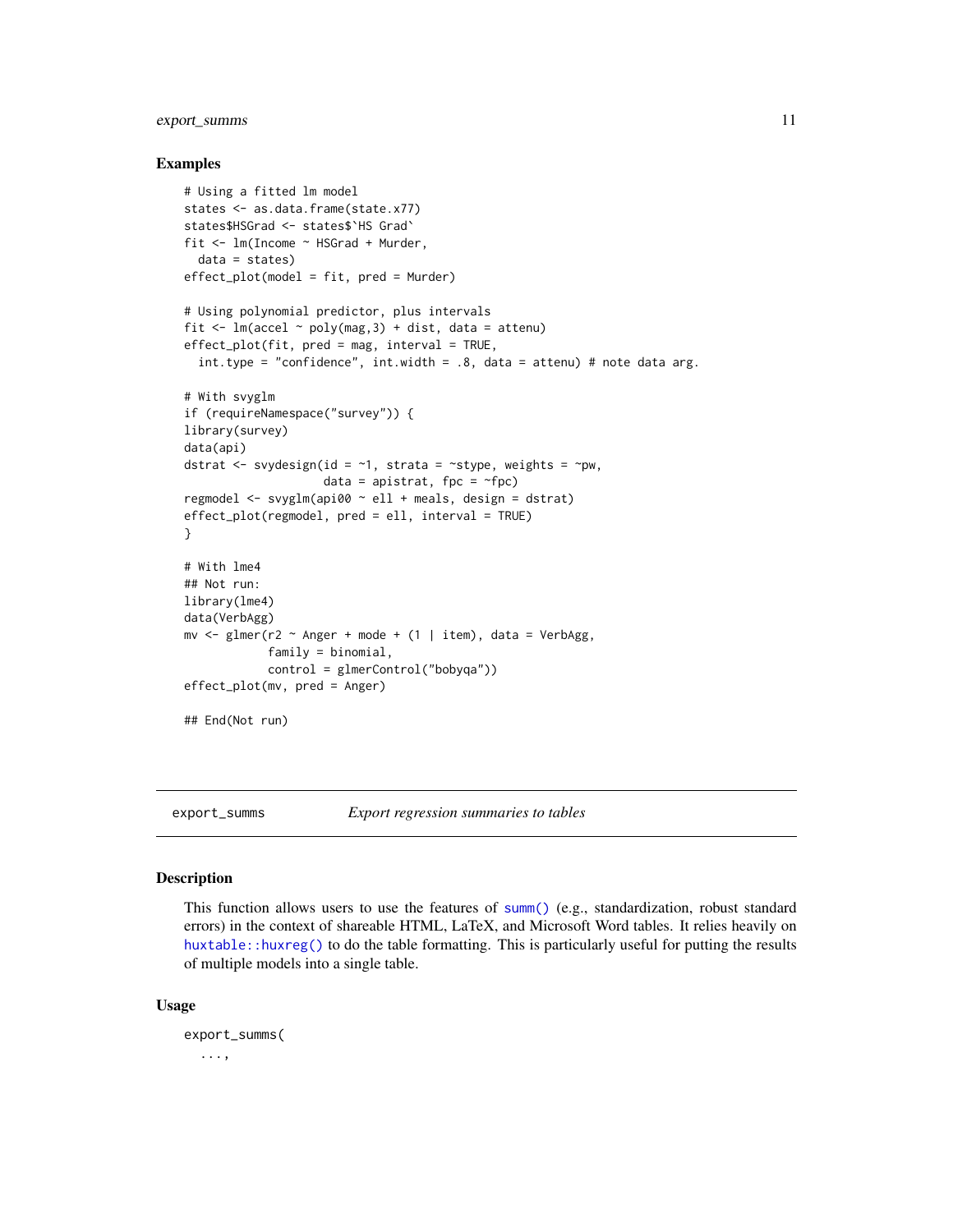### Examples

```
# Using a fitted lm model
states <- as.data.frame(state.x77)
states$HSGrad <- states$`HS Grad`
fit <- lm(Income ~ HSGrad + Murder,
  data = states)
effect_plot(model = fit, pred = Murder)

# Using polynomial predictor, plus intervals
fit <- lm(accel ~ poly(mag,3) + dist, data = attenu)
effect_plot(fit, pred = mag, interval = TRUE,
  int.type = "confidence", int.width = .8, data = attenu) # note data arg.

# With svyglm
if (requireNamespace("survey")) {
library(survey)
data(api)
dstrat <- svydesign(id = ~1, strata = ~stype, weights = ~pw,
                    data = apistrat, fpc = ~fpc)
regmodel <- svyglm(api00 ~ ell + meals, design = dstrat)
effect_plot(regmodel, pred = ell, interval = TRUE)
}

# With lme4
## Not run:
library(lme4)
data(VerbAgg)
mv <- glmer(r2 ~ Anger + mode + (1 | item), data = VerbAgg,
            family = binomial,
            control = glmerControl("bobyqa"))
effect_plot(mv, pred = Anger)

## End(Not run)
```

---

## export_summs    *Export regression summaries to tables*

### Description

This function allows users to use the features of summ() (e.g., standardization, robust standard errors) in the context of shareable HTML, LaTeX, and Microsoft Word tables. It relies heavily on huxtable::huxreg() to do the table formatting. This is particularly useful for putting the results of multiple models into a single table.

### Usage

```
export_summs(
  ...,
```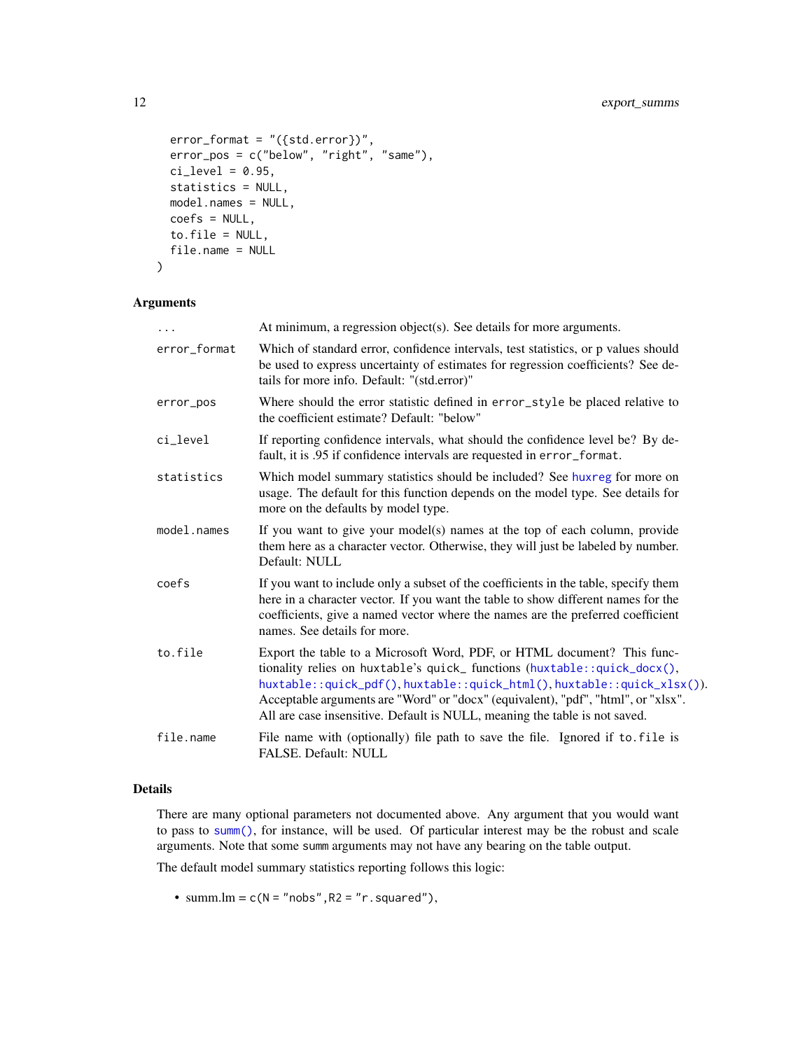```
  error_format = "({std.error})",
  error_pos = c("below", "right", "same"),
  ci_level = 0.95,
  statistics = NULL,
  model.names = NULL,
  coefs = NULL,
  to.file = NULL,
  file.name = NULL
)
```

## Arguments

| | |
|---|---|
| ... | At minimum, a regression object(s). See details for more arguments. |
| error_format | Which of standard error, confidence intervals, test statistics, or p values should be used to express uncertainty of estimates for regression coefficients? See details for more info. Default: "(std.error)" |
| error_pos | Where should the error statistic defined in `error_style` be placed relative to the coefficient estimate? Default: "below" |
| ci_level | If reporting confidence intervals, what should the confidence level be? By default, it is .95 if confidence intervals are requested in `error_format`. |
| statistics | Which model summary statistics should be included? See huxreg for more on usage. The default for this function depends on the model type. See details for more on the defaults by model type. |
| model.names | If you want to give your model(s) names at the top of each column, provide them here as a character vector. Otherwise, they will just be labeled by number. Default: NULL |
| coefs | If you want to include only a subset of the coefficients in the table, specify them here in a character vector. If you want the table to show different names for the coefficients, give a named vector where the names are the preferred coefficient names. See details for more. |
| to.file | Export the table to a Microsoft Word, PDF, or HTML document? This functionality relies on `huxtable`'s `quick_` functions (`huxtable::quick_docx()`, `huxtable::quick_pdf()`, `huxtable::quick_html()`, `huxtable::quick_xlsx()`). Acceptable arguments are "Word" or "docx" (equivalent), "pdf", "html", or "xlsx". All are case insensitive. Default is NULL, meaning the table is not saved. |
| file.name | File name with (optionally) file path to save the file. Ignored if `to.file` is FALSE. Default: NULL |

## Details

There are many optional parameters not documented above. Any argument that you would want to pass to `summ()`, for instance, will be used. Of particular interest may be the robust and scale arguments. Note that some `summ` arguments may not have any bearing on the table output.

The default model summary statistics reporting follows this logic:

- summ.lm = `c(N = "nobs",R2 = "r.squared")`,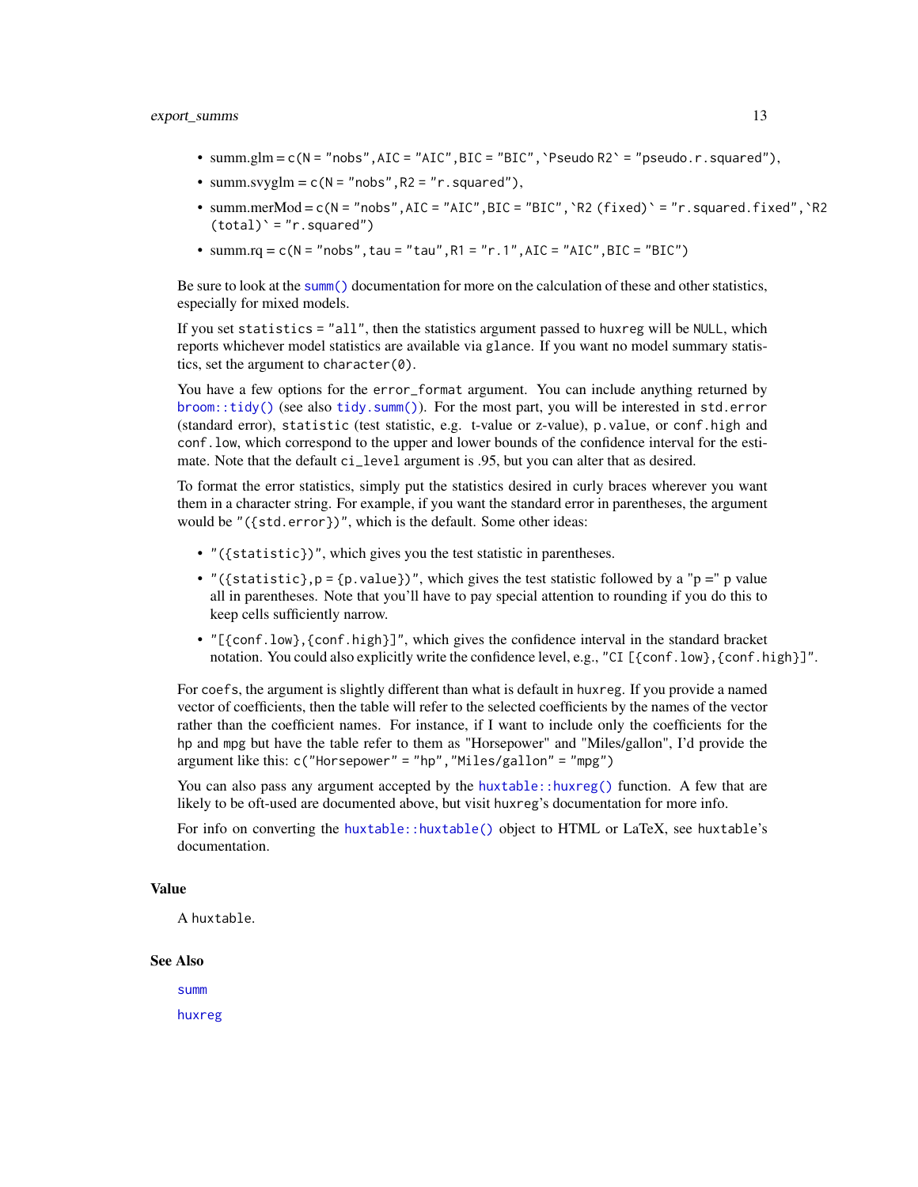- summ.glm = c(N = "nobs", AIC = "AIC", BIC = "BIC", `Pseudo R2` = "pseudo.r.squared"),
- summ.svyglm = c(N = "nobs", R2 = "r.squared"),
- summ.merMod = c(N = "nobs", AIC = "AIC", BIC = "BIC", `R2 (fixed)` = "r.squared.fixed", `R2 (total)` = "r.squared")
- summ.rq = c(N = "nobs", tau = "tau", R1 = "r.1", AIC = "AIC", BIC = "BIC")

Be sure to look at the `summ()` documentation for more on the calculation of these and other statistics, especially for mixed models.

If you set `statistics = "all"`, then the statistics argument passed to `huxreg` will be `NULL`, which reports whichever model statistics are available via `glance`. If you want no model summary statistics, set the argument to `character(0)`.

You have a few options for the `error_format` argument. You can include anything returned by `broom::tidy()` (see also `tidy.summ()`). For the most part, you will be interested in `std.error` (standard error), `statistic` (test statistic, e.g. t-value or z-value), `p.value`, or `conf.high` and `conf.low`, which correspond to the upper and lower bounds of the confidence interval for the estimate. Note that the default `ci_level` argument is .95, but you can alter that as desired.

To format the error statistics, simply put the statistics desired in curly braces wherever you want them in a character string. For example, if you want the standard error in parentheses, the argument would be `"({std.error})"`, which is the default. Some other ideas:

- `"({statistic})"`, which gives you the test statistic in parentheses.
- `"({statistic}, p = {p.value})"`, which gives the test statistic followed by a "p =" p value all in parentheses. Note that you'll have to pay special attention to rounding if you do this to keep cells sufficiently narrow.
- `"[{conf.low}, {conf.high}]"`, which gives the confidence interval in the standard bracket notation. You could also explicitly write the confidence level, e.g., `"CI [{conf.low}, {conf.high}]"`.

For `coefs`, the argument is slightly different than what is default in `huxreg`. If you provide a named vector of coefficients, then the table will refer to the selected coefficients by the names of the vector rather than the coefficient names. For instance, if I want to include only the coefficients for the `hp` and `mpg` but have the table refer to them as "Horsepower" and "Miles/gallon", I'd provide the argument like this: `c("Horsepower" = "hp", "Miles/gallon" = "mpg")`

You can also pass any argument accepted by the `huxtable::huxreg()` function. A few that are likely to be oft-used are documented above, but visit `huxreg`'s documentation for more info.

For info on converting the `huxtable::huxtable()` object to HTML or LaTeX, see `huxtable`'s documentation.

### Value

A `huxtable`.

### See Also

`summ`

`huxreg`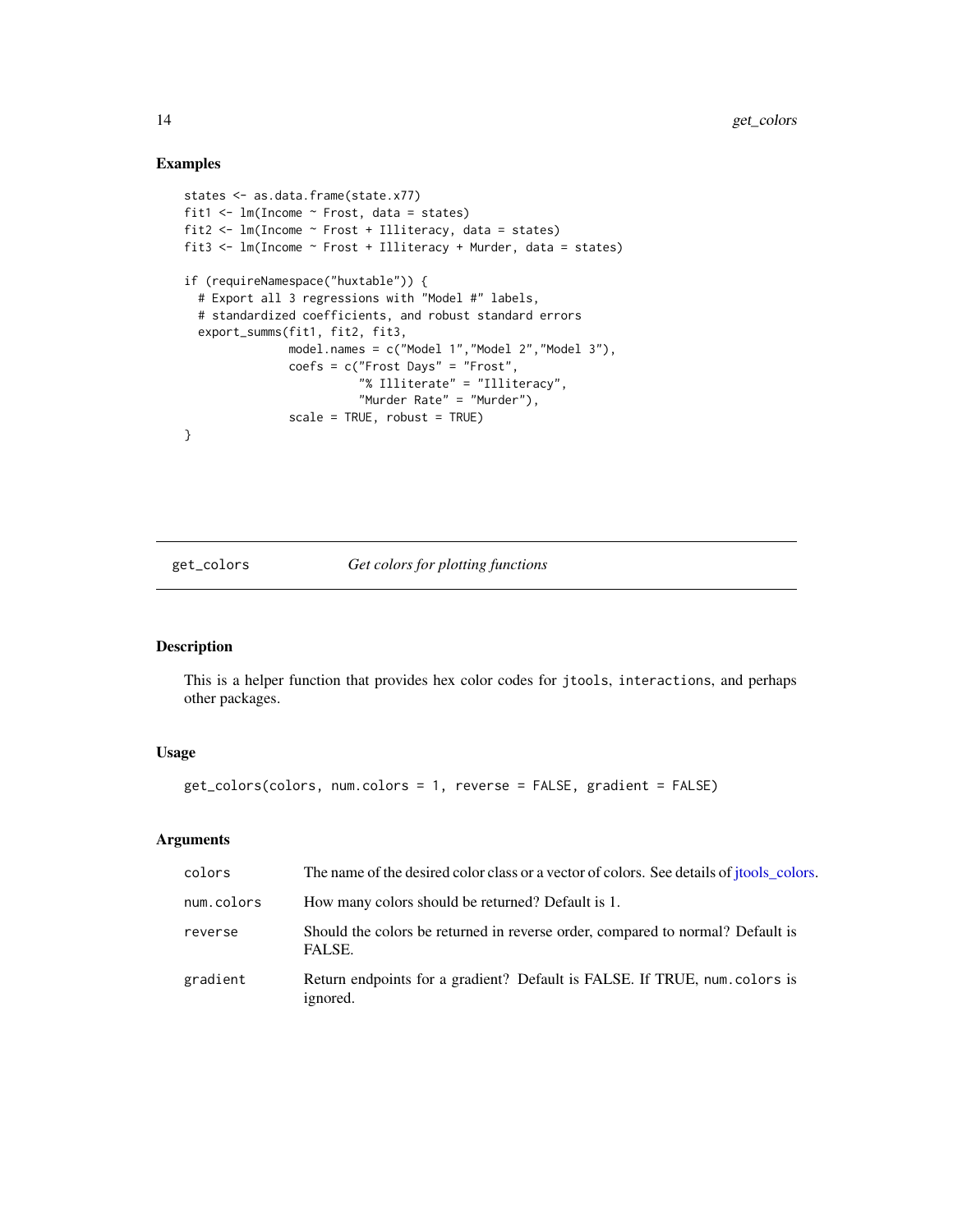## Examples

```
states <- as.data.frame(state.x77)
fit1 <- lm(Income ~ Frost, data = states)
fit2 <- lm(Income ~ Frost + Illiteracy, data = states)
fit3 <- lm(Income ~ Frost + Illiteracy + Murder, data = states)

if (requireNamespace("huxtable")) {
  # Export all 3 regressions with "Model #" labels,
  # standardized coefficients, and robust standard errors
  export_summs(fit1, fit2, fit3,
               model.names = c("Model 1","Model 2","Model 3"),
               coefs = c("Frost Days" = "Frost",
                         "% Illiterate" = "Illiteracy",
                         "Murder Rate" = "Murder"),
               scale = TRUE, robust = TRUE)
}
```

---

# get_colors *Get colors for plotting functions*

## Description

This is a helper function that provides hex color codes for `jtools`, `interactions`, and perhaps other packages.

## Usage

```
get_colors(colors, num.colors = 1, reverse = FALSE, gradient = FALSE)
```

## Arguments

| | |
|---|---|
| `colors` | The name of the desired color class or a vector of colors. See details of jtools_colors. |
| `num.colors` | How many colors should be returned? Default is 1. |
| `reverse` | Should the colors be returned in reverse order, compared to normal? Default is FALSE. |
| `gradient` | Return endpoints for a gradient? Default is FALSE. If TRUE, `num.colors` is ignored. |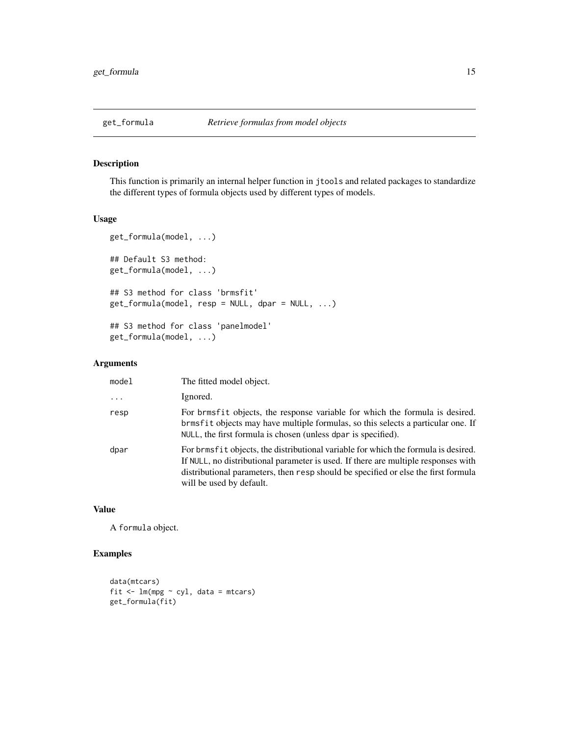# get_formula — *Retrieve formulas from model objects*

## Description

This function is primarily an internal helper function in `jtools` and related packages to standardize the different types of formula objects used by different types of models.

## Usage

```
get_formula(model, ...)

## Default S3 method:
get_formula(model, ...)

## S3 method for class 'brmsfit'
get_formula(model, resp = NULL, dpar = NULL, ...)

## S3 method for class 'panelmodel'
get_formula(model, ...)
```

## Arguments

| | |
|---|---|
| `model` | The fitted model object. |
| `...` | Ignored. |
| `resp` | For `brmsfit` objects, the response variable for which the formula is desired. `brmsfit` objects may have multiple formulas, so this selects a particular one. If `NULL`, the first formula is chosen (unless `dpar` is specified). |
| `dpar` | For `brmsfit` objects, the distributional variable for which the formula is desired. If `NULL`, no distributional parameter is used. If there are multiple responses with distributional parameters, then `resp` should be specified or else the first formula will be used by default. |

## Value

A `formula` object.

## Examples

```
data(mtcars)
fit <- lm(mpg ~ cyl, data = mtcars)
get_formula(fit)
```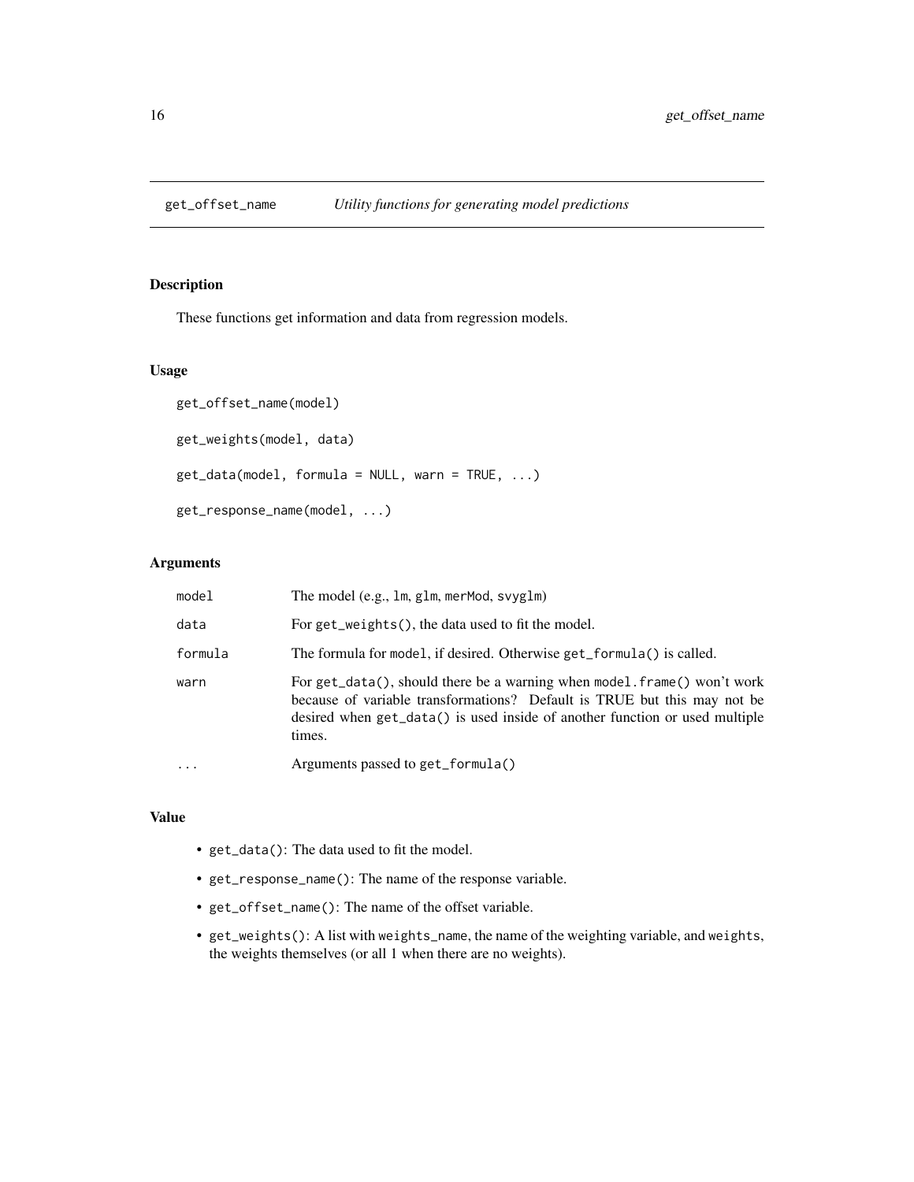## get_offset_name — *Utility functions for generating model predictions*

### Description

These functions get information and data from regression models.

### Usage

```
get_offset_name(model)

get_weights(model, data)

get_data(model, formula = NULL, warn = TRUE, ...)

get_response_name(model, ...)
```

### Arguments

| | |
|---|---|
| `model` | The model (e.g., `lm`, `glm`, `merMod`, `svyglm`) |
| `data` | For `get_weights()`, the data used to fit the model. |
| `formula` | The formula for `model`, if desired. Otherwise `get_formula()` is called. |
| `warn` | For `get_data()`, should there be a warning when `model.frame()` won't work because of variable transformations? Default is TRUE but this may not be desired when `get_data()` is used inside of another function or used multiple times. |
| `...` | Arguments passed to `get_formula()` |

### Value

- `get_data()`: The data used to fit the model.
- `get_response_name()`: The name of the response variable.
- `get_offset_name()`: The name of the offset variable.
- `get_weights()`: A list with `weights_name`, the name of the weighting variable, and `weights`, the weights themselves (or all 1 when there are no weights).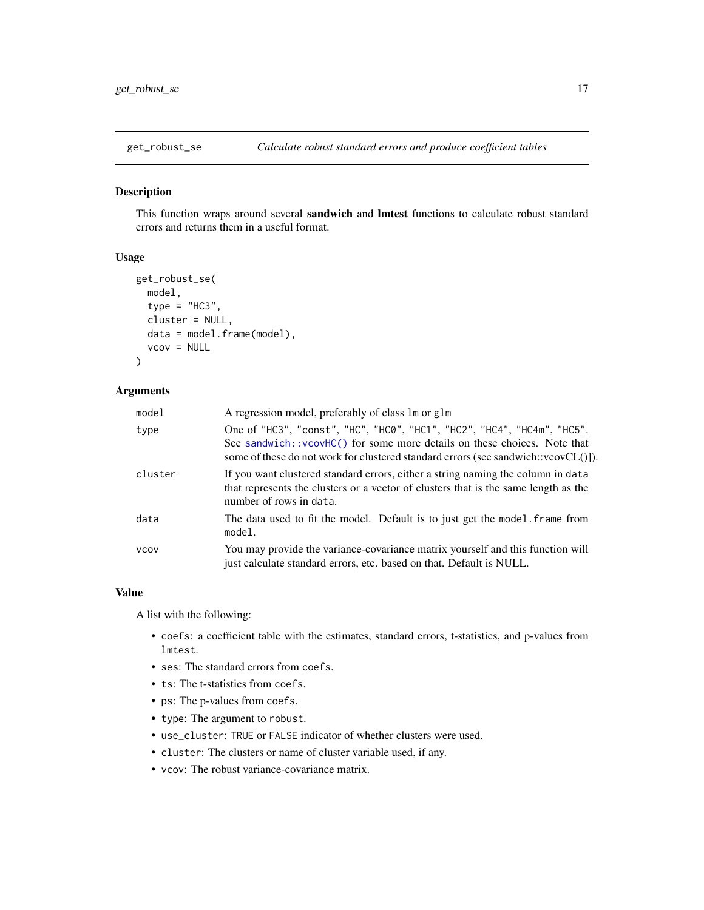## get_robust_se — *Calculate robust standard errors and produce coefficient tables*

### Description

This function wraps around several **sandwich** and **lmtest** functions to calculate robust standard errors and returns them in a useful format.

### Usage

```
get_robust_se(
  model,
  type = "HC3",
  cluster = NULL,
  data = model.frame(model),
  vcov = NULL
)
```

### Arguments

| | |
|---|---|
| `model` | A regression model, preferably of class `lm` or `glm` |
| `type` | One of `"HC3"`, `"const"`, `"HC"`, `"HC0"`, `"HC1"`, `"HC2"`, `"HC4"`, `"HC4m"`, `"HC5"`. See `sandwich::vcovHC()` for some more details on these choices. Note that some of these do not work for clustered standard errors (see sandwich::vcovCL()]). |
| `cluster` | If you want clustered standard errors, either a string naming the column in `data` that represents the clusters or a vector of clusters that is the same length as the number of rows in `data`. |
| `data` | The data used to fit the model. Default is to just get the `model.frame` from `model`. |
| `vcov` | You may provide the variance-covariance matrix yourself and this function will just calculate standard errors, etc. based on that. Default is NULL. |

### Value

A list with the following:

- `coefs`: a coefficient table with the estimates, standard errors, t-statistics, and p-values from `lmtest`.
- `ses`: The standard errors from `coefs`.
- `ts`: The t-statistics from `coefs`.
- `ps`: The p-values from `coefs`.
- `type`: The argument to `robust`.
- `use_cluster`: `TRUE` or `FALSE` indicator of whether clusters were used.
- `cluster`: The clusters or name of cluster variable used, if any.
- `vcov`: The robust variance-covariance matrix.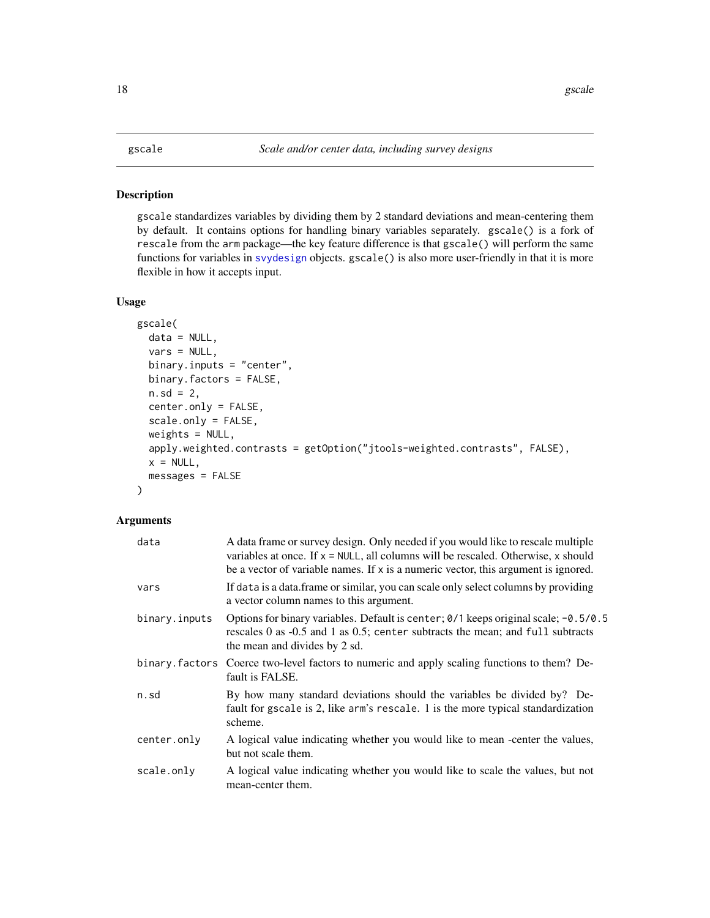## gscale — *Scale and/or center data, including survey designs*

### Description

gscale standardizes variables by dividing them by 2 standard deviations and mean-centering them by default. It contains options for handling binary variables separately. `gscale()` is a fork of `rescale` from the `arm` package—the key feature difference is that `gscale()` will perform the same functions for variables in `svydesign` objects. `gscale()` is also more user-friendly in that it is more flexible in how it accepts input.

### Usage

```
gscale(
  data = NULL,
  vars = NULL,
  binary.inputs = "center",
  binary.factors = FALSE,
  n.sd = 2,
  center.only = FALSE,
  scale.only = FALSE,
  weights = NULL,
  apply.weighted.contrasts = getOption("jtools-weighted.contrasts", FALSE),
  x = NULL,
  messages = FALSE
)
```

### Arguments

| | |
|---|---|
| `data` | A data frame or survey design. Only needed if you would like to rescale multiple variables at once. If `x = NULL`, all columns will be rescaled. Otherwise, `x` should be a vector of variable names. If `x` is a numeric vector, this argument is ignored. |
| `vars` | If `data` is a data.frame or similar, you can scale only select columns by providing a vector column names to this argument. |
| `binary.inputs` | Options for binary variables. Default is `center`; `0/1` keeps original scale; `-0.5/0.5` rescales 0 as -0.5 and 1 as 0.5; `center` subtracts the mean; and `full` subtracts the mean and divides by 2 sd. |
| `binary.factors` | Coerce two-level factors to numeric and apply scaling functions to them? Default is FALSE. |
| `n.sd` | By how many standard deviations should the variables be divided by? Default for `gscale` is 2, like `arm`'s `rescale`. 1 is the more typical standardization scheme. |
| `center.only` | A logical value indicating whether you would like to mean -center the values, but not scale them. |
| `scale.only` | A logical value indicating whether you would like to scale the values, but not mean-center them. |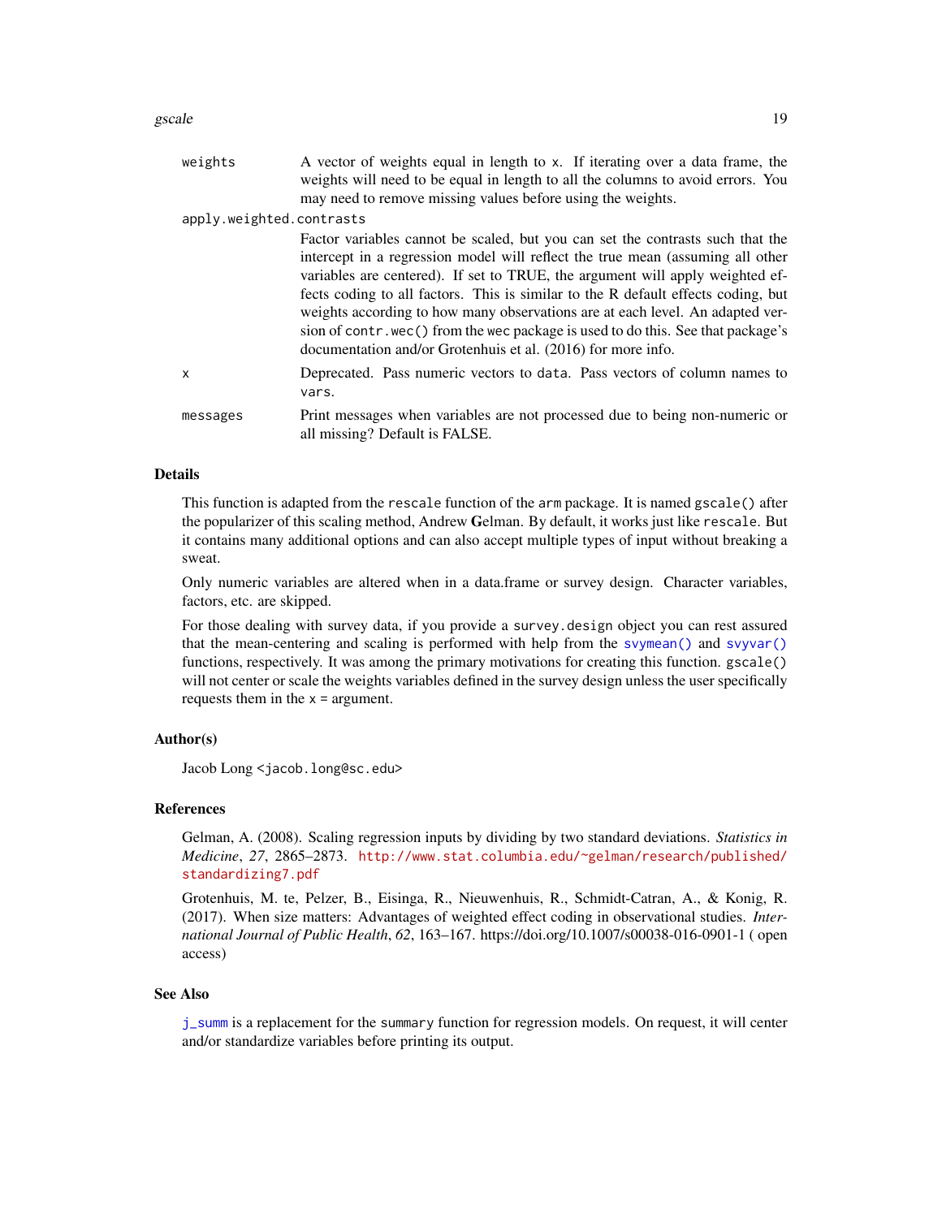weights
: A vector of weights equal in length to `x`. If iterating over a data frame, the weights will need to be equal in length to all the columns to avoid errors. You may need to remove missing values before using the weights.

apply.weighted.contrasts
: Factor variables cannot be scaled, but you can set the contrasts such that the intercept in a regression model will reflect the true mean (assuming all other variables are centered). If set to TRUE, the argument will apply weighted effects coding to all factors. This is similar to the R default effects coding, but weights according to how many observations are at each level. An adapted version of `contr.wec()` from the `wec` package is used to do this. See that package's documentation and/or Grotenhuis et al. (2016) for more info.

x
: Deprecated. Pass numeric vectors to `data`. Pass vectors of column names to `vars`.

messages
: Print messages when variables are not processed due to being non-numeric or all missing? Default is FALSE.

## Details

This function is adapted from the `rescale` function of the `arm` package. It is named `gscale()` after the popularizer of this scaling method, Andrew **G**elman. By default, it works just like `rescale`. But it contains many additional options and can also accept multiple types of input without breaking a sweat.

Only numeric variables are altered when in a data.frame or survey design. Character variables, factors, etc. are skipped.

For those dealing with survey data, if you provide a `survey.design` object you can rest assured that the mean-centering and scaling is performed with help from the `svymean()` and `svyvar()` functions, respectively. It was among the primary motivations for creating this function. `gscale()` will not center or scale the weights variables defined in the survey design unless the user specifically requests them in the `x =` argument.

## Author(s)

Jacob Long <jacob.long@sc.edu>

## References

Gelman, A. (2008). Scaling regression inputs by dividing by two standard deviations. *Statistics in Medicine*, *27*, 2865–2873. http://www.stat.columbia.edu/~gelman/research/published/standardizing7.pdf

Grotenhuis, M. te, Pelzer, B., Eisinga, R., Nieuwenhuis, R., Schmidt-Catran, A., & Konig, R. (2017). When size matters: Advantages of weighted effect coding in observational studies. *International Journal of Public Health*, *62*, 163–167. https://doi.org/10.1007/s00038-016-0901-1 ( open access)

## See Also

`j_summ` is a replacement for the `summary` function for regression models. On request, it will center and/or standardize variables before printing its output.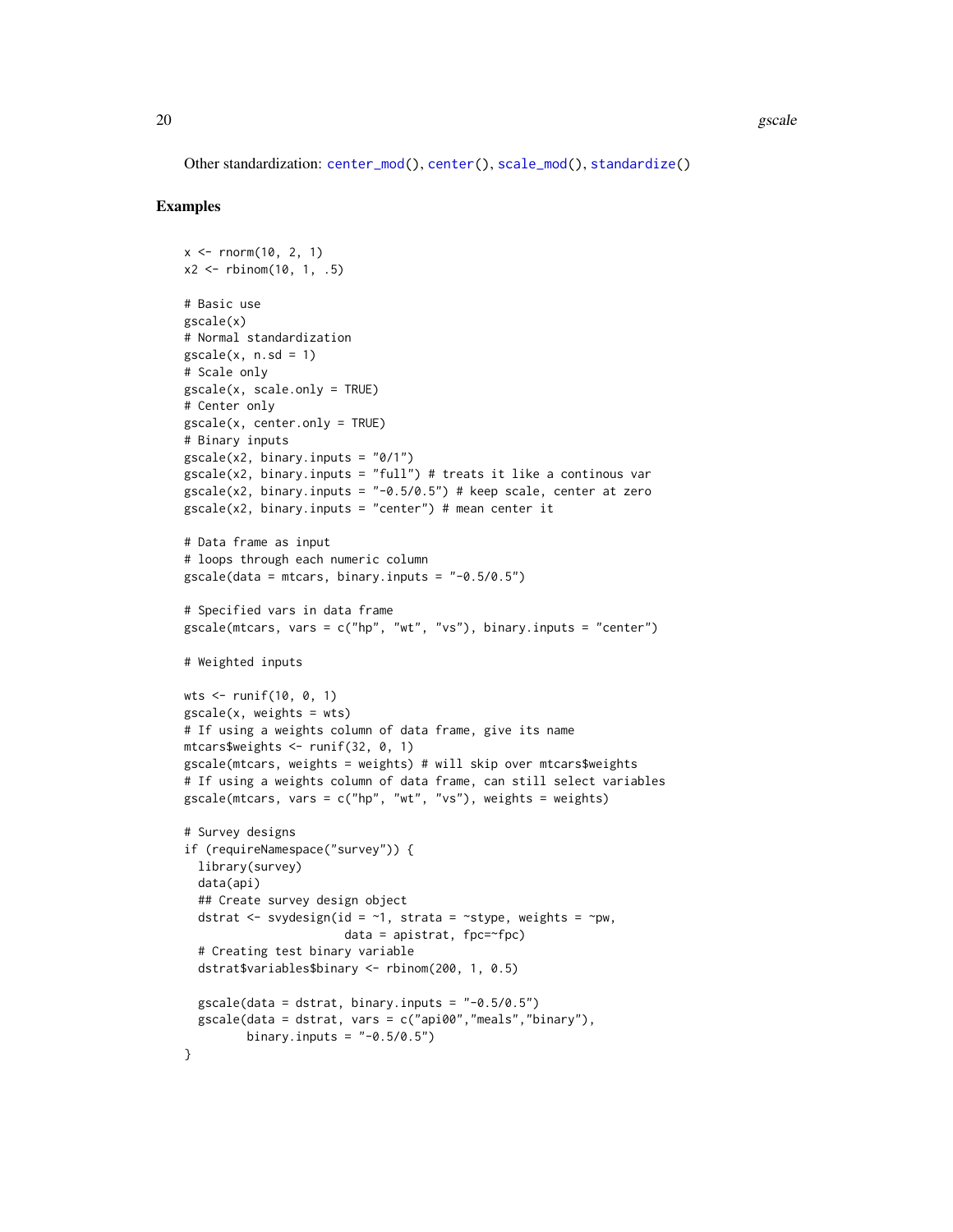Other standardization: center_mod(), center(), scale_mod(), standardize()

## Examples

```
x <- rnorm(10, 2, 1)
x2 <- rbinom(10, 1, .5)

# Basic use
gscale(x)
# Normal standardization
gscale(x, n.sd = 1)
# Scale only
gscale(x, scale.only = TRUE)
# Center only
gscale(x, center.only = TRUE)
# Binary inputs
gscale(x2, binary.inputs = "0/1")
gscale(x2, binary.inputs = "full") # treats it like a continous var
gscale(x2, binary.inputs = "-0.5/0.5") # keep scale, center at zero
gscale(x2, binary.inputs = "center") # mean center it

# Data frame as input
# loops through each numeric column
gscale(data = mtcars, binary.inputs = "-0.5/0.5")

# Specified vars in data frame
gscale(mtcars, vars = c("hp", "wt", "vs"), binary.inputs = "center")

# Weighted inputs

wts <- runif(10, 0, 1)
gscale(x, weights = wts)
# If using a weights column of data frame, give its name
mtcars$weights <- runif(32, 0, 1)
gscale(mtcars, weights = weights) # will skip over mtcars$weights
# If using a weights column of data frame, can still select variables
gscale(mtcars, vars = c("hp", "wt", "vs"), weights = weights)

# Survey designs
if (requireNamespace("survey")) {
  library(survey)
  data(api)
  ## Create survey design object
  dstrat <- svydesign(id = ~1, strata = ~stype, weights = ~pw,
                      data = apistrat, fpc=~fpc)
  # Creating test binary variable
  dstrat$variables$binary <- rbinom(200, 1, 0.5)

  gscale(data = dstrat, binary.inputs = "-0.5/0.5")
  gscale(data = dstrat, vars = c("api00","meals","binary"),
         binary.inputs = "-0.5/0.5")
}
```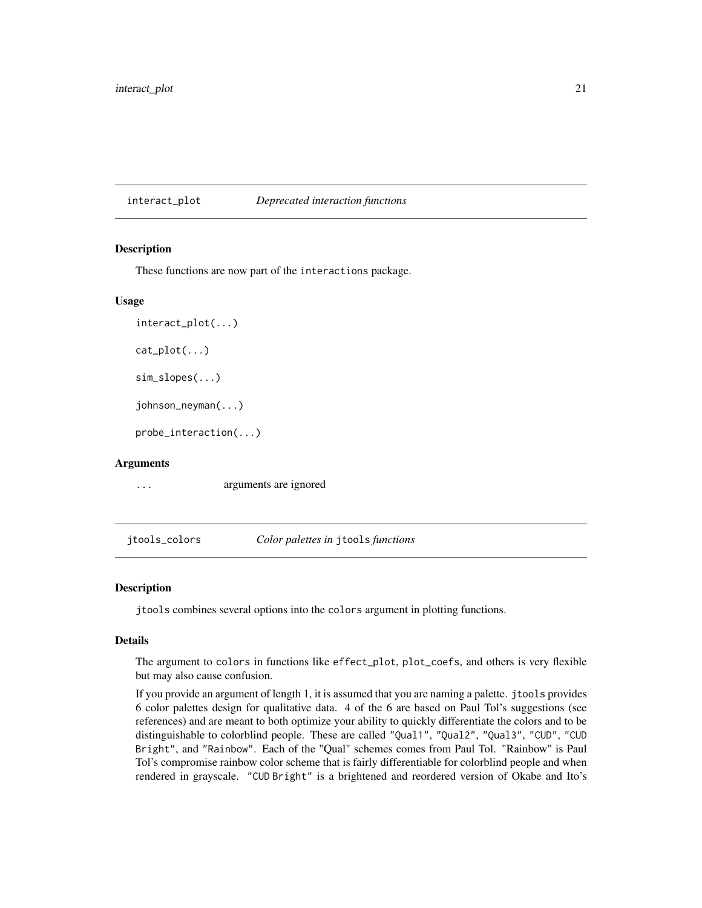## interact_plot — *Deprecated interaction functions*

### Description

These functions are now part of the `interactions` package.

### Usage

```
interact_plot(...)

cat_plot(...)

sim_slopes(...)

johnson_neyman(...)

probe_interaction(...)
```

### Arguments

| | |
|---|---|
| ... | arguments are ignored |

## jtools_colors — *Color palettes in `jtools` functions*

### Description

`jtools` combines several options into the `colors` argument in plotting functions.

### Details

The argument to `colors` in functions like `effect_plot`, `plot_coefs`, and others is very flexible but may also cause confusion.

If you provide an argument of length 1, it is assumed that you are naming a palette. `jtools` provides 6 color palettes design for qualitative data. 4 of the 6 are based on Paul Tol's suggestions (see references) and are meant to both optimize your ability to quickly differentiate the colors and to be distinguishable to colorblind people. These are called `"Qual1"`, `"Qual2"`, `"Qual3"`, `"CUD"`, `"CUD Bright"`, and `"Rainbow"`. Each of the "Qual" schemes comes from Paul Tol. "Rainbow" is Paul Tol's compromise rainbow color scheme that is fairly differentiable for colorblind people and when rendered in grayscale. `"CUD Bright"` is a brightened and reordered version of Okabe and Ito's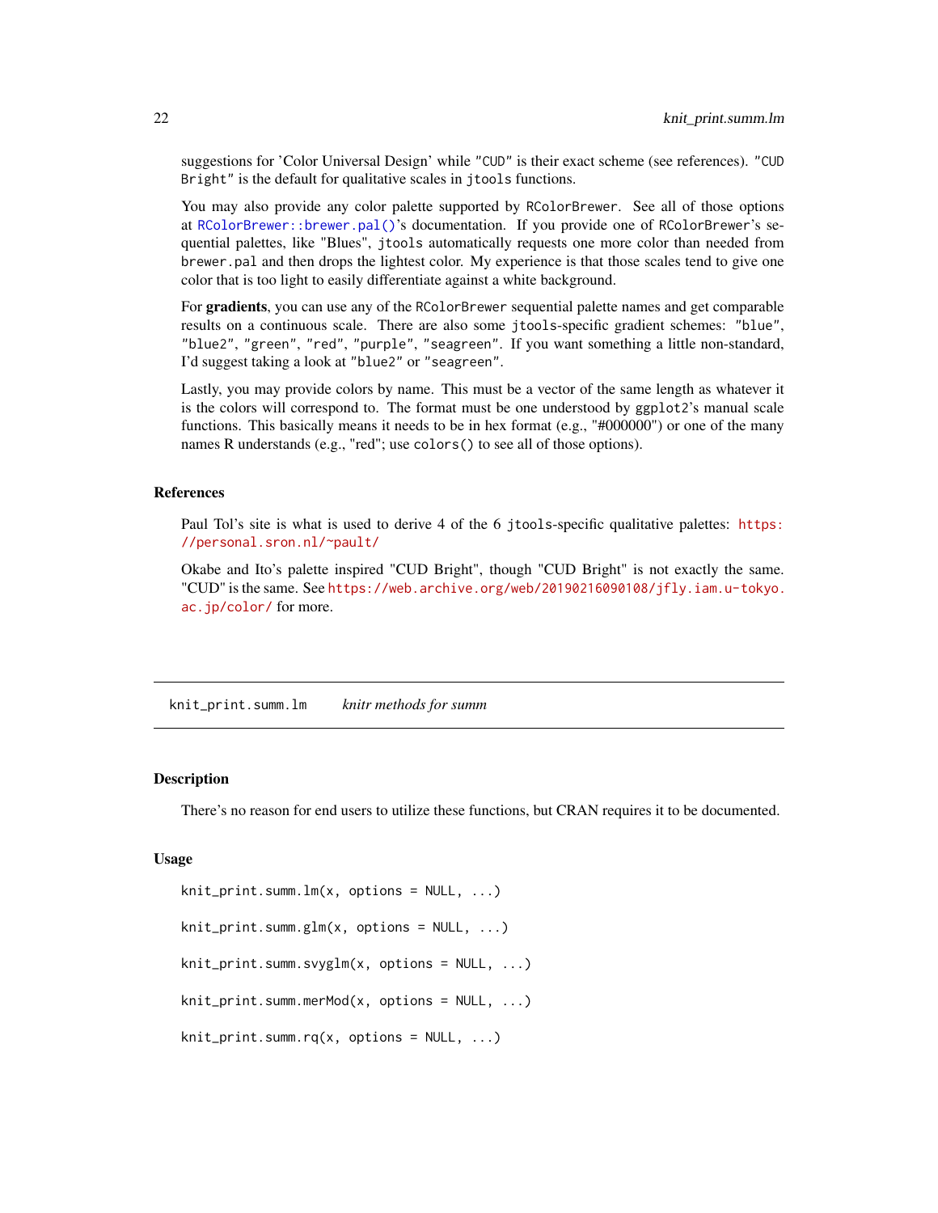suggestions for 'Color Universal Design' while "CUD" is their exact scheme (see references). "CUD Bright" is the default for qualitative scales in jtools functions.

You may also provide any color palette supported by RColorBrewer. See all of those options at RColorBrewer::brewer.pal()'s documentation. If you provide one of RColorBrewer's sequential palettes, like "Blues", jtools automatically requests one more color than needed from brewer.pal and then drops the lightest color. My experience is that those scales tend to give one color that is too light to easily differentiate against a white background.

For **gradients**, you can use any of the RColorBrewer sequential palette names and get comparable results on a continuous scale. There are also some jtools-specific gradient schemes: "blue", "blue2", "green", "red", "purple", "seagreen". If you want something a little non-standard, I'd suggest taking a look at "blue2" or "seagreen".

Lastly, you may provide colors by name. This must be a vector of the same length as whatever it is the colors will correspond to. The format must be one understood by ggplot2's manual scale functions. This basically means it needs to be in hex format (e.g., "#000000") or one of the many names R understands (e.g., "red"; use colors() to see all of those options).

### References

Paul Tol's site is what is used to derive 4 of the 6 jtools-specific qualitative palettes: https://personal.sron.nl/~pault/

Okabe and Ito's palette inspired "CUD Bright", though "CUD Bright" is not exactly the same. "CUD" is the same. See https://web.archive.org/web/20190216090108/jfly.iam.u-tokyo.ac.jp/color/ for more.

---

## knit_print.summ.lm *knitr methods for summ*

### Description

There's no reason for end users to utilize these functions, but CRAN requires it to be documented.

### Usage

```
knit_print.summ.lm(x, options = NULL, ...)

knit_print.summ.glm(x, options = NULL, ...)

knit_print.summ.svyglm(x, options = NULL, ...)

knit_print.summ.merMod(x, options = NULL, ...)

knit_print.summ.rq(x, options = NULL, ...)
```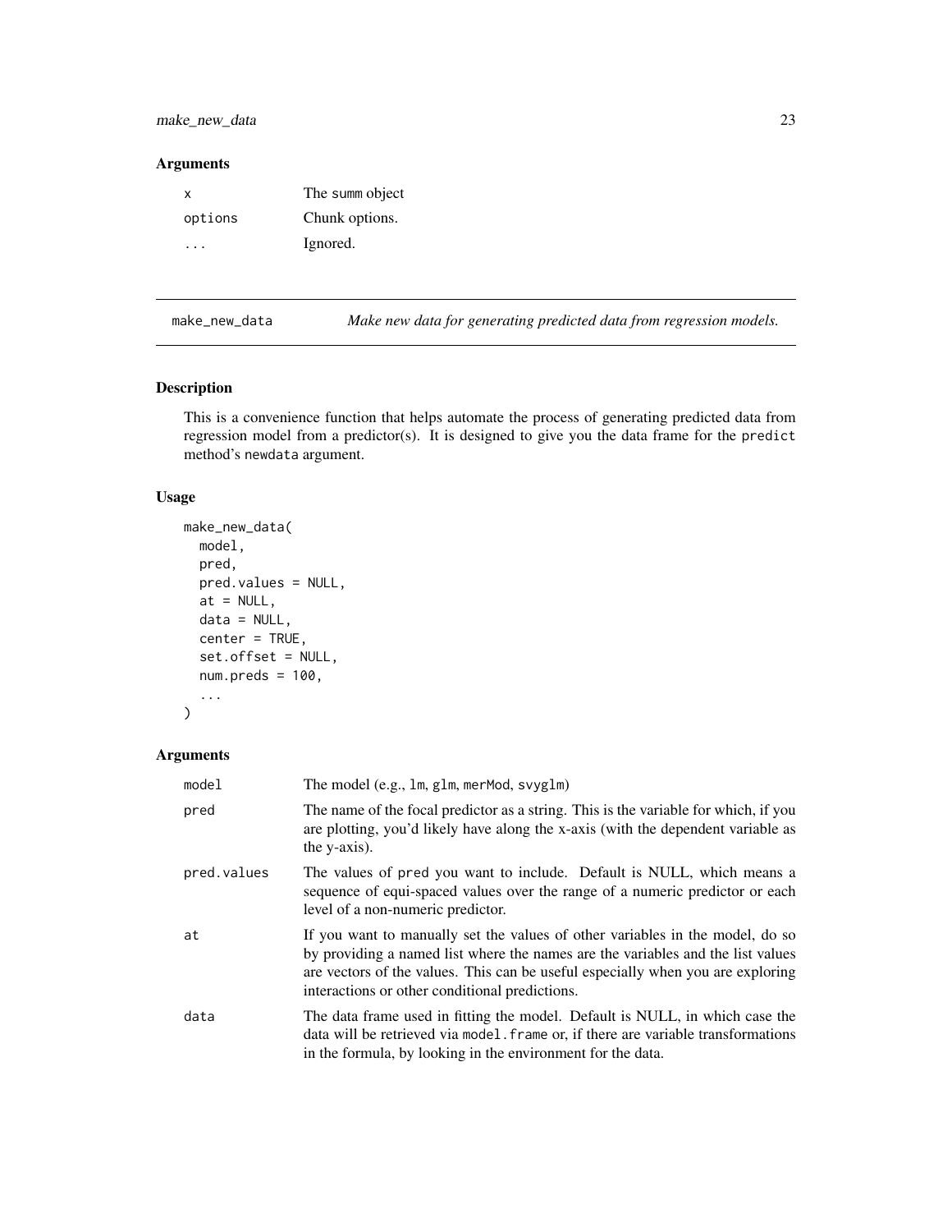## Arguments

| | |
|---|---|
| x | The summ object |
| options | Chunk options. |
| ... | Ignored. |

---

# make_new_data — *Make new data for generating predicted data from regression models.*

## Description

This is a convenience function that helps automate the process of generating predicted data from regression model from a predictor(s). It is designed to give you the data frame for the `predict` method's `newdata` argument.

## Usage

```
make_new_data(
  model,
  pred,
  pred.values = NULL,
  at = NULL,
  data = NULL,
  center = TRUE,
  set.offset = NULL,
  num.preds = 100,
  ...
)
```

## Arguments

| | |
|---|---|
| model | The model (e.g., `lm`, `glm`, `merMod`, `svyglm`) |
| pred | The name of the focal predictor as a string. This is the variable for which, if you are plotting, you'd likely have along the x-axis (with the dependent variable as the y-axis). |
| pred.values | The values of `pred` you want to include. Default is NULL, which means a sequence of equi-spaced values over the range of a numeric predictor or each level of a non-numeric predictor. |
| at | If you want to manually set the values of other variables in the model, do so by providing a named list where the names are the variables and the list values are vectors of the values. This can be useful especially when you are exploring interactions or other conditional predictions. |
| data | The data frame used in fitting the model. Default is NULL, in which case the data will be retrieved via `model.frame` or, if there are variable transformations in the formula, by looking in the environment for the data. |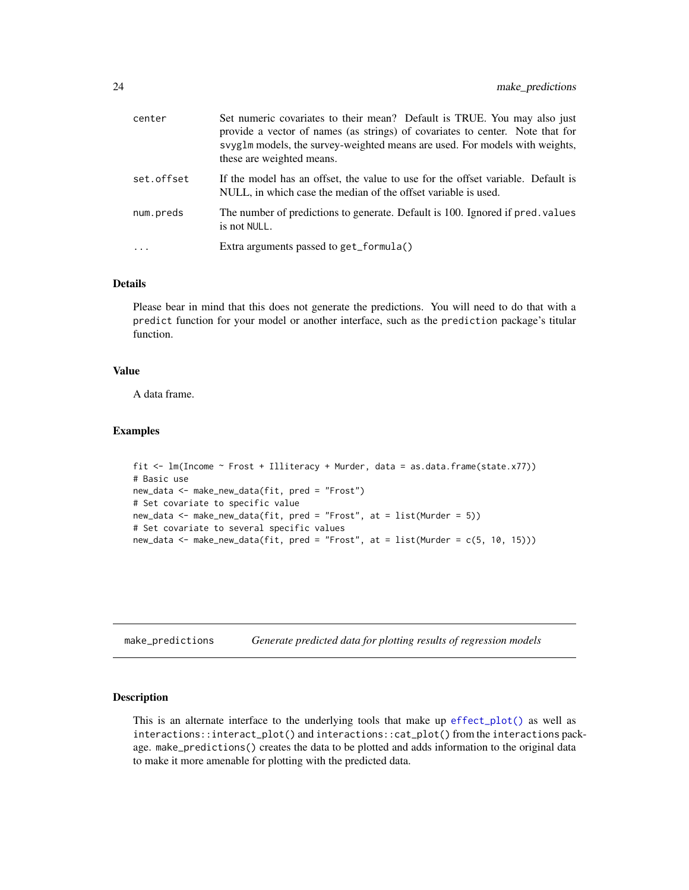| | |
|---|---|
| center | Set numeric covariates to their mean? Default is TRUE. You may also just provide a vector of names (as strings) of covariates to center. Note that for svyglm models, the survey-weighted means are used. For models with weights, these are weighted means. |
| set.offset | If the model has an offset, the value to use for the offset variable. Default is NULL, in which case the median of the offset variable is used. |
| num.preds | The number of predictions to generate. Default is 100. Ignored if pred.values is not NULL. |
| ... | Extra arguments passed to get_formula() |

### Details

Please bear in mind that this does not generate the predictions. You will need to do that with a predict function for your model or another interface, such as the prediction package's titular function.

### Value

A data frame.

### Examples

```
fit <- lm(Income ~ Frost + Illiteracy + Murder, data = as.data.frame(state.x77))
# Basic use
new_data <- make_new_data(fit, pred = "Frost")
# Set covariate to specific value
new_data <- make_new_data(fit, pred = "Frost", at = list(Murder = 5))
# Set covariate to several specific values
new_data <- make_new_data(fit, pred = "Frost", at = list(Murder = c(5, 10, 15)))
```

---

## make_predictions *Generate predicted data for plotting results of regression models*

---

### Description

This is an alternate interface to the underlying tools that make up effect_plot() as well as interactions::interact_plot() and interactions::cat_plot() from the interactions package. make_predictions() creates the data to be plotted and adds information to the original data to make it more amenable for plotting with the predicted data.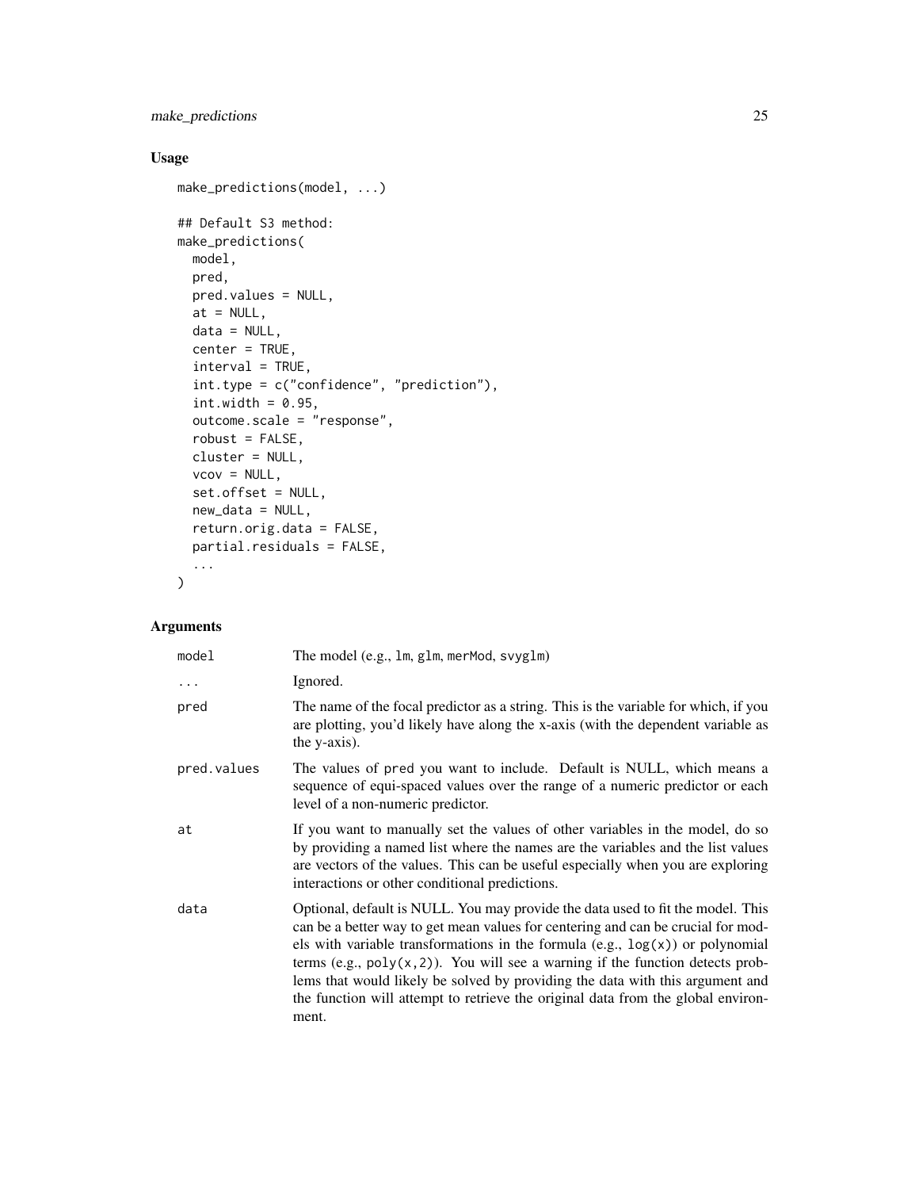## Usage

```
make_predictions(model, ...)

## Default S3 method:
make_predictions(
  model,
  pred,
  pred.values = NULL,
  at = NULL,
  data = NULL,
  center = TRUE,
  interval = TRUE,
  int.type = c("confidence", "prediction"),
  int.width = 0.95,
  outcome.scale = "response",
  robust = FALSE,
  cluster = NULL,
  vcov = NULL,
  set.offset = NULL,
  new_data = NULL,
  return.orig.data = FALSE,
  partial.residuals = FALSE,
  ...
)
```

## Arguments

| | |
|---|---|
| `model` | The model (e.g., `lm`, `glm`, `merMod`, `svyglm`) |
| `...` | Ignored. |
| `pred` | The name of the focal predictor as a string. This is the variable for which, if you are plotting, you'd likely have along the x-axis (with the dependent variable as the y-axis). |
| `pred.values` | The values of `pred` you want to include. Default is NULL, which means a sequence of equi-spaced values over the range of a numeric predictor or each level of a non-numeric predictor. |
| `at` | If you want to manually set the values of other variables in the model, do so by providing a named list where the names are the variables and the list values are vectors of the values. This can be useful especially when you are exploring interactions or other conditional predictions. |
| `data` | Optional, default is NULL. You may provide the data used to fit the model. This can be a better way to get mean values for centering and can be crucial for models with variable transformations in the formula (e.g., `log(x)`) or polynomial terms (e.g., `poly(x,2)`). You will see a warning if the function detects problems that would likely be solved by providing the data with this argument and the function will attempt to retrieve the original data from the global environment. |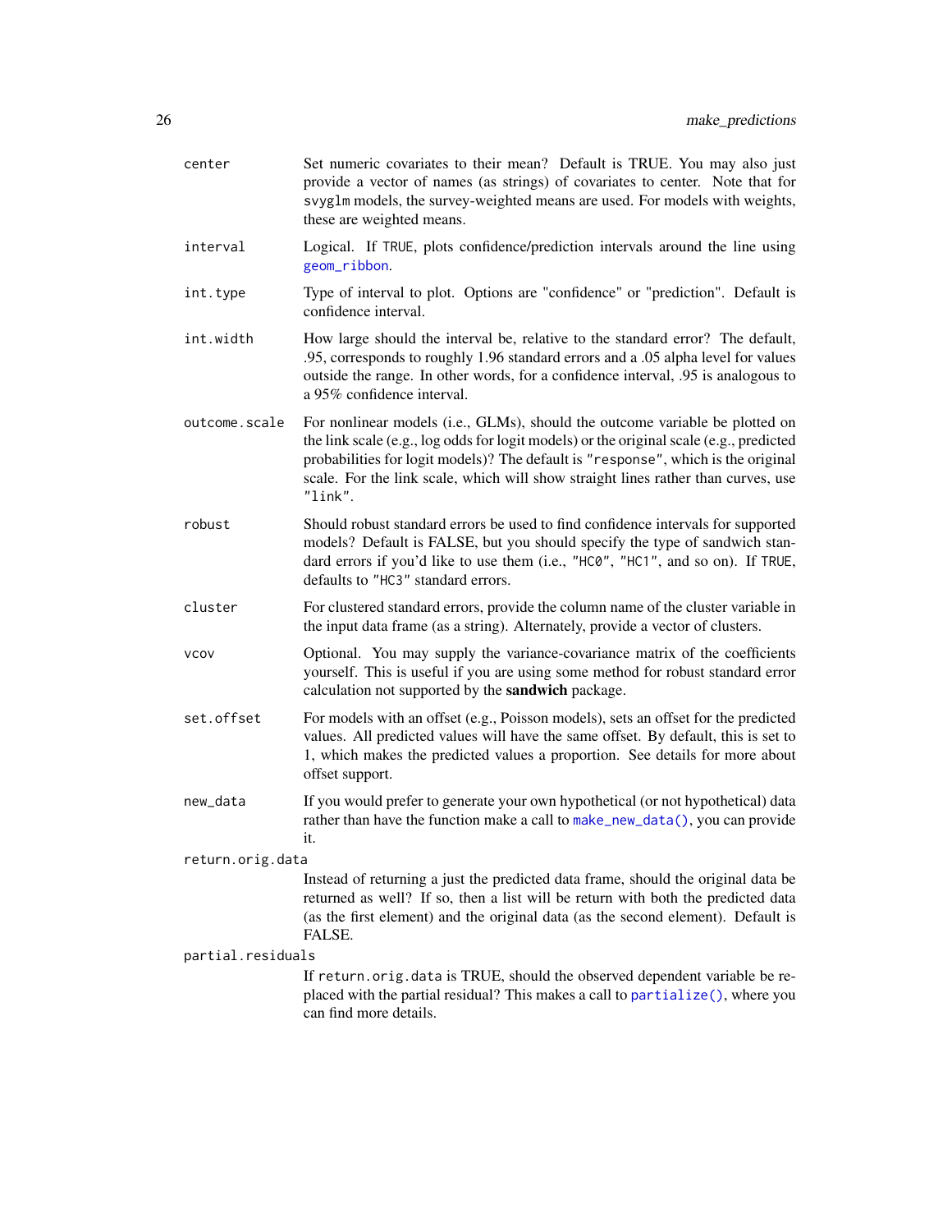`center`
: Set numeric covariates to their mean? Default is TRUE. You may also just provide a vector of names (as strings) of covariates to center. Note that for `svyglm` models, the survey-weighted means are used. For models with weights, these are weighted means.

`interval`
: Logical. If `TRUE`, plots confidence/prediction intervals around the line using `geom_ribbon`.

`int.type`
: Type of interval to plot. Options are "confidence" or "prediction". Default is confidence interval.

`int.width`
: How large should the interval be, relative to the standard error? The default, .95, corresponds to roughly 1.96 standard errors and a .05 alpha level for values outside the range. In other words, for a confidence interval, .95 is analogous to a 95% confidence interval.

`outcome.scale`
: For nonlinear models (i.e., GLMs), should the outcome variable be plotted on the link scale (e.g., log odds for logit models) or the original scale (e.g., predicted probabilities for logit models)? The default is `"response"`, which is the original scale. For the link scale, which will show straight lines rather than curves, use `"link"`.

`robust`
: Should robust standard errors be used to find confidence intervals for supported models? Default is FALSE, but you should specify the type of sandwich standard errors if you'd like to use them (i.e., `"HC0"`, `"HC1"`, and so on). If `TRUE`, defaults to `"HC3"` standard errors.

`cluster`
: For clustered standard errors, provide the column name of the cluster variable in the input data frame (as a string). Alternately, provide a vector of clusters.

`vcov`
: Optional. You may supply the variance-covariance matrix of the coefficients yourself. This is useful if you are using some method for robust standard error calculation not supported by the **sandwich** package.

`set.offset`
: For models with an offset (e.g., Poisson models), sets an offset for the predicted values. All predicted values will have the same offset. By default, this is set to 1, which makes the predicted values a proportion. See details for more about offset support.

`new_data`
: If you would prefer to generate your own hypothetical (or not hypothetical) data rather than have the function make a call to `make_new_data()`, you can provide it.

`return.orig.data`
: Instead of returning a just the predicted data frame, should the original data be returned as well? If so, then a list will be return with both the predicted data (as the first element) and the original data (as the second element). Default is FALSE.

`partial.residuals`
: If `return.orig.data` is TRUE, should the observed dependent variable be replaced with the partial residual? This makes a call to `partialize()`, where you can find more details.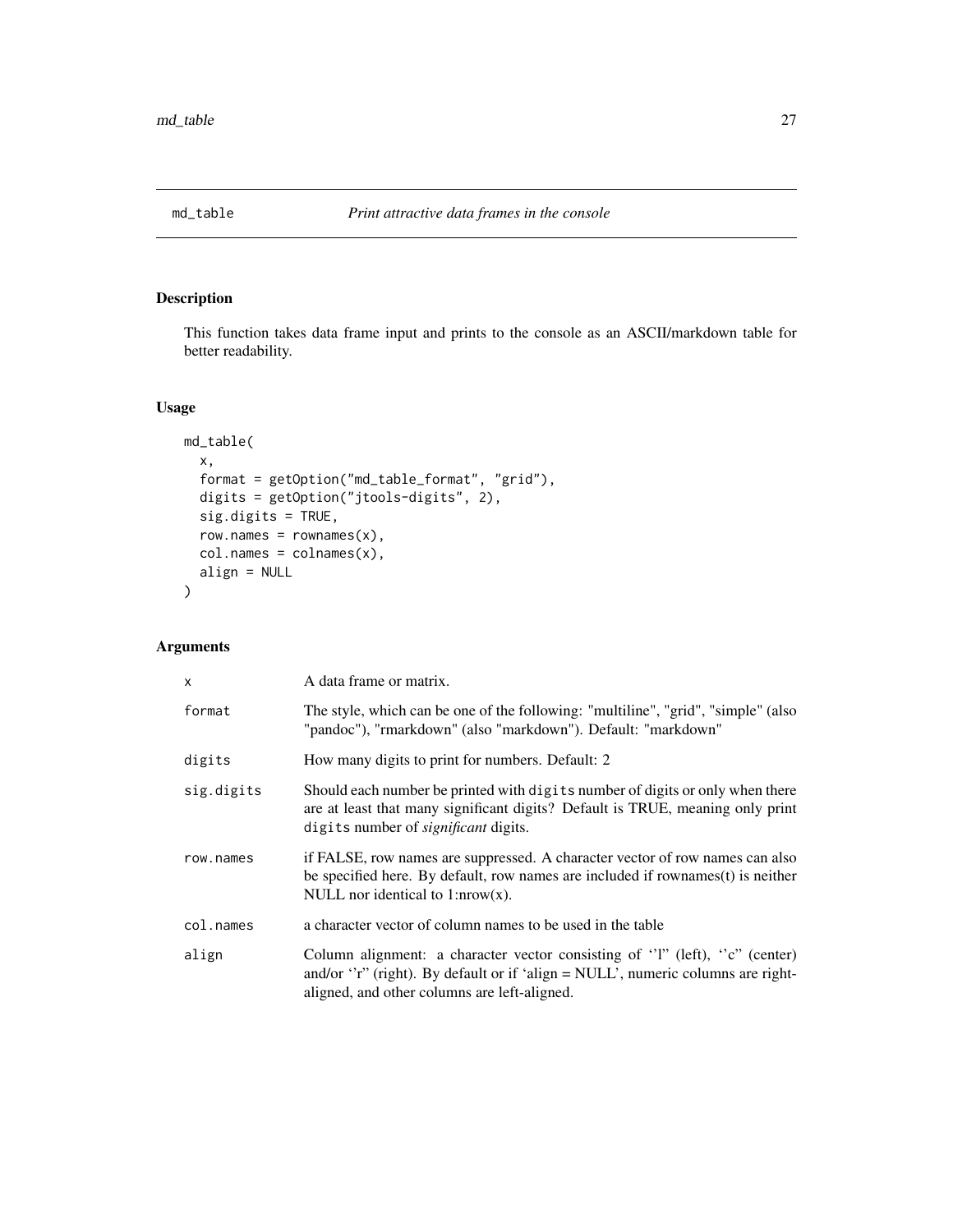# md_table — *Print attractive data frames in the console*

## Description

This function takes data frame input and prints to the console as an ASCII/markdown table for better readability.

## Usage

```
md_table(
  x,
  format = getOption("md_table_format", "grid"),
  digits = getOption("jtools-digits", 2),
  sig.digits = TRUE,
  row.names = rownames(x),
  col.names = colnames(x),
  align = NULL
)
```

## Arguments

| | |
|---|---|
| `x` | A data frame or matrix. |
| `format` | The style, which can be one of the following: "multiline", "grid", "simple" (also "pandoc"), "rmarkdown" (also "markdown"). Default: "markdown" |
| `digits` | How many digits to print for numbers. Default: 2 |
| `sig.digits` | Should each number be printed with `digits` number of digits or only when there are at least that many significant digits? Default is TRUE, meaning only print `digits` number of *significant* digits. |
| `row.names` | if FALSE, row names are suppressed. A character vector of row names can also be specified here. By default, row names are included if rownames(t) is neither NULL nor identical to 1:nrow(x). |
| `col.names` | a character vector of column names to be used in the table |
| `align` | Column alignment: a character vector consisting of ''l" (left), ''c" (center) and/or ''r" (right). By default or if 'align = NULL', numeric columns are right-aligned, and other columns are left-aligned. |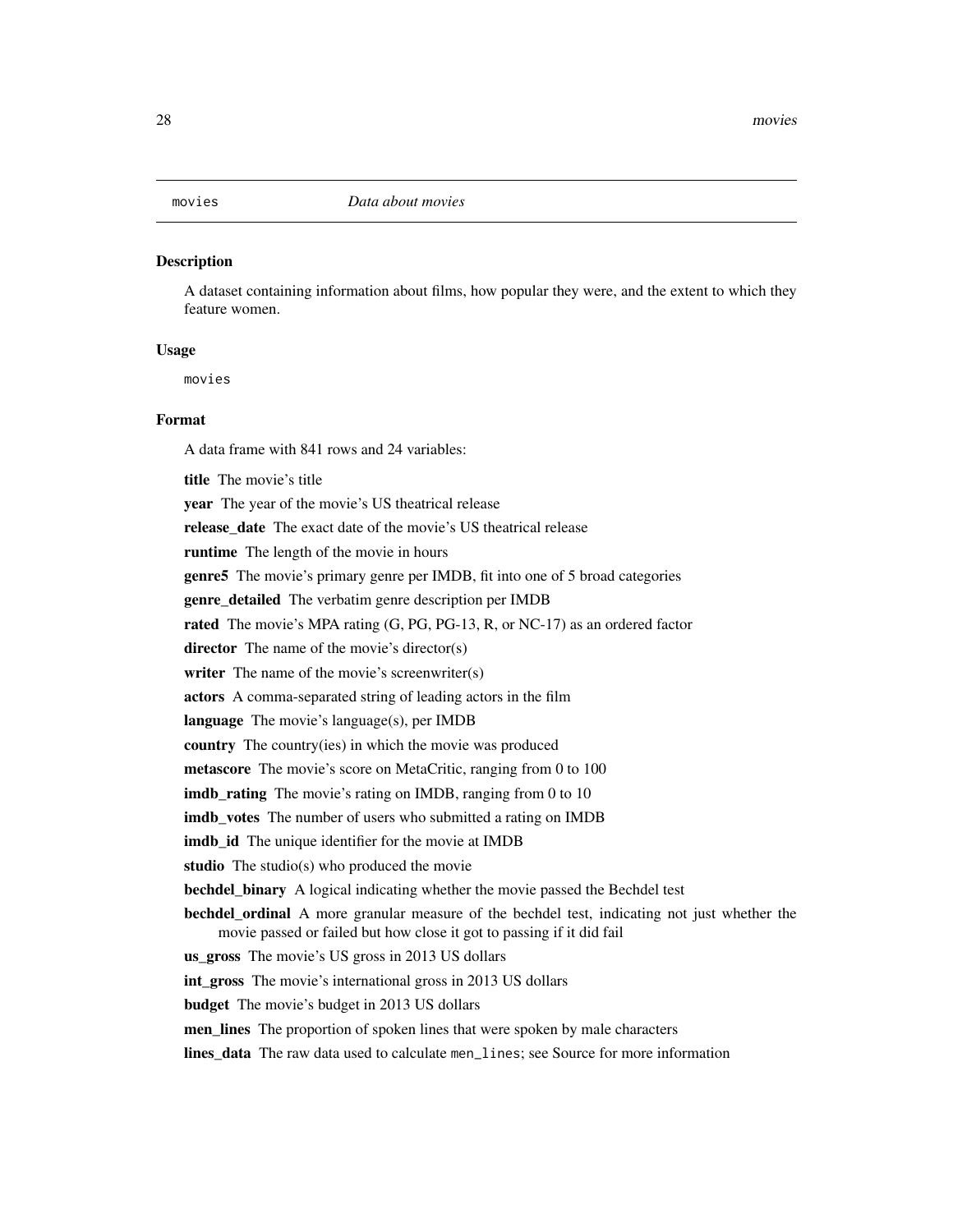movies *Data about movies*

## Description

A dataset containing information about films, how popular they were, and the extent to which they feature women.

## Usage

```
movies
```

## Format

A data frame with 841 rows and 24 variables:

**title** The movie's title

**year** The year of the movie's US theatrical release

**release_date** The exact date of the movie's US theatrical release

**runtime** The length of the movie in hours

**genre5** The movie's primary genre per IMDB, fit into one of 5 broad categories

**genre_detailed** The verbatim genre description per IMDB

**rated** The movie's MPA rating (G, PG, PG-13, R, or NC-17) as an ordered factor

**director** The name of the movie's director(s)

**writer** The name of the movie's screenwriter(s)

**actors** A comma-separated string of leading actors in the film

**language** The movie's language(s), per IMDB

**country** The country(ies) in which the movie was produced

**metascore** The movie's score on MetaCritic, ranging from 0 to 100

**imdb_rating** The movie's rating on IMDB, ranging from 0 to 10

**imdb_votes** The number of users who submitted a rating on IMDB

**imdb_id** The unique identifier for the movie at IMDB

**studio** The studio(s) who produced the movie

**bechdel_binary** A logical indicating whether the movie passed the Bechdel test

**bechdel_ordinal** A more granular measure of the bechdel test, indicating not just whether the movie passed or failed but how close it got to passing if it did fail

**us_gross** The movie's US gross in 2013 US dollars

**int_gross** The movie's international gross in 2013 US dollars

**budget** The movie's budget in 2013 US dollars

**men_lines** The proportion of spoken lines that were spoken by male characters

**lines_data** The raw data used to calculate `men_lines`; see Source for more information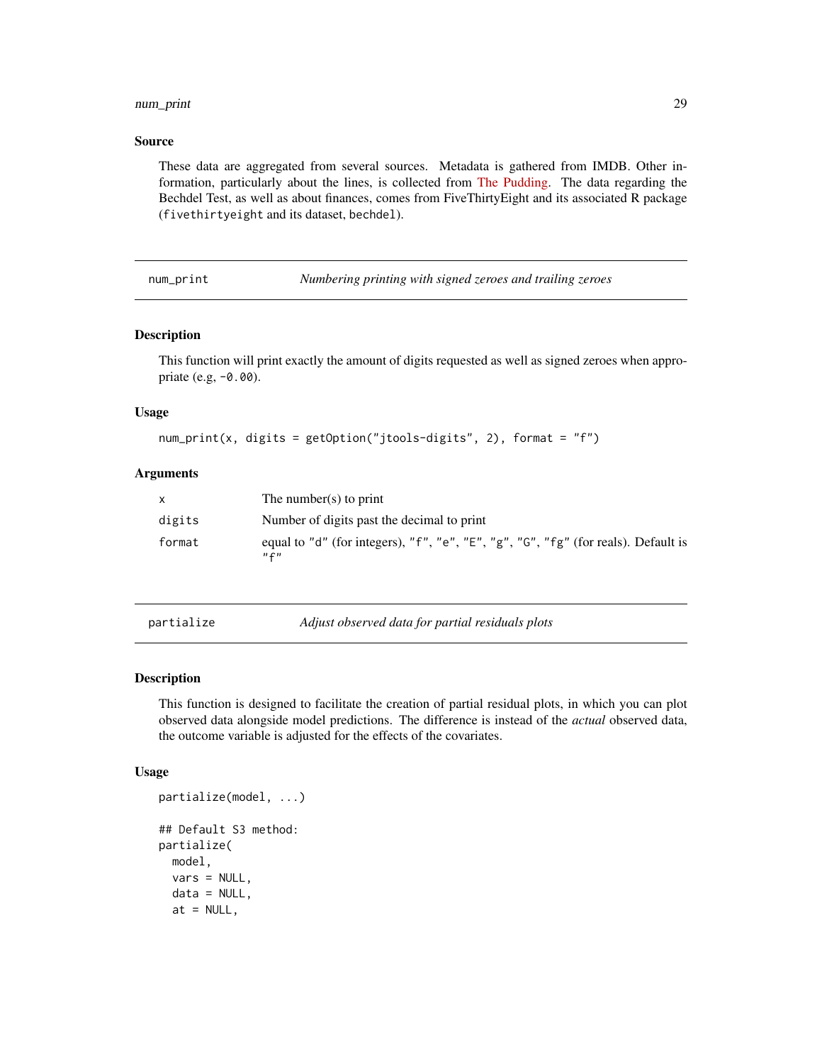### Source

These data are aggregated from several sources. Metadata is gathered from IMDB. Other information, particularly about the lines, is collected from The Pudding. The data regarding the Bechdel Test, as well as about finances, comes from FiveThirtyEight and its associated R package (`fivethirtyeight` and its dataset, `bechdel`).

---

## num_print — *Numbering printing with signed zeroes and trailing zeroes*

### Description

This function will print exactly the amount of digits requested as well as signed zeroes when appropriate (e.g, `-0.00`).

### Usage

```
num_print(x, digits = getOption("jtools-digits", 2), format = "f")
```

### Arguments

| | |
|---|---|
| `x` | The number(s) to print |
| `digits` | Number of digits past the decimal to print |
| `format` | equal to `"d"` (for integers), `"f"`, `"e"`, `"E"`, `"g"`, `"G"`, `"fg"` (for reals). Default is `"f"` |

---

## partialize — *Adjust observed data for partial residuals plots*

### Description

This function is designed to facilitate the creation of partial residual plots, in which you can plot observed data alongside model predictions. The difference is instead of the *actual* observed data, the outcome variable is adjusted for the effects of the covariates.

### Usage

```
partialize(model, ...)

## Default S3 method:
partialize(
  model,
  vars = NULL,
  data = NULL,
  at = NULL,
```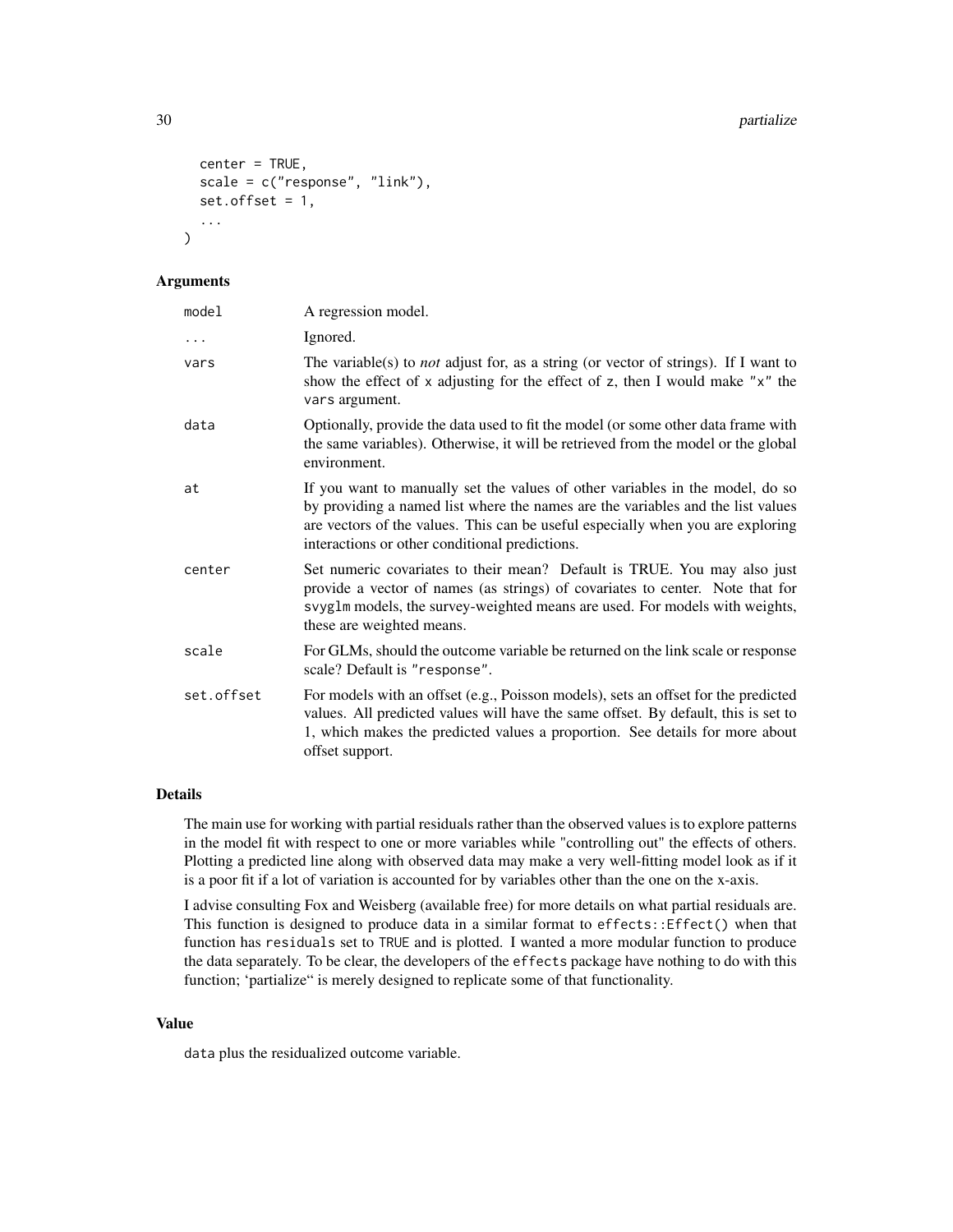```
  center = TRUE,
  scale = c("response", "link"),
  set.offset = 1,
  ...
)
```

## Arguments

| | |
|---|---|
| model | A regression model. |
| ... | Ignored. |
| vars | The variable(s) to *not* adjust for, as a string (or vector of strings). If I want to show the effect of x adjusting for the effect of z, then I would make "x" the vars argument. |
| data | Optionally, provide the data used to fit the model (or some other data frame with the same variables). Otherwise, it will be retrieved from the model or the global environment. |
| at | If you want to manually set the values of other variables in the model, do so by providing a named list where the names are the variables and the list values are vectors of the values. This can be useful especially when you are exploring interactions or other conditional predictions. |
| center | Set numeric covariates to their mean? Default is TRUE. You may also just provide a vector of names (as strings) of covariates to center. Note that for svyglm models, the survey-weighted means are used. For models with weights, these are weighted means. |
| scale | For GLMs, should the outcome variable be returned on the link scale or response scale? Default is "response". |
| set.offset | For models with an offset (e.g., Poisson models), sets an offset for the predicted values. All predicted values will have the same offset. By default, this is set to 1, which makes the predicted values a proportion. See details for more about offset support. |

## Details

The main use for working with partial residuals rather than the observed values is to explore patterns in the model fit with respect to one or more variables while "controlling out" the effects of others. Plotting a predicted line along with observed data may make a very well-fitting model look as if it is a poor fit if a lot of variation is accounted for by variables other than the one on the x-axis.

I advise consulting Fox and Weisberg (available free) for more details on what partial residuals are. This function is designed to produce data in a similar format to effects::Effect() when that function has residuals set to TRUE and is plotted. I wanted a more modular function to produce the data separately. To be clear, the developers of the effects package have nothing to do with this function; 'partialize" is merely designed to replicate some of that functionality.

## Value

data plus the residualized outcome variable.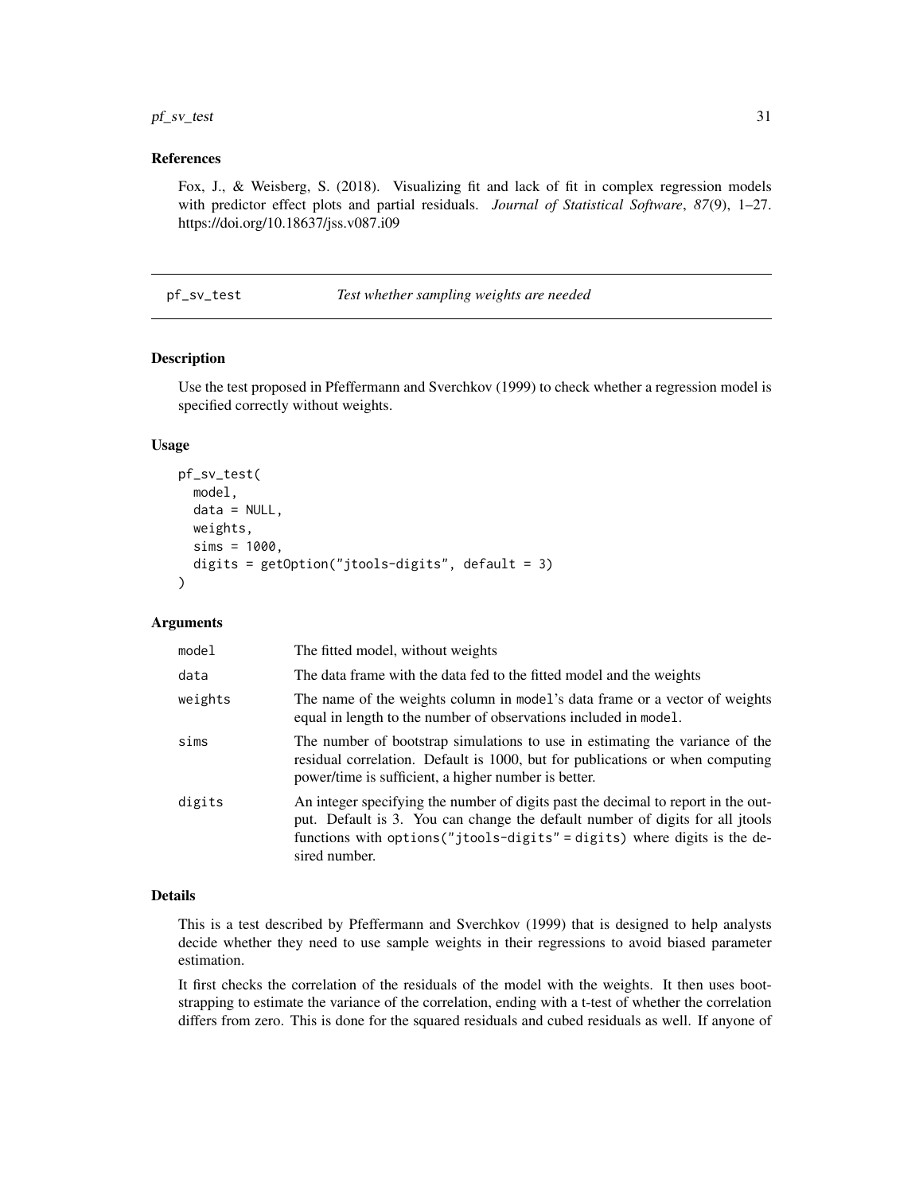### References

Fox, J., & Weisberg, S. (2018). Visualizing fit and lack of fit in complex regression models with predictor effect plots and partial residuals. *Journal of Statistical Software*, *87*(9), 1–27. https://doi.org/10.18637/jss.v087.i09

---

## pf_sv_test — *Test whether sampling weights are needed*

### Description

Use the test proposed in Pfeffermann and Sverchkov (1999) to check whether a regression model is specified correctly without weights.

### Usage

```
pf_sv_test(
  model,
  data = NULL,
  weights,
  sims = 1000,
  digits = getOption("jtools-digits", default = 3)
)
```

### Arguments

| | |
|---|---|
| `model` | The fitted model, without weights |
| `data` | The data frame with the data fed to the fitted model and the weights |
| `weights` | The name of the weights column in `model`'s data frame or a vector of weights equal in length to the number of observations included in `model`. |
| `sims` | The number of bootstrap simulations to use in estimating the variance of the residual correlation. Default is 1000, but for publications or when computing power/time is sufficient, a higher number is better. |
| `digits` | An integer specifying the number of digits past the decimal to report in the output. Default is 3. You can change the default number of digits for all jtools functions with `options("jtools-digits" = digits)` where digits is the desired number. |

### Details

This is a test described by Pfeffermann and Sverchkov (1999) that is designed to help analysts decide whether they need to use sample weights in their regressions to avoid biased parameter estimation.

It first checks the correlation of the residuals of the model with the weights. It then uses bootstrapping to estimate the variance of the correlation, ending with a t-test of whether the correlation differs from zero. This is done for the squared residuals and cubed residuals as well. If anyone of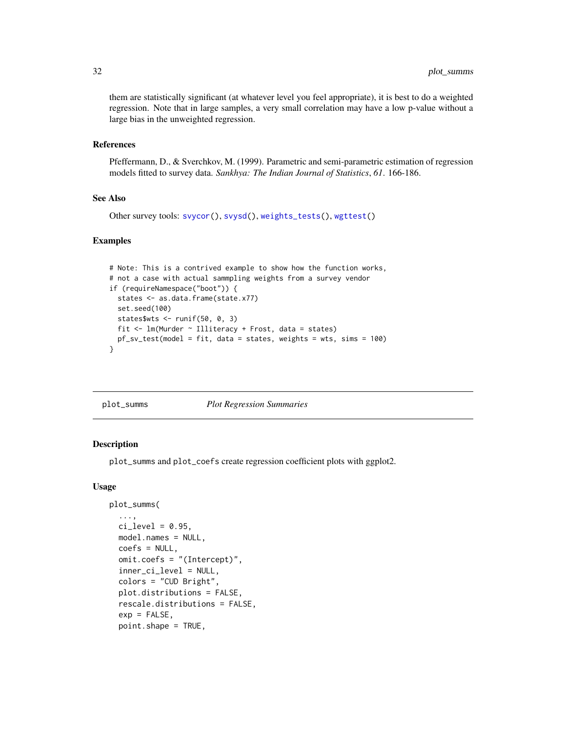them are statistically significant (at whatever level you feel appropriate), it is best to do a weighted regression. Note that in large samples, a very small correlation may have a low p-value without a large bias in the unweighted regression.

### References

Pfeffermann, D., & Sverchkov, M. (1999). Parametric and semi-parametric estimation of regression models fitted to survey data. *Sankhya: The Indian Journal of Statistics*, *61*. 166-186.

### See Also

Other survey tools: `svycor()`, `svysd()`, `weights_tests()`, `wgttest()`

### Examples

```
# Note: This is a contrived example to show how the function works,
# not a case with actual sammpling weights from a survey vendor
if (requireNamespace("boot")) {
  states <- as.data.frame(state.x77)
  set.seed(100)
  states$wts <- runif(50, 0, 3)
  fit <- lm(Murder ~ Illiteracy + Frost, data = states)
  pf_sv_test(model = fit, data = states, weights = wts, sims = 100)
}
```

---

## plot_summs — *Plot Regression Summaries*

### Description

`plot_summs` and `plot_coefs` create regression coefficient plots with ggplot2.

### Usage

```
plot_summs(
  ...,
  ci_level = 0.95,
  model.names = NULL,
  coefs = NULL,
  omit.coefs = "(Intercept)",
  inner_ci_level = NULL,
  colors = "CUD Bright",
  plot.distributions = FALSE,
  rescale.distributions = FALSE,
  exp = FALSE,
  point.shape = TRUE,
```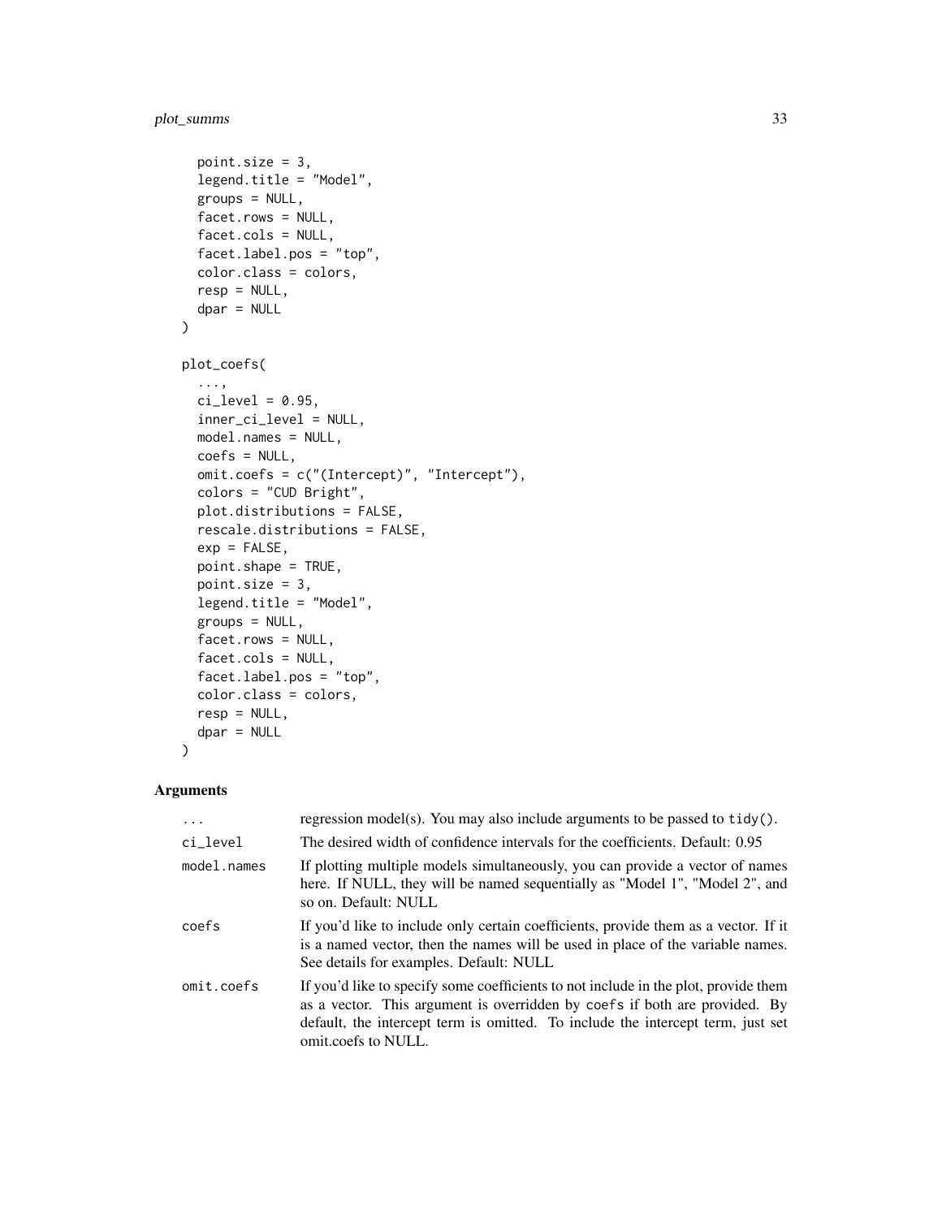```
  point.size = 3,
  legend.title = "Model",
  groups = NULL,
  facet.rows = NULL,
  facet.cols = NULL,
  facet.label.pos = "top",
  color.class = colors,
  resp = NULL,
  dpar = NULL
)

plot_coefs(
  ...,
  ci_level = 0.95,
  inner_ci_level = NULL,
  model.names = NULL,
  coefs = NULL,
  omit.coefs = c("(Intercept)", "Intercept"),
  colors = "CUD Bright",
  plot.distributions = FALSE,
  rescale.distributions = FALSE,
  exp = FALSE,
  point.shape = TRUE,
  point.size = 3,
  legend.title = "Model",
  groups = NULL,
  facet.rows = NULL,
  facet.cols = NULL,
  facet.label.pos = "top",
  color.class = colors,
  resp = NULL,
  dpar = NULL
)
```

## Arguments

| | |
|---|---|
| `...` | regression model(s). You may also include arguments to be passed to `tidy()`. |
| `ci_level` | The desired width of confidence intervals for the coefficients. Default: 0.95 |
| `model.names` | If plotting multiple models simultaneously, you can provide a vector of names here. If NULL, they will be named sequentially as "Model 1", "Model 2", and so on. Default: NULL |
| `coefs` | If you'd like to include only certain coefficients, provide them as a vector. If it is a named vector, then the names will be used in place of the variable names. See details for examples. Default: NULL |
| `omit.coefs` | If you'd like to specify some coefficients to not include in the plot, provide them as a vector. This argument is overridden by `coefs` if both are provided. By default, the intercept term is omitted. To include the intercept term, just set omit.coefs to NULL. |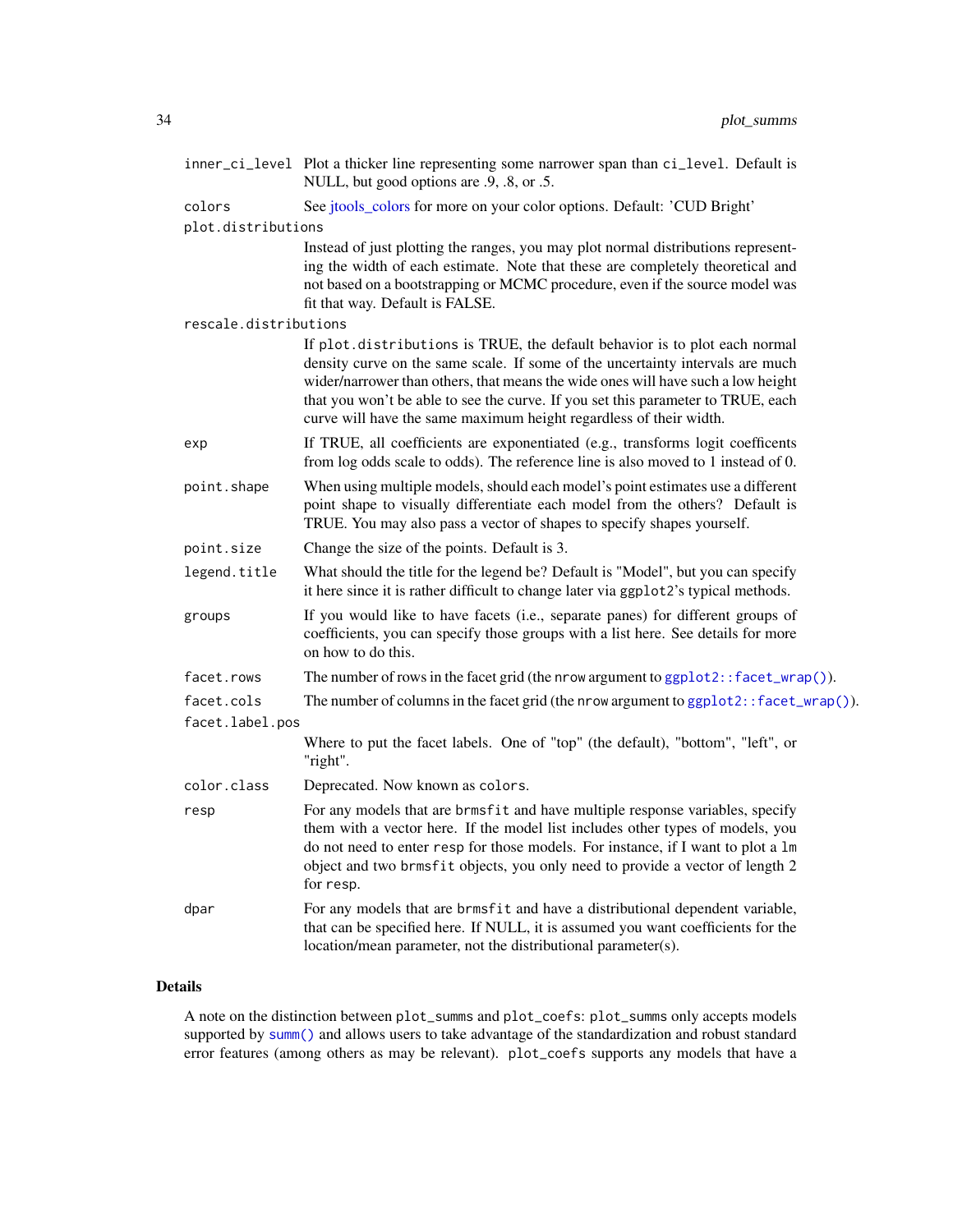`inner_ci_level` Plot a thicker line representing some narrower span than `ci_level`. Default is NULL, but good options are .9, .8, or .5.

`colors` See jtools_colors for more on your color options. Default: 'CUD Bright'

`plot.distributions`
: Instead of just plotting the ranges, you may plot normal distributions representing the width of each estimate. Note that these are completely theoretical and not based on a bootstrapping or MCMC procedure, even if the source model was fit that way. Default is FALSE.

`rescale.distributions`
: If `plot.distributions` is TRUE, the default behavior is to plot each normal density curve on the same scale. If some of the uncertainty intervals are much wider/narrower than others, that means the wide ones will have such a low height that you won't be able to see the curve. If you set this parameter to TRUE, each curve will have the same maximum height regardless of their width.

`exp` If TRUE, all coefficients are exponentiated (e.g., transforms logit coefficents from log odds scale to odds). The reference line is also moved to 1 instead of 0.

`point.shape` When using multiple models, should each model's point estimates use a different point shape to visually differentiate each model from the others? Default is TRUE. You may also pass a vector of shapes to specify shapes yourself.

`point.size` Change the size of the points. Default is 3.

`legend.title` What should the title for the legend be? Default is "Model", but you can specify it here since it is rather difficult to change later via `ggplot2`'s typical methods.

`groups` If you would like to have facets (i.e., separate panes) for different groups of coefficients, you can specify those groups with a list here. See details for more on how to do this.

`facet.rows` The number of rows in the facet grid (the `nrow` argument to `ggplot2::facet_wrap()`).

`facet.cols` The number of columns in the facet grid (the `nrow` argument to `ggplot2::facet_wrap()`).

`facet.label.pos`
: Where to put the facet labels. One of "top" (the default), "bottom", "left", or "right".

`color.class` Deprecated. Now known as `colors`.

`resp` For any models that are `brmsfit` and have multiple response variables, specify them with a vector here. If the model list includes other types of models, you do not need to enter `resp` for those models. For instance, if I want to plot a `lm` object and two `brmsfit` objects, you only need to provide a vector of length 2 for `resp`.

`dpar` For any models that are `brmsfit` and have a distributional dependent variable, that can be specified here. If NULL, it is assumed you want coefficients for the location/mean parameter, not the distributional parameter(s).

### Details

A note on the distinction between `plot_summs` and `plot_coefs`: `plot_summs` only accepts models supported by `summ()` and allows users to take advantage of the standardization and robust standard error features (among others as may be relevant). `plot_coefs` supports any models that have a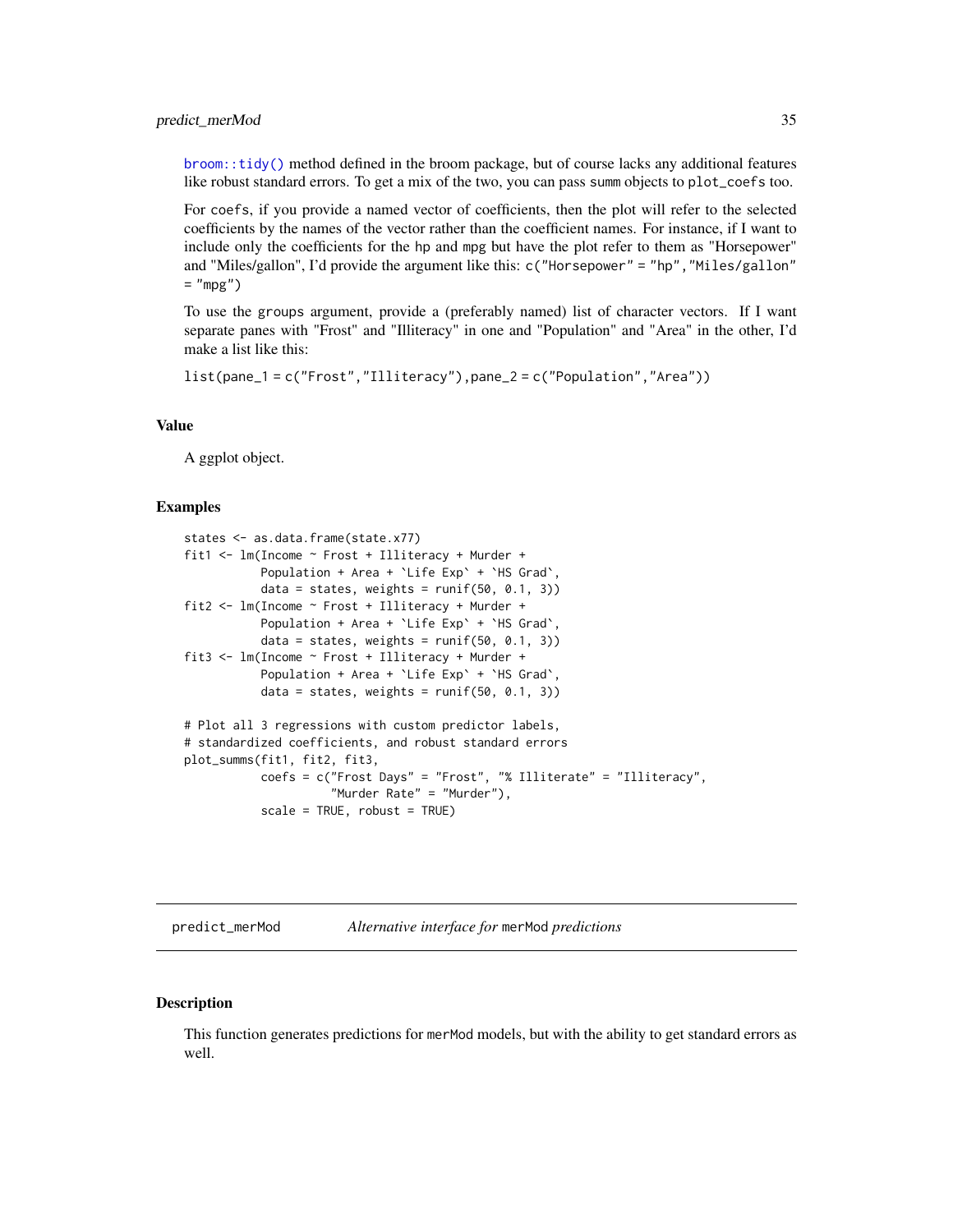broom::tidy() method defined in the broom package, but of course lacks any additional features like robust standard errors. To get a mix of the two, you can pass summ objects to plot_coefs too.

For coefs, if you provide a named vector of coefficients, then the plot will refer to the selected coefficients by the names of the vector rather than the coefficient names. For instance, if I want to include only the coefficients for the hp and mpg but have the plot refer to them as "Horsepower" and "Miles/gallon", I'd provide the argument like this: c("Horsepower" = "hp","Miles/gallon" = "mpg")

To use the groups argument, provide a (preferably named) list of character vectors. If I want separate panes with "Frost" and "Illiteracy" in one and "Population" and "Area" in the other, I'd make a list like this:

list(pane_1 = c("Frost","Illiteracy"),pane_2 = c("Population","Area"))

### Value

A ggplot object.

### Examples

```
states <- as.data.frame(state.x77)
fit1 <- lm(Income ~ Frost + Illiteracy + Murder +
           Population + Area + `Life Exp` + `HS Grad`,
           data = states, weights = runif(50, 0.1, 3))
fit2 <- lm(Income ~ Frost + Illiteracy + Murder +
           Population + Area + `Life Exp` + `HS Grad`,
           data = states, weights = runif(50, 0.1, 3))
fit3 <- lm(Income ~ Frost + Illiteracy + Murder +
           Population + Area + `Life Exp` + `HS Grad`,
           data = states, weights = runif(50, 0.1, 3))

# Plot all 3 regressions with custom predictor labels,
# standardized coefficients, and robust standard errors
plot_summs(fit1, fit2, fit3,
           coefs = c("Frost Days" = "Frost", "% Illiterate" = "Illiteracy",
                     "Murder Rate" = "Murder"),
           scale = TRUE, robust = TRUE)
```

## predict_merMod — *Alternative interface for* merMod *predictions*

### Description

This function generates predictions for merMod models, but with the ability to get standard errors as well.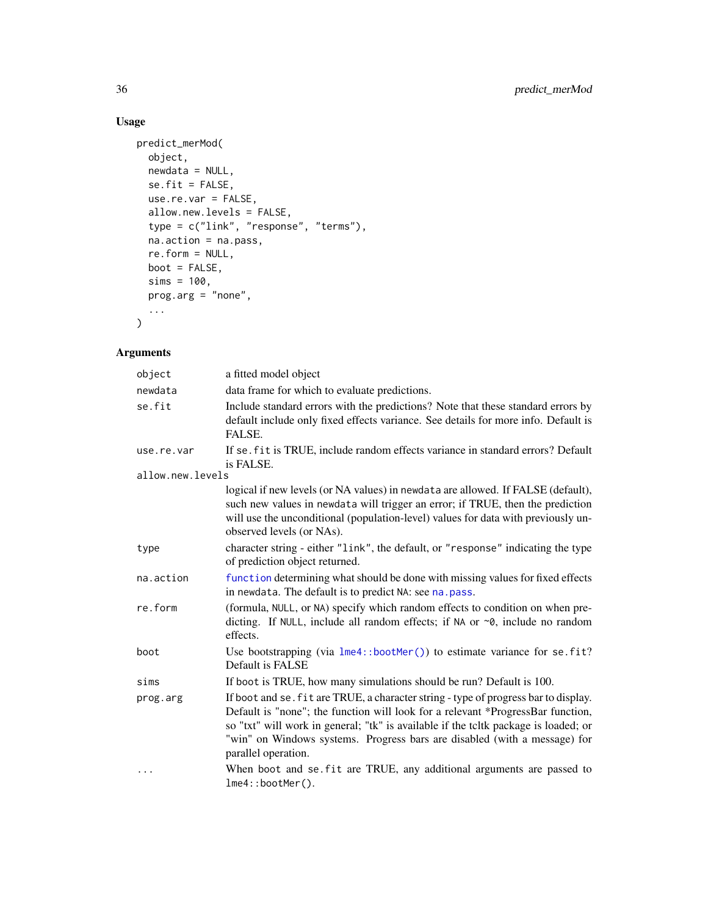## Usage

```
predict_merMod(
  object,
  newdata = NULL,
  se.fit = FALSE,
  use.re.var = FALSE,
  allow.new.levels = FALSE,
  type = c("link", "response", "terms"),
  na.action = na.pass,
  re.form = NULL,
  boot = FALSE,
  sims = 100,
  prog.arg = "none",
  ...
)
```

## Arguments

| Argument | Description |
|---|---|
| `object` | a fitted model object |
| `newdata` | data frame for which to evaluate predictions. |
| `se.fit` | Include standard errors with the predictions? Note that these standard errors by default include only fixed effects variance. See details for more info. Default is FALSE. |
| `use.re.var` | If `se.fit` is TRUE, include random effects variance in standard errors? Default is FALSE. |
| `allow.new.levels` | logical if new levels (or NA values) in `newdata` are allowed. If FALSE (default), such new values in `newdata` will trigger an error; if TRUE, then the prediction will use the unconditional (population-level) values for data with previously unobserved levels (or NAs). |
| `type` | character string - either `"link"`, the default, or `"response"` indicating the type of prediction object returned. |
| `na.action` | `function` determining what should be done with missing values for fixed effects in `newdata`. The default is to predict `NA`: see `na.pass`. |
| `re.form` | (formula, `NULL`, or `NA`) specify which random effects to condition on when predicting. If `NULL`, include all random effects; if `NA` or `~0`, include no random effects. |
| `boot` | Use bootstrapping (via `lme4::bootMer()`) to estimate variance for `se.fit`? Default is FALSE |
| `sims` | If `boot` is TRUE, how many simulations should be run? Default is 100. |
| `prog.arg` | If `boot` and `se.fit` are TRUE, a character string - type of progress bar to display. Default is "none"; the function will look for a relevant *ProgressBar function, so "txt" will work in general; "tk" is available if the tcltk package is loaded; or "win" on Windows systems. Progress bars are disabled (with a message) for parallel operation. |
| `...` | When `boot` and `se.fit` are TRUE, any additional arguments are passed to `lme4::bootMer()`. |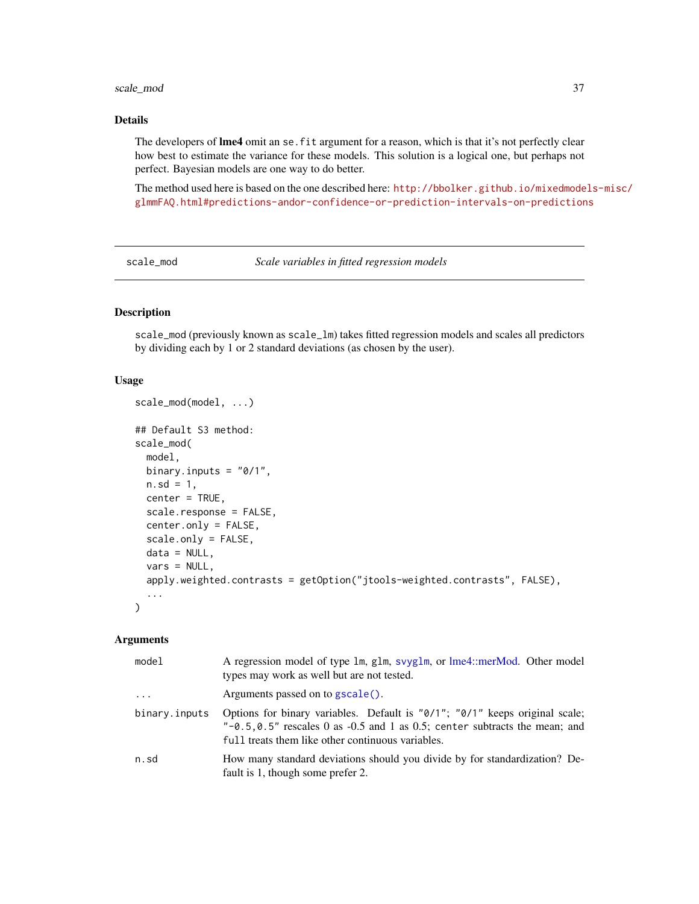## Details

The developers of **lme4** omit an `se.fit` argument for a reason, which is that it's not perfectly clear how best to estimate the variance for these models. This solution is a logical one, but perhaps not perfect. Bayesian models are one way to do better.

The method used here is based on the one described here: http://bbolker.github.io/mixedmodels-misc/glmmFAQ.html#predictions-andor-confidence-or-prediction-intervals-on-predictions

---

# scale_mod — *Scale variables in fitted regression models*

## Description

`scale_mod` (previously known as `scale_lm`) takes fitted regression models and scales all predictors by dividing each by 1 or 2 standard deviations (as chosen by the user).

## Usage

```
scale_mod(model, ...)

## Default S3 method:
scale_mod(
  model,
  binary.inputs = "0/1",
  n.sd = 1,
  center = TRUE,
  scale.response = FALSE,
  center.only = FALSE,
  scale.only = FALSE,
  data = NULL,
  vars = NULL,
  apply.weighted.contrasts = getOption("jtools-weighted.contrasts", FALSE),
  ...
)
```

## Arguments

| | |
|---|---|
| `model` | A regression model of type `lm`, `glm`, `svyglm`, or lme4::merMod. Other model types may work as well but are not tested. |
| `...` | Arguments passed on to `gscale()`. |
| `binary.inputs` | Options for binary variables. Default is `"0/1"`; `"0/1"` keeps original scale; `"-0.5,0.5"` rescales 0 as -0.5 and 1 as 0.5; `center` subtracts the mean; and `full` treats them like other continuous variables. |
| `n.sd` | How many standard deviations should you divide by for standardization? Default is 1, though some prefer 2. |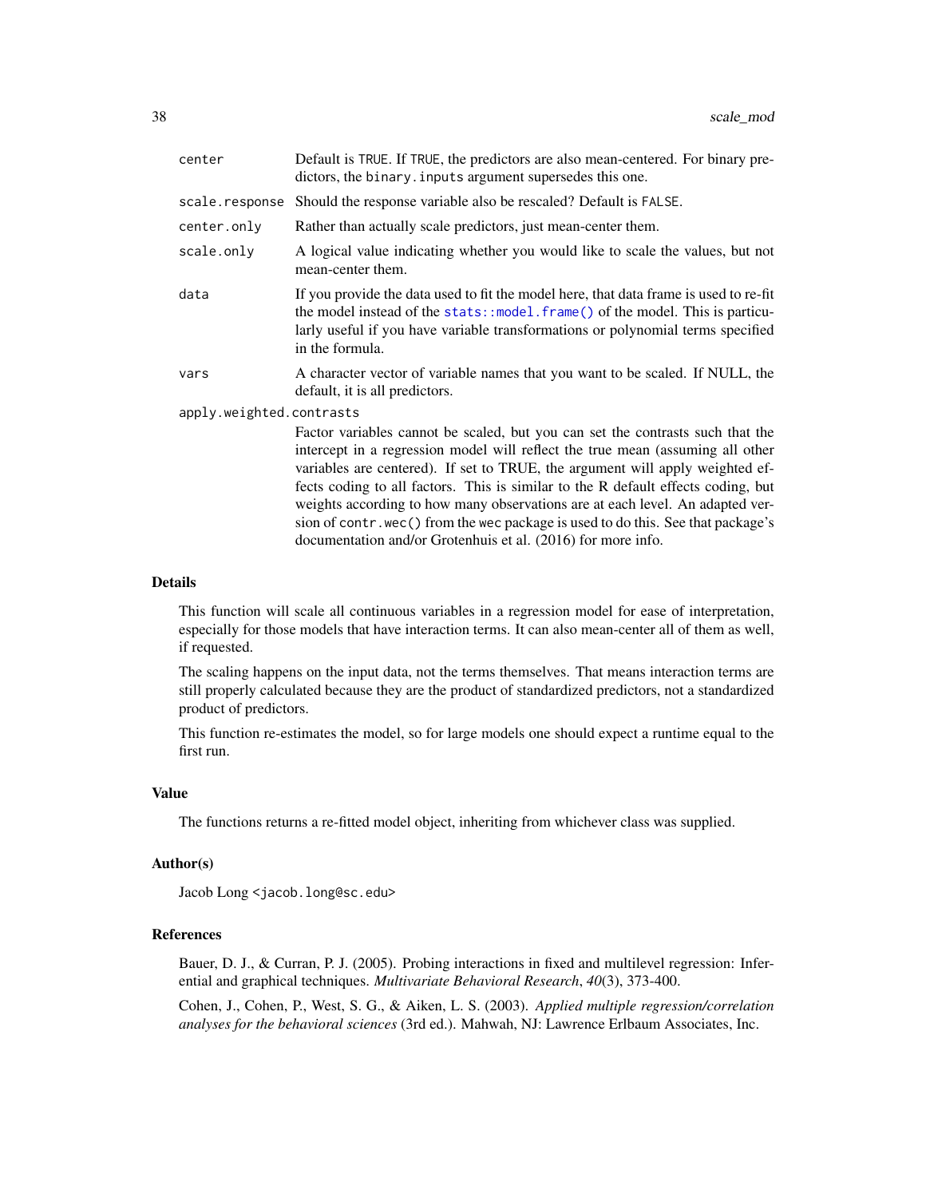| | |
|---|---|
| `center` | Default is `TRUE`. If `TRUE`, the predictors are also mean-centered. For binary predictors, the `binary.inputs` argument supersedes this one. |
| `scale.response` | Should the response variable also be rescaled? Default is `FALSE`. |
| `center.only` | Rather than actually scale predictors, just mean-center them. |
| `scale.only` | A logical value indicating whether you would like to scale the values, but not mean-center them. |
| `data` | If you provide the data used to fit the model here, that data frame is used to re-fit the model instead of the `stats::model.frame()` of the model. This is particularly useful if you have variable transformations or polynomial terms specified in the formula. |
| `vars` | A character vector of variable names that you want to be scaled. If NULL, the default, it is all predictors. |
| `apply.weighted.contrasts` | Factor variables cannot be scaled, but you can set the contrasts such that the intercept in a regression model will reflect the true mean (assuming all other variables are centered). If set to TRUE, the argument will apply weighted effects coding to all factors. This is similar to the R default effects coding, but weights according to how many observations are at each level. An adapted version of `contr.wec()` from the `wec` package is used to do this. See that package's documentation and/or Grotenhuis et al. (2016) for more info. |

## Details

This function will scale all continuous variables in a regression model for ease of interpretation, especially for those models that have interaction terms. It can also mean-center all of them as well, if requested.

The scaling happens on the input data, not the terms themselves. That means interaction terms are still properly calculated because they are the product of standardized predictors, not a standardized product of predictors.

This function re-estimates the model, so for large models one should expect a runtime equal to the first run.

## Value

The functions returns a re-fitted model object, inheriting from whichever class was supplied.

## Author(s)

Jacob Long <jacob.long@sc.edu>

## References

Bauer, D. J., & Curran, P. J. (2005). Probing interactions in fixed and multilevel regression: Inferential and graphical techniques. *Multivariate Behavioral Research*, *40*(3), 373-400.

Cohen, J., Cohen, P., West, S. G., & Aiken, L. S. (2003). *Applied multiple regression/correlation analyses for the behavioral sciences* (3rd ed.). Mahwah, NJ: Lawrence Erlbaum Associates, Inc.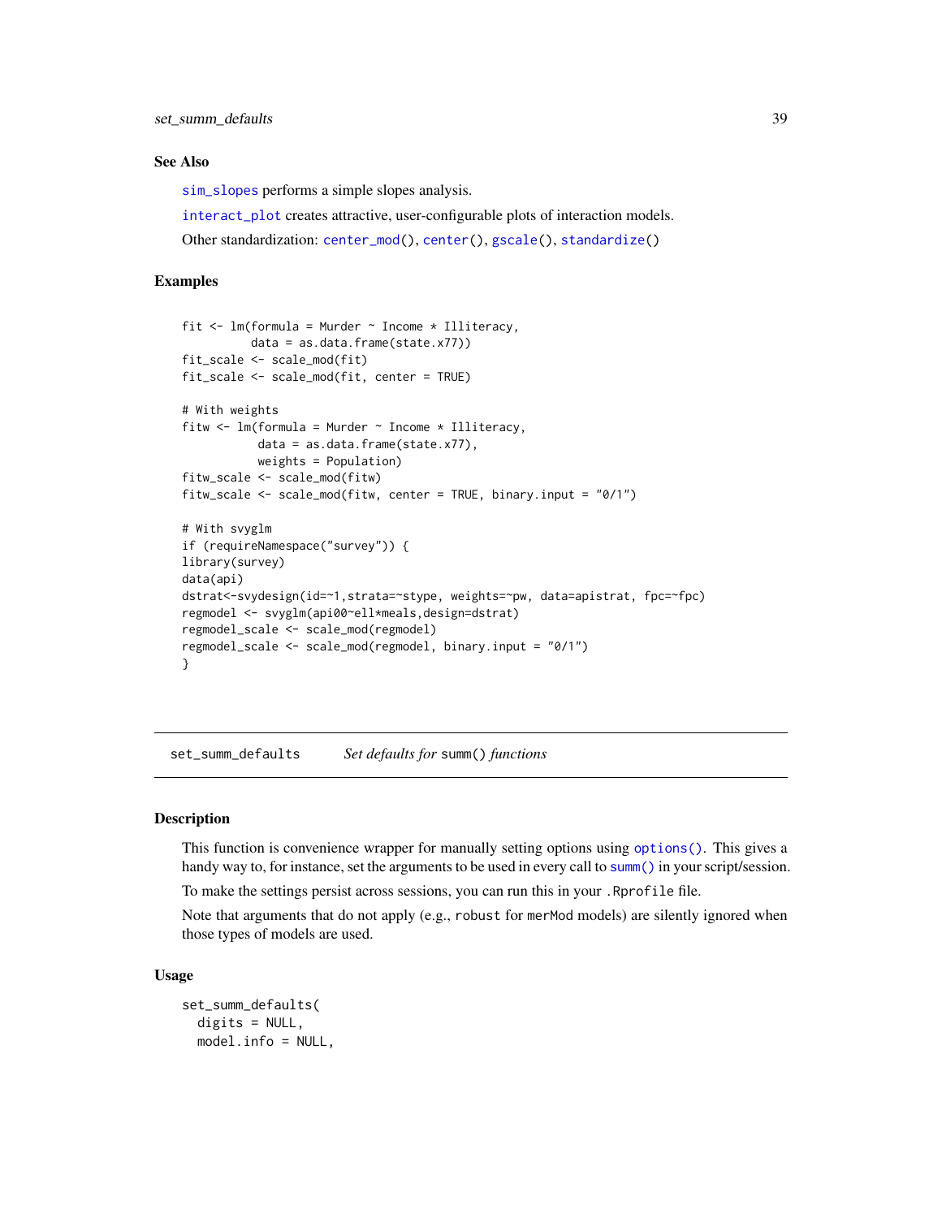### See Also

sim_slopes performs a simple slopes analysis.

interact_plot creates attractive, user-configurable plots of interaction models.

Other standardization: center_mod(), center(), gscale(), standardize()

### Examples

```
fit <- lm(formula = Murder ~ Income * Illiteracy,
          data = as.data.frame(state.x77))
fit_scale <- scale_mod(fit)
fit_scale <- scale_mod(fit, center = TRUE)

# With weights
fitw <- lm(formula = Murder ~ Income * Illiteracy,
           data = as.data.frame(state.x77),
           weights = Population)
fitw_scale <- scale_mod(fitw)
fitw_scale <- scale_mod(fitw, center = TRUE, binary.input = "0/1")

# With svyglm
if (requireNamespace("survey")) {
library(survey)
data(api)
dstrat<-svydesign(id=~1,strata=~stype, weights=~pw, data=apistrat, fpc=~fpc)
regmodel <- svyglm(api00~ell*meals,design=dstrat)
regmodel_scale <- scale_mod(regmodel)
regmodel_scale <- scale_mod(regmodel, binary.input = "0/1")
}
```

---

## set_summ_defaults    *Set defaults for* summ() *functions*

---

### Description

This function is convenience wrapper for manually setting options using options(). This gives a handy way to, for instance, set the arguments to be used in every call to summ() in your script/session.

To make the settings persist across sessions, you can run this in your .Rprofile file.

Note that arguments that do not apply (e.g., robust for merMod models) are silently ignored when those types of models are used.

### Usage

```
set_summ_defaults(
  digits = NULL,
  model.info = NULL,
```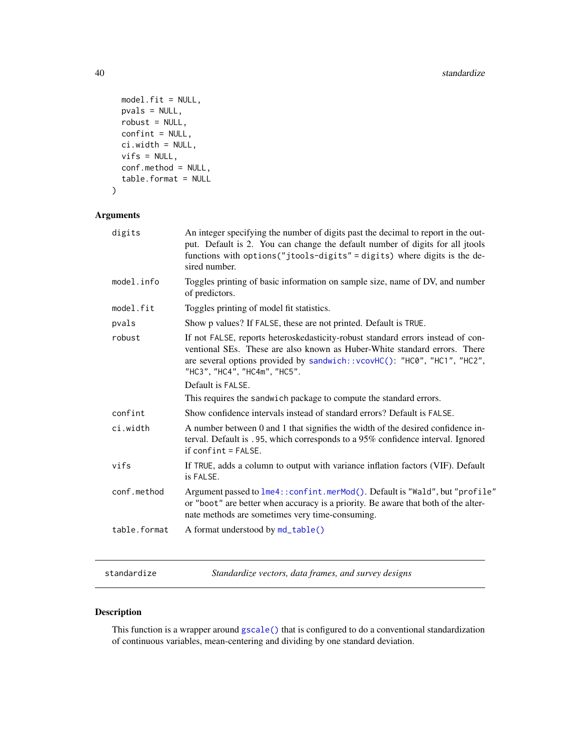```
  model.fit = NULL,
  pvals = NULL,
  robust = NULL,
  confint = NULL,
  ci.width = NULL,
  vifs = NULL,
  conf.method = NULL,
  table.format = NULL
)
```

### Arguments

| | |
|---|---|
| digits | An integer specifying the number of digits past the decimal to report in the output. Default is 2. You can change the default number of digits for all jtools functions with `options("jtools-digits" = digits)` where digits is the desired number. |
| model.info | Toggles printing of basic information on sample size, name of DV, and number of predictors. |
| model.fit | Toggles printing of model fit statistics. |
| pvals | Show p values? If `FALSE`, these are not printed. Default is `TRUE`. |
| robust | If not `FALSE`, reports heteroskedasticity-robust standard errors instead of conventional SEs. These are also known as Huber-White standard errors. There are several options provided by `sandwich::vcovHC()`: `"HC0"`, `"HC1"`, `"HC2"`, `"HC3"`, `"HC4"`, `"HC4m"`, `"HC5"`. <br> Default is `FALSE`. <br> This requires the `sandwich` package to compute the standard errors. |
| confint | Show confidence intervals instead of standard errors? Default is `FALSE`. |
| ci.width | A number between 0 and 1 that signifies the width of the desired confidence interval. Default is `.95`, which corresponds to a 95% confidence interval. Ignored if `confint = FALSE`. |
| vifs | If `TRUE`, adds a column to output with variance inflation factors (VIF). Default is `FALSE`. |
| conf.method | Argument passed to `lme4::confint.merMod()`. Default is `"Wald"`, but `"profile"` or `"boot"` are better when accuracy is a priority. Be aware that both of the alternate methods are sometimes very time-consuming. |
| table.format | A format understood by `md_table()` |

---

## standardize — *Standardize vectors, data frames, and survey designs*

### Description

This function is a wrapper around `gscale()` that is configured to do a conventional standardization of continuous variables, mean-centering and dividing by one standard deviation.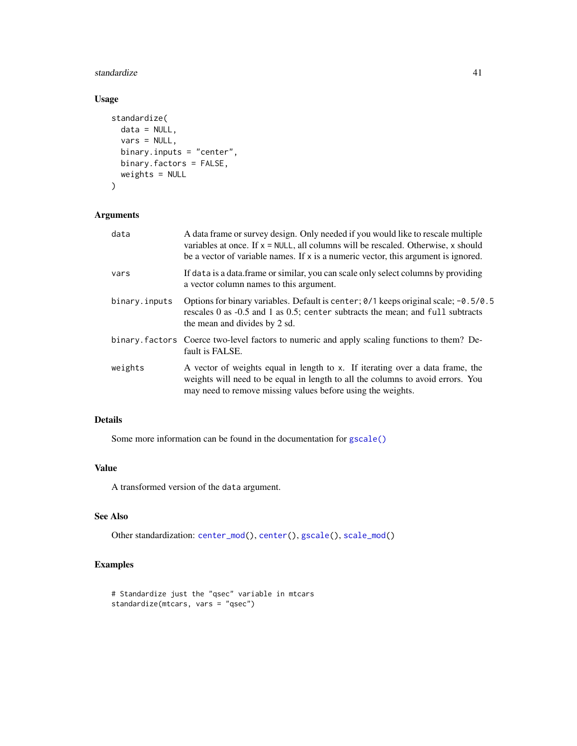## Usage

```
standardize(
  data = NULL,
  vars = NULL,
  binary.inputs = "center",
  binary.factors = FALSE,
  weights = NULL
)
```

## Arguments

| | |
|---|---|
| data | A data frame or survey design. Only needed if you would like to rescale multiple variables at once. If `x = NULL`, all columns will be rescaled. Otherwise, `x` should be a vector of variable names. If `x` is a numeric vector, this argument is ignored. |
| vars | If `data` is a data.frame or similar, you can scale only select columns by providing a vector column names to this argument. |
| binary.inputs | Options for binary variables. Default is `center`; `0/1` keeps original scale; `-0.5/0.5` rescales 0 as -0.5 and 1 as 0.5; `center` subtracts the mean; and `full` subtracts the mean and divides by 2 sd. |
| binary.factors | Coerce two-level factors to numeric and apply scaling functions to them? Default is FALSE. |
| weights | A vector of weights equal in length to `x`. If iterating over a data frame, the weights will need to be equal in length to all the columns to avoid errors. You may need to remove missing values before using the weights. |

## Details

Some more information can be found in the documentation for `gscale()`

## Value

A transformed version of the `data` argument.

## See Also

Other standardization: `center_mod()`, `center()`, `gscale()`, `scale_mod()`

## Examples

```
# Standardize just the "qsec" variable in mtcars
standardize(mtcars, vars = "qsec")
```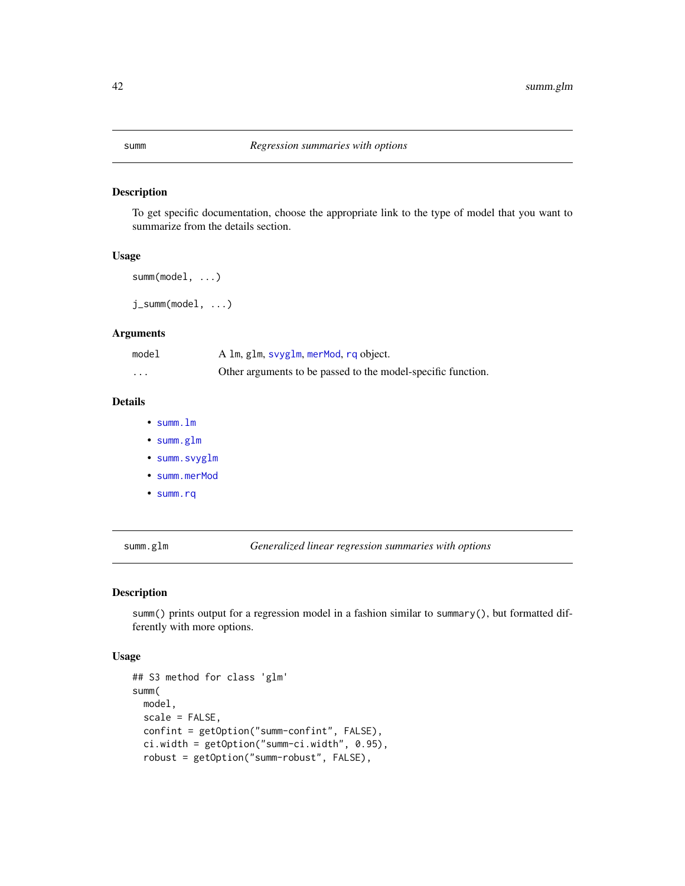## summ — *Regression summaries with options*

### Description

To get specific documentation, choose the appropriate link to the type of model that you want to summarize from the details section.

### Usage

```
summ(model, ...)

j_summ(model, ...)
```

### Arguments

| | |
|---|---|
| model | A lm, glm, svyglm, merMod, rq object. |
| ... | Other arguments to be passed to the model-specific function. |

### Details

- summ.lm
- summ.glm
- summ.svyglm
- summ.merMod
- summ.rq

## summ.glm — *Generalized linear regression summaries with options*

### Description

summ() prints output for a regression model in a fashion similar to summary(), but formatted differently with more options.

### Usage

```
## S3 method for class 'glm'
summ(
  model,
  scale = FALSE,
  confint = getOption("summ-confint", FALSE),
  ci.width = getOption("summ-ci.width", 0.95),
  robust = getOption("summ-robust", FALSE),
```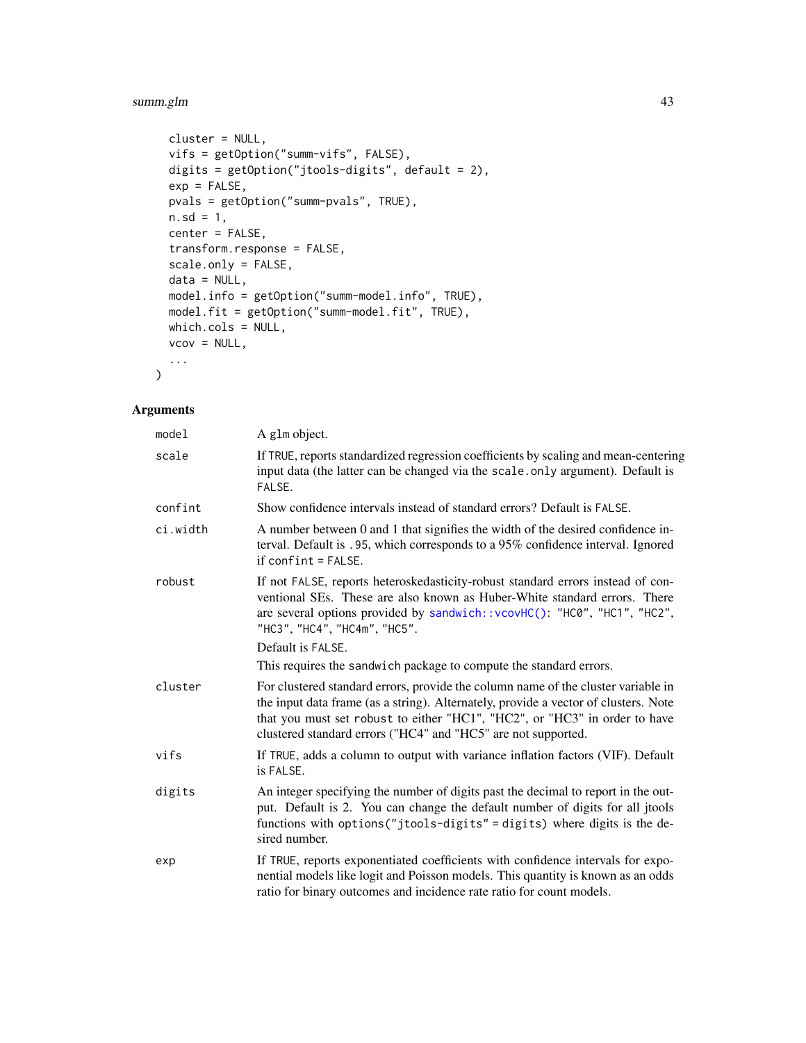```
  cluster = NULL,
  vifs = getOption("summ-vifs", FALSE),
  digits = getOption("jtools-digits", default = 2),
  exp = FALSE,
  pvals = getOption("summ-pvals", TRUE),
  n.sd = 1,
  center = FALSE,
  transform.response = FALSE,
  scale.only = FALSE,
  data = NULL,
  model.info = getOption("summ-model.info", TRUE),
  model.fit = getOption("summ-model.fit", TRUE),
  which.cols = NULL,
  vcov = NULL,
  ...
)
```

## Arguments

| | |
|---|---|
| model | A glm object. |
| scale | If TRUE, reports standardized regression coefficients by scaling and mean-centering input data (the latter can be changed via the scale.only argument). Default is FALSE. |
| confint | Show confidence intervals instead of standard errors? Default is FALSE. |
| ci.width | A number between 0 and 1 that signifies the width of the desired confidence interval. Default is .95, which corresponds to a 95% confidence interval. Ignored if confint = FALSE. |
| robust | If not FALSE, reports heteroskedasticity-robust standard errors instead of conventional SEs. These are also known as Huber-White standard errors. There are several options provided by sandwich::vcovHC(): "HC0", "HC1", "HC2", "HC3", "HC4", "HC4m", "HC5". Default is FALSE. This requires the sandwich package to compute the standard errors. |
| cluster | For clustered standard errors, provide the column name of the cluster variable in the input data frame (as a string). Alternately, provide a vector of clusters. Note that you must set robust to either "HC1", "HC2", or "HC3" in order to have clustered standard errors ("HC4" and "HC5" are not supported. |
| vifs | If TRUE, adds a column to output with variance inflation factors (VIF). Default is FALSE. |
| digits | An integer specifying the number of digits past the decimal to report in the output. Default is 2. You can change the default number of digits for all jtools functions with options("jtools-digits" = digits) where digits is the desired number. |
| exp | If TRUE, reports exponentiated coefficients with confidence intervals for exponential models like logit and Poisson models. This quantity is known as an odds ratio for binary outcomes and incidence rate ratio for count models. |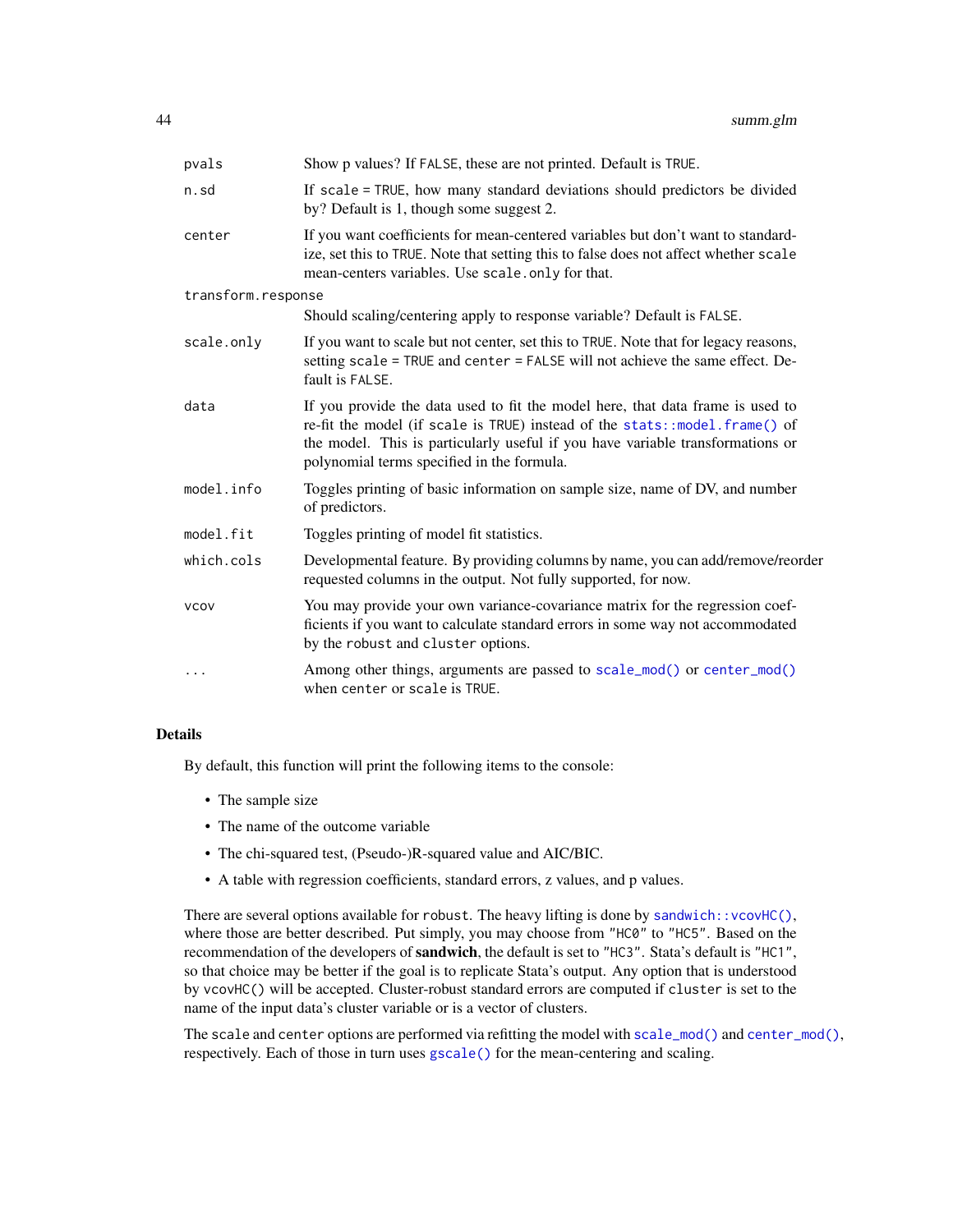| | |
|---|---|
| `pvals` | Show p values? If `FALSE`, these are not printed. Default is `TRUE`. |
| `n.sd` | If `scale = TRUE`, how many standard deviations should predictors be divided by? Default is 1, though some suggest 2. |
| `center` | If you want coefficients for mean-centered variables but don't want to standardize, set this to `TRUE`. Note that setting this to false does not affect whether `scale` mean-centers variables. Use `scale.only` for that. |
| `transform.response` | Should scaling/centering apply to response variable? Default is `FALSE`. |
| `scale.only` | If you want to scale but not center, set this to `TRUE`. Note that for legacy reasons, setting `scale = TRUE` and `center = FALSE` will not achieve the same effect. Default is `FALSE`. |
| `data` | If you provide the data used to fit the model here, that data frame is used to re-fit the model (if `scale` is `TRUE`) instead of the `stats::model.frame()` of the model. This is particularly useful if you have variable transformations or polynomial terms specified in the formula. |
| `model.info` | Toggles printing of basic information on sample size, name of DV, and number of predictors. |
| `model.fit` | Toggles printing of model fit statistics. |
| `which.cols` | Developmental feature. By providing columns by name, you can add/remove/reorder requested columns in the output. Not fully supported, for now. |
| `vcov` | You may provide your own variance-covariance matrix for the regression coefficients if you want to calculate standard errors in some way not accommodated by the `robust` and `cluster` options. |
| `...` | Among other things, arguments are passed to `scale_mod()` or `center_mod()` when `center` or `scale` is `TRUE`. |

## Details

By default, this function will print the following items to the console:

- The sample size
- The name of the outcome variable
- The chi-squared test, (Pseudo-)R-squared value and AIC/BIC.
- A table with regression coefficients, standard errors, z values, and p values.

There are several options available for `robust`. The heavy lifting is done by `sandwich::vcovHC()`, where those are better described. Put simply, you may choose from `"HC0"` to `"HC5"`. Based on the recommendation of the developers of **sandwich**, the default is set to `"HC3"`. Stata's default is `"HC1"`, so that choice may be better if the goal is to replicate Stata's output. Any option that is understood by `vcovHC()` will be accepted. Cluster-robust standard errors are computed if `cluster` is set to the name of the input data's cluster variable or is a vector of clusters.

The `scale` and `center` options are performed via refitting the model with `scale_mod()` and `center_mod()`, respectively. Each of those in turn uses `gscale()` for the mean-centering and scaling.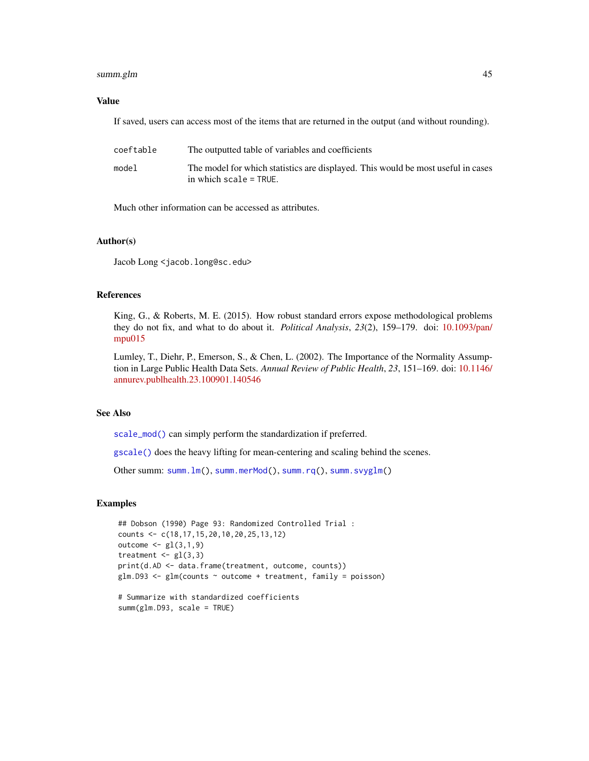## Value

If saved, users can access most of the items that are returned in the output (and without rounding).

| | |
|---|---|
| `coeftable` | The outputted table of variables and coefficients |
| `model` | The model for which statistics are displayed. This would be most useful in cases in which `scale = TRUE`. |

Much other information can be accessed as attributes.

## Author(s)

Jacob Long <jacob.long@sc.edu>

## References

King, G., & Roberts, M. E. (2015). How robust standard errors expose methodological problems they do not fix, and what to do about it. *Political Analysis*, *23*(2), 159–179. doi: 10.1093/pan/mpu015

Lumley, T., Diehr, P., Emerson, S., & Chen, L. (2002). The Importance of the Normality Assumption in Large Public Health Data Sets. *Annual Review of Public Health*, *23*, 151–169. doi: 10.1146/annurev.publhealth.23.100901.140546

## See Also

`scale_mod()` can simply perform the standardization if preferred.

`gscale()` does the heavy lifting for mean-centering and scaling behind the scenes.

Other summ: `summ.lm()`, `summ.merMod()`, `summ.rq()`, `summ.svyglm()`

## Examples

```
## Dobson (1990) Page 93: Randomized Controlled Trial :
counts <- c(18,17,15,20,10,20,25,13,12)
outcome <- gl(3,1,9)
treatment <- gl(3,3)
print(d.AD <- data.frame(treatment, outcome, counts))
glm.D93 <- glm(counts ~ outcome + treatment, family = poisson)

# Summarize with standardized coefficients
summ(glm.D93, scale = TRUE)
```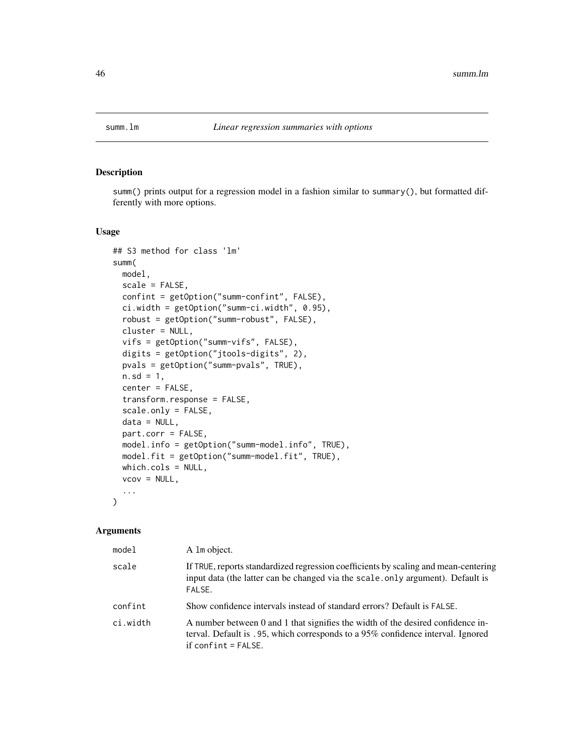# summm.lm — wait

## summ.lm *Linear regression summaries with options*

### Description

summ() prints output for a regression model in a fashion similar to summary(), but formatted differently with more options.

### Usage

```
## S3 method for class 'lm'
summ(
  model,
  scale = FALSE,
  confint = getOption("summ-confint", FALSE),
  ci.width = getOption("summ-ci.width", 0.95),
  robust = getOption("summ-robust", FALSE),
  cluster = NULL,
  vifs = getOption("summ-vifs", FALSE),
  digits = getOption("jtools-digits", 2),
  pvals = getOption("summ-pvals", TRUE),
  n.sd = 1,
  center = FALSE,
  transform.response = FALSE,
  scale.only = FALSE,
  data = NULL,
  part.corr = FALSE,
  model.info = getOption("summ-model.info", TRUE),
  model.fit = getOption("summ-model.fit", TRUE),
  which.cols = NULL,
  vcov = NULL,
  ...
)
```

### Arguments

| | |
|---|---|
| model | A lm object. |
| scale | If TRUE, reports standardized regression coefficients by scaling and mean-centering input data (the latter can be changed via the scale.only argument). Default is FALSE. |
| confint | Show confidence intervals instead of standard errors? Default is FALSE. |
| ci.width | A number between 0 and 1 that signifies the width of the desired confidence interval. Default is .95, which corresponds to a 95% confidence interval. Ignored if confint = FALSE. |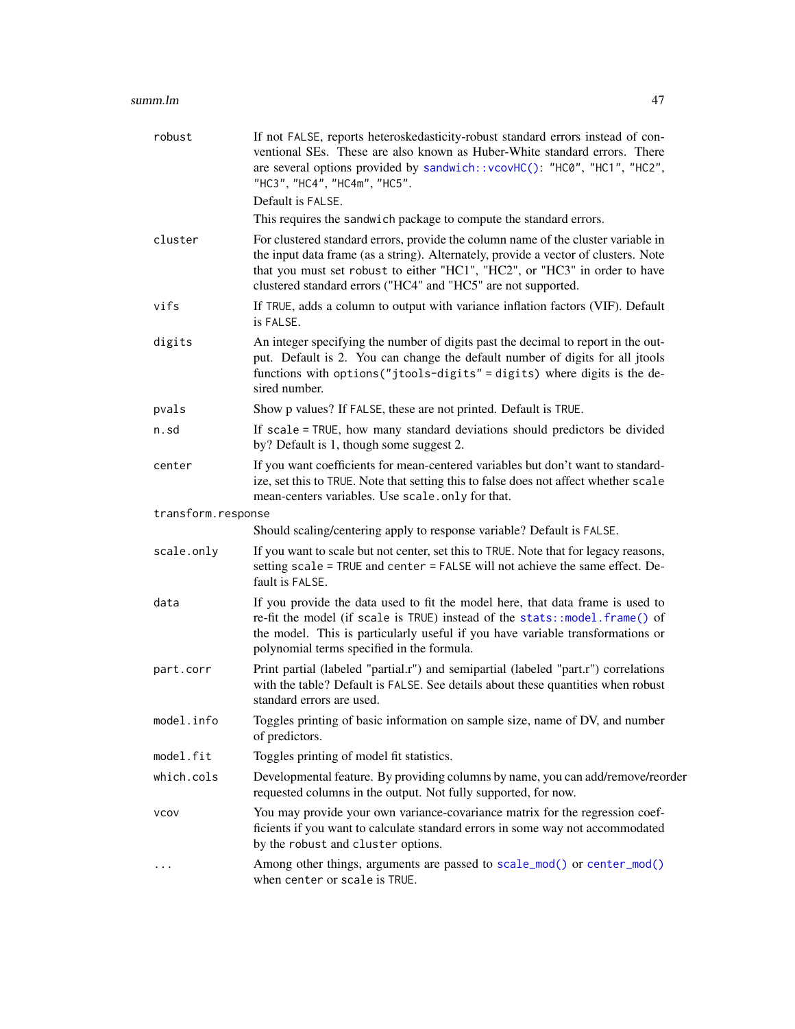| | |
|---|---|
| robust | If not `FALSE`, reports heteroskedasticity-robust standard errors instead of conventional SEs. These are also known as Huber-White standard errors. There are several options provided by `sandwich::vcovHC()`: `"HC0"`, `"HC1"`, `"HC2"`, `"HC3"`, `"HC4"`, `"HC4m"`, `"HC5"`.<br>Default is `FALSE`.<br>This requires the `sandwich` package to compute the standard errors. |
| cluster | For clustered standard errors, provide the column name of the cluster variable in the input data frame (as a string). Alternately, provide a vector of clusters. Note that you must set `robust` to either "HC1", "HC2", or "HC3" in order to have clustered standard errors ("HC4" and "HC5" are not supported. |
| vifs | If `TRUE`, adds a column to output with variance inflation factors (VIF). Default is `FALSE`. |
| digits | An integer specifying the number of digits past the decimal to report in the output. Default is 2. You can change the default number of digits for all jtools functions with `options("jtools-digits" = digits)` where digits is the desired number. |
| pvals | Show p values? If `FALSE`, these are not printed. Default is `TRUE`. |
| n.sd | If `scale = TRUE`, how many standard deviations should predictors be divided by? Default is 1, though some suggest 2. |
| center | If you want coefficients for mean-centered variables but don't want to standardize, set this to `TRUE`. Note that setting this to false does not affect whether `scale` mean-centers variables. Use `scale.only` for that. |
| transform.response | Should scaling/centering apply to response variable? Default is `FALSE`. |
| scale.only | If you want to scale but not center, set this to `TRUE`. Note that for legacy reasons, setting `scale = TRUE` and `center = FALSE` will not achieve the same effect. Default is `FALSE`. |
| data | If you provide the data used to fit the model here, that data frame is used to re-fit the model (if `scale` is `TRUE`) instead of the `stats::model.frame()` of the model. This is particularly useful if you have variable transformations or polynomial terms specified in the formula. |
| part.corr | Print partial (labeled "partial.r") and semipartial (labeled "part.r") correlations with the table? Default is `FALSE`. See details about these quantities when robust standard errors are used. |
| model.info | Toggles printing of basic information on sample size, name of DV, and number of predictors. |
| model.fit | Toggles printing of model fit statistics. |
| which.cols | Developmental feature. By providing columns by name, you can add/remove/reorder requested columns in the output. Not fully supported, for now. |
| vcov | You may provide your own variance-covariance matrix for the regression coefficients if you want to calculate standard errors in some way not accommodated by the `robust` and `cluster` options. |
| ... | Among other things, arguments are passed to `scale_mod()` or `center_mod()` when `center` or `scale` is `TRUE`. |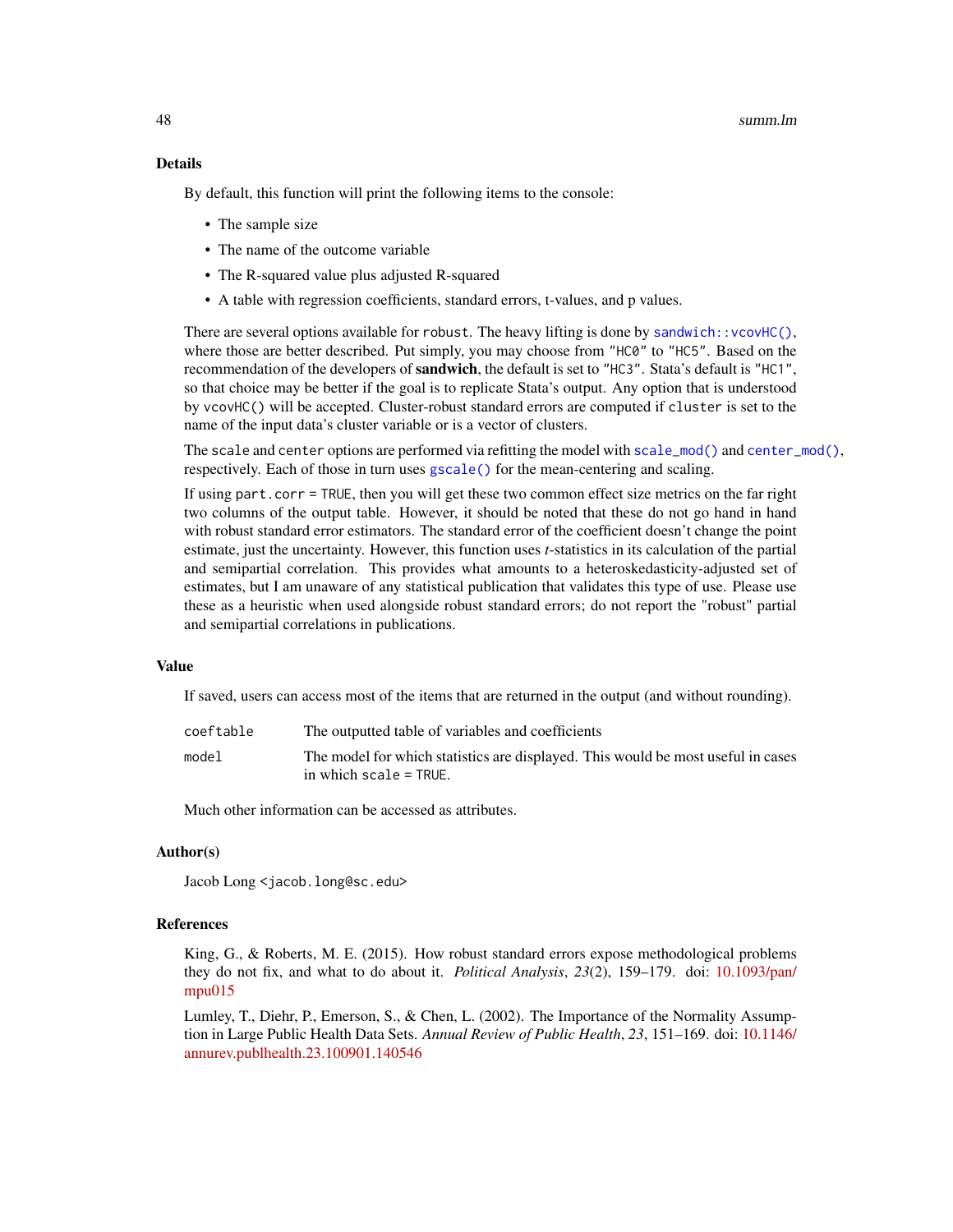## Details

By default, this function will print the following items to the console:

- The sample size
- The name of the outcome variable
- The R-squared value plus adjusted R-squared
- A table with regression coefficients, standard errors, t-values, and p values.

There are several options available for `robust`. The heavy lifting is done by `sandwich::vcovHC()`, where those are better described. Put simply, you may choose from `"HC0"` to `"HC5"`. Based on the recommendation of the developers of **sandwich**, the default is set to `"HC3"`. Stata's default is `"HC1"`, so that choice may be better if the goal is to replicate Stata's output. Any option that is understood by `vcovHC()` will be accepted. Cluster-robust standard errors are computed if `cluster` is set to the name of the input data's cluster variable or is a vector of clusters.

The `scale` and `center` options are performed via refitting the model with `scale_mod()` and `center_mod()`, respectively. Each of those in turn uses `gscale()` for the mean-centering and scaling.

If using `part.corr = TRUE`, then you will get these two common effect size metrics on the far right two columns of the output table. However, it should be noted that these do not go hand in hand with robust standard error estimators. The standard error of the coefficient doesn't change the point estimate, just the uncertainty. However, this function uses *t*-statistics in its calculation of the partial and semipartial correlation. This provides what amounts to a heteroskedasticity-adjusted set of estimates, but I am unaware of any statistical publication that validates this type of use. Please use these as a heuristic when used alongside robust standard errors; do not report the "robust" partial and semipartial correlations in publications.

## Value

If saved, users can access most of the items that are returned in the output (and without rounding).

| | |
|---|---|
| `coeftable` | The outputted table of variables and coefficients |
| `model` | The model for which statistics are displayed. This would be most useful in cases in which `scale = TRUE`. |

Much other information can be accessed as attributes.

## Author(s)

Jacob Long <jacob.long@sc.edu>

## References

King, G., & Roberts, M. E. (2015). How robust standard errors expose methodological problems they do not fix, and what to do about it. *Political Analysis*, *23*(2), 159–179. doi: 10.1093/pan/mpu015

Lumley, T., Diehr, P., Emerson, S., & Chen, L. (2002). The Importance of the Normality Assumption in Large Public Health Data Sets. *Annual Review of Public Health*, *23*, 151–169. doi: 10.1146/annurev.publhealth.23.100901.140546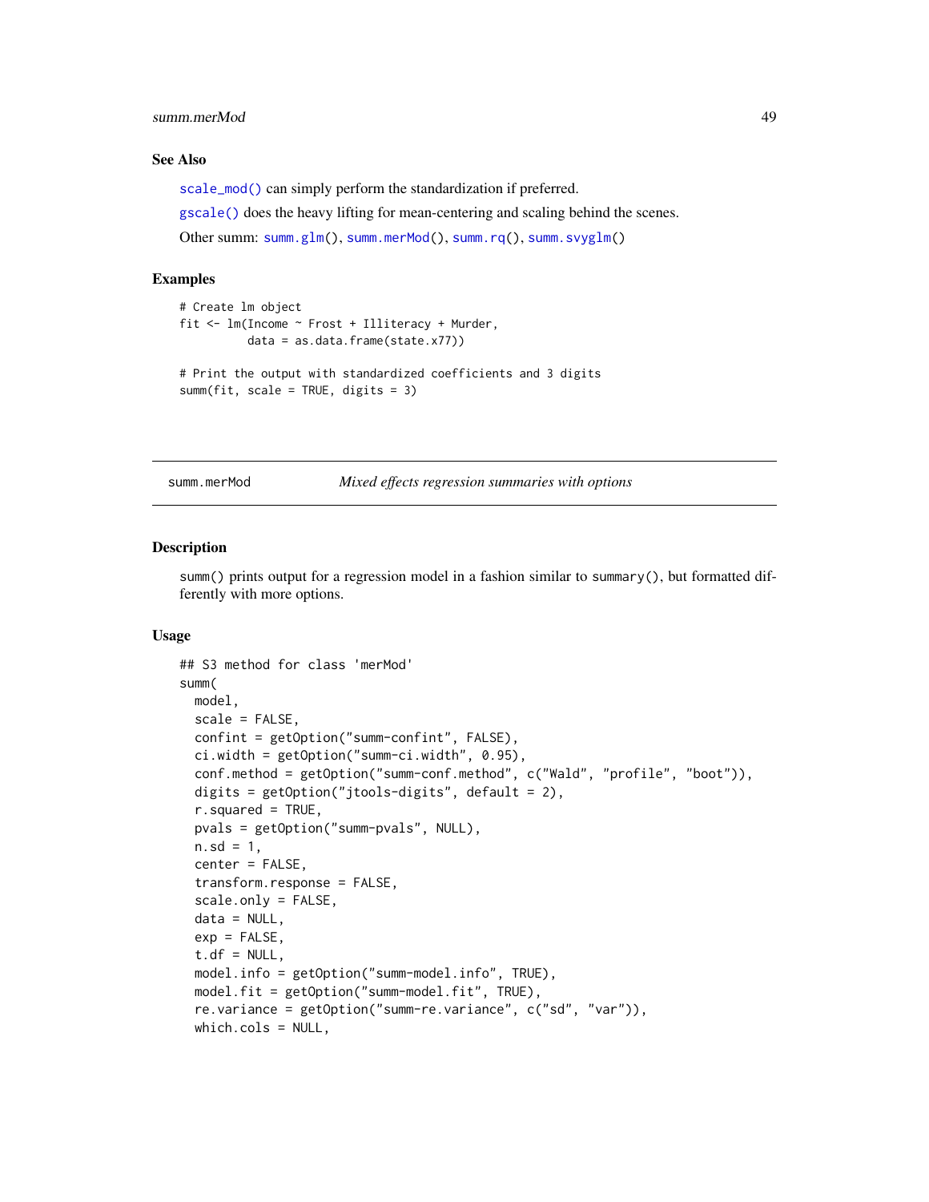## See Also

`scale_mod()` can simply perform the standardization if preferred.

`gscale()` does the heavy lifting for mean-centering and scaling behind the scenes.

Other summ: `summ.glm()`, `summ.merMod()`, `summ.rq()`, `summ.svyglm()`

## Examples

```
# Create lm object
fit <- lm(Income ~ Frost + Illiteracy + Murder,
          data = as.data.frame(state.x77))

# Print the output with standardized coefficients and 3 digits
summ(fit, scale = TRUE, digits = 3)
```

---

# summ.merMod — *Mixed effects regression summaries with options*

---

## Description

`summ()` prints output for a regression model in a fashion similar to `summary()`, but formatted differently with more options.

## Usage

```
## S3 method for class 'merMod'
summ(
  model,
  scale = FALSE,
  confint = getOption("summ-confint", FALSE),
  ci.width = getOption("summ-ci.width", 0.95),
  conf.method = getOption("summ-conf.method", c("Wald", "profile", "boot")),
  digits = getOption("jtools-digits", default = 2),
  r.squared = TRUE,
  pvals = getOption("summ-pvals", NULL),
  n.sd = 1,
  center = FALSE,
  transform.response = FALSE,
  scale.only = FALSE,
  data = NULL,
  exp = FALSE,
  t.df = NULL,
  model.info = getOption("summ-model.info", TRUE),
  model.fit = getOption("summ-model.fit", TRUE),
  re.variance = getOption("summ-re.variance", c("sd", "var")),
  which.cols = NULL,
```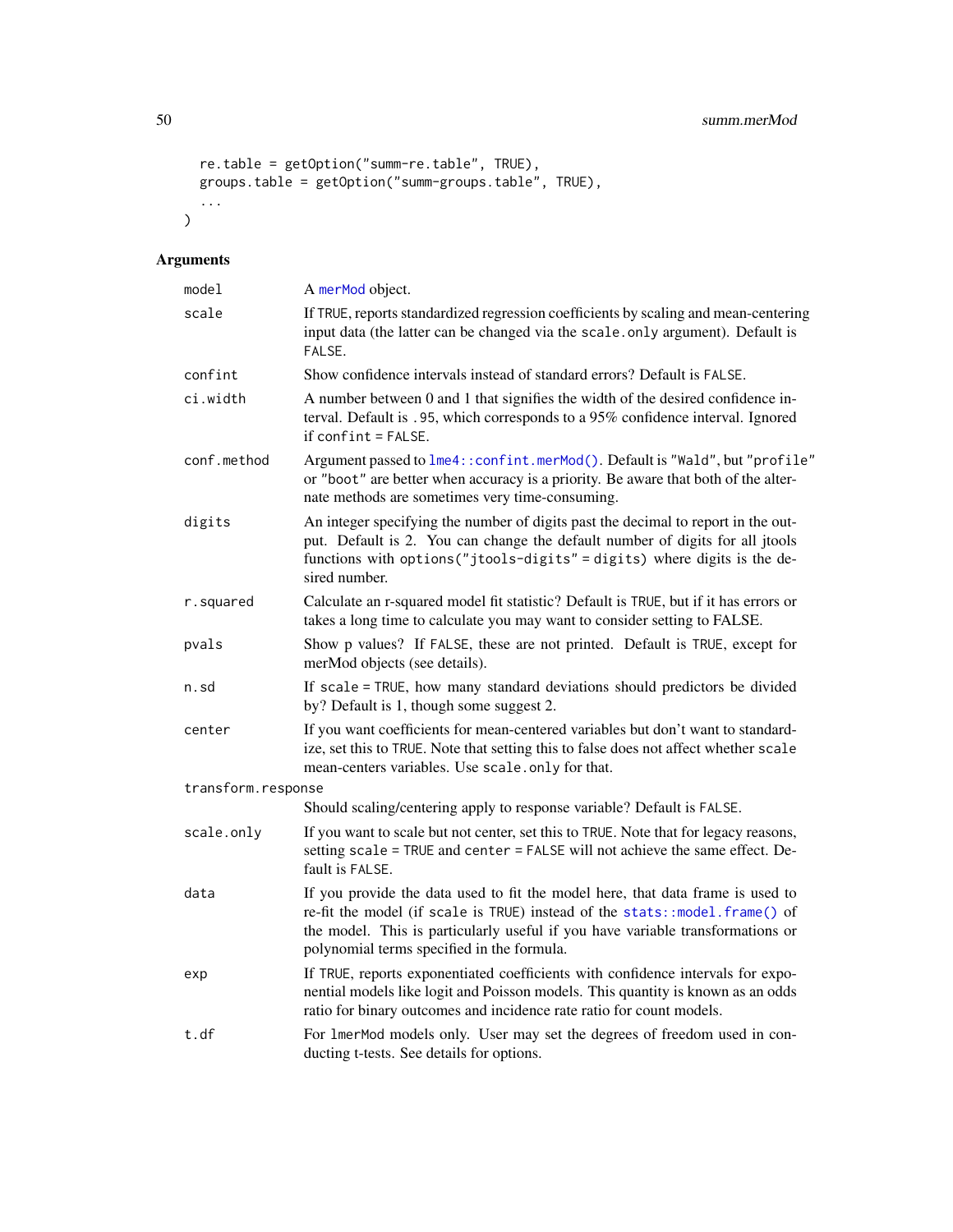```
  re.table = getOption("summ-re.table", TRUE),
  groups.table = getOption("summ-groups.table", TRUE),
  ...
)
```

## Arguments

| Argument | Description |
|---|---|
| `model` | A merMod object. |
| `scale` | If TRUE, reports standardized regression coefficients by scaling and mean-centering input data (the latter can be changed via the `scale.only` argument). Default is FALSE. |
| `confint` | Show confidence intervals instead of standard errors? Default is FALSE. |
| `ci.width` | A number between 0 and 1 that signifies the width of the desired confidence interval. Default is .95, which corresponds to a 95% confidence interval. Ignored if `confint = FALSE`. |
| `conf.method` | Argument passed to `lme4::confint.merMod()`. Default is "Wald", but "profile" or "boot" are better when accuracy is a priority. Be aware that both of the alternate methods are sometimes very time-consuming. |
| `digits` | An integer specifying the number of digits past the decimal to report in the output. Default is 2. You can change the default number of digits for all jtools functions with `options("jtools-digits" = digits)` where digits is the desired number. |
| `r.squared` | Calculate an r-squared model fit statistic? Default is TRUE, but if it has errors or takes a long time to calculate you may want to consider setting to FALSE. |
| `pvals` | Show p values? If FALSE, these are not printed. Default is TRUE, except for merMod objects (see details). |
| `n.sd` | If `scale = TRUE`, how many standard deviations should predictors be divided by? Default is 1, though some suggest 2. |
| `center` | If you want coefficients for mean-centered variables but don't want to standardize, set this to TRUE. Note that setting this to false does not affect whether `scale` mean-centers variables. Use `scale.only` for that. |
| `transform.response` | Should scaling/centering apply to response variable? Default is FALSE. |
| `scale.only` | If you want to scale but not center, set this to TRUE. Note that for legacy reasons, setting `scale = TRUE` and `center = FALSE` will not achieve the same effect. Default is FALSE. |
| `data` | If you provide the data used to fit the model here, that data frame is used to re-fit the model (if `scale` is TRUE) instead of the `stats::model.frame()` of the model. This is particularly useful if you have variable transformations or polynomial terms specified in the formula. |
| `exp` | If TRUE, reports exponentiated coefficients with confidence intervals for exponential models like logit and Poisson models. This quantity is known as an odds ratio for binary outcomes and incidence rate ratio for count models. |
| `t.df` | For lmerMod models only. User may set the degrees of freedom used in conducting t-tests. See details for options. |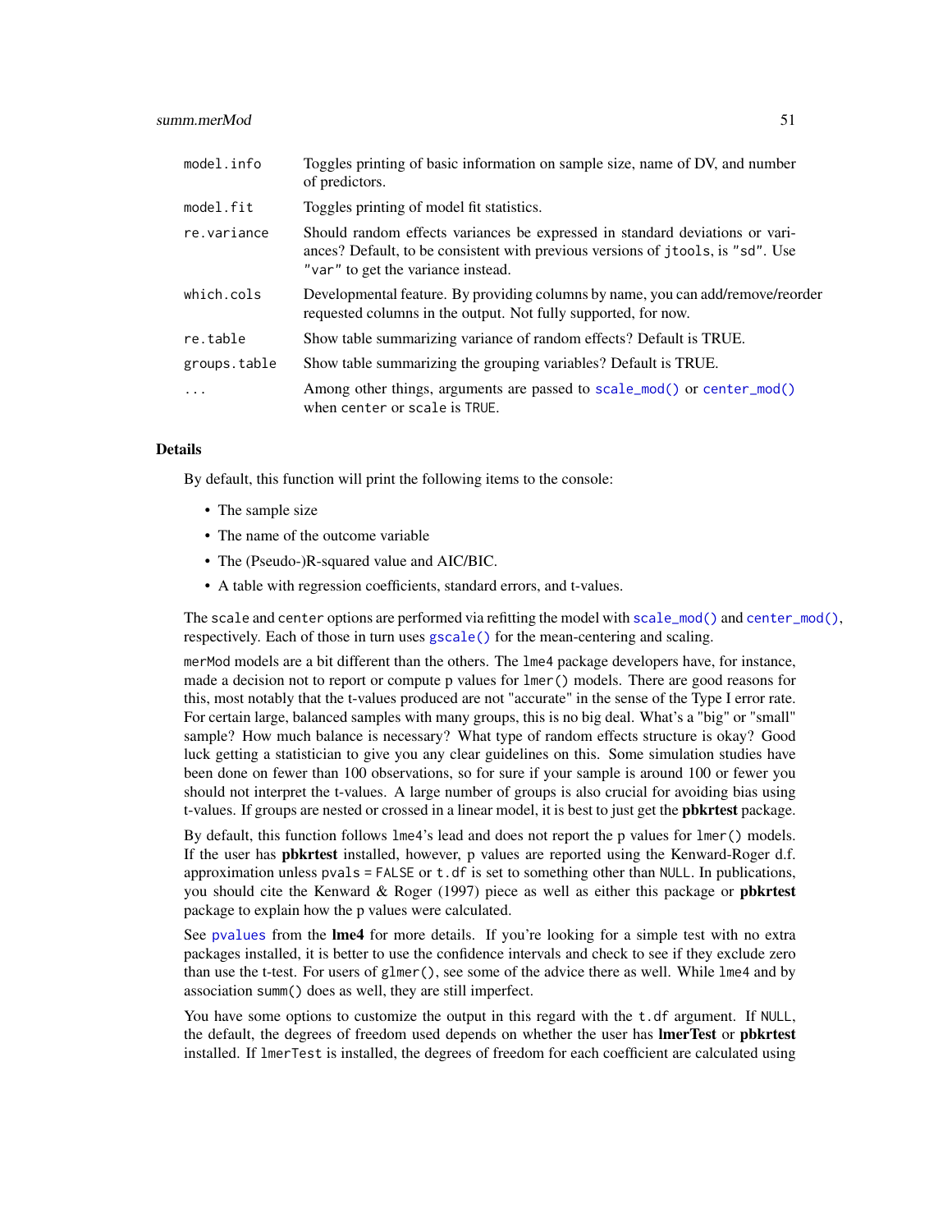| | |
|---|---|
| `model.info` | Toggles printing of basic information on sample size, name of DV, and number of predictors. |
| `model.fit` | Toggles printing of model fit statistics. |
| `re.variance` | Should random effects variances be expressed in standard deviations or variances? Default, to be consistent with previous versions of `jtools`, is `"sd"`. Use `"var"` to get the variance instead. |
| `which.cols` | Developmental feature. By providing columns by name, you can add/remove/reorder requested columns in the output. Not fully supported, for now. |
| `re.table` | Show table summarizing variance of random effects? Default is TRUE. |
| `groups.table` | Show table summarizing the grouping variables? Default is TRUE. |
| `...` | Among other things, arguments are passed to `scale_mod()` or `center_mod()` when `center` or `scale` is `TRUE`. |

## Details

By default, this function will print the following items to the console:

- The sample size
- The name of the outcome variable
- The (Pseudo-)R-squared value and AIC/BIC.
- A table with regression coefficients, standard errors, and t-values.

The `scale` and `center` options are performed via refitting the model with `scale_mod()` and `center_mod()`, respectively. Each of those in turn uses `gscale()` for the mean-centering and scaling.

`merMod` models are a bit different than the others. The `lme4` package developers have, for instance, made a decision not to report or compute p values for `lmer()` models. There are good reasons for this, most notably that the t-values produced are not "accurate" in the sense of the Type I error rate. For certain large, balanced samples with many groups, this is no big deal. What's a "big" or "small" sample? How much balance is necessary? What type of random effects structure is okay? Good luck getting a statistician to give you any clear guidelines on this. Some simulation studies have been done on fewer than 100 observations, so for sure if your sample is around 100 or fewer you should not interpret the t-values. A large number of groups is also crucial for avoiding bias using t-values. If groups are nested or crossed in a linear model, it is best to just get the **pbkrtest** package.

By default, this function follows `lme4`'s lead and does not report the p values for `lmer()` models. If the user has **pbkrtest** installed, however, p values are reported using the Kenward-Roger d.f. approximation unless `pvals = FALSE` or `t.df` is set to something other than `NULL`. In publications, you should cite the Kenward & Roger (1997) piece as well as either this package or **pbkrtest** package to explain how the p values were calculated.

See `pvalues` from the **lme4** for more details. If you're looking for a simple test with no extra packages installed, it is better to use the confidence intervals and check to see if they exclude zero than use the t-test. For users of `glmer()`, see some of the advice there as well. While `lme4` and by association `summ()` does as well, they are still imperfect.

You have some options to customize the output in this regard with the `t.df` argument. If `NULL`, the default, the degrees of freedom used depends on whether the user has **lmerTest** or **pbkrtest** installed. If `lmerTest` is installed, the degrees of freedom for each coefficient are calculated using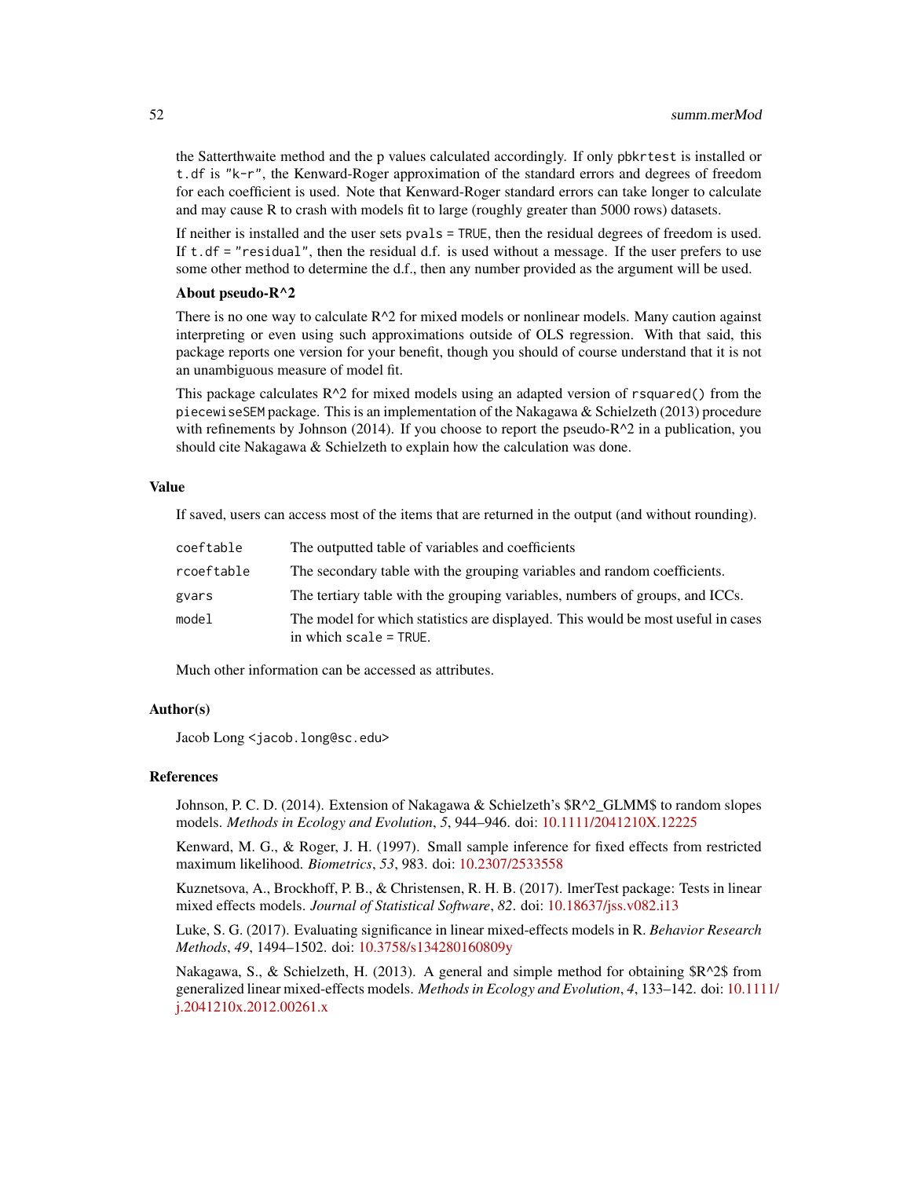the Satterthwaite method and the p values calculated accordingly. If only `pbkrtest` is installed or `t.df` is `"k-r"`, the Kenward-Roger approximation of the standard errors and degrees of freedom for each coefficient is used. Note that Kenward-Roger standard errors can take longer to calculate and may cause R to crash with models fit to large (roughly greater than 5000 rows) datasets.

If neither is installed and the user sets `pvals = TRUE`, then the residual degrees of freedom is used. If `t.df = "residual"`, then the residual d.f. is used without a message. If the user prefers to use some other method to determine the d.f., then any number provided as the argument will be used.

**About pseudo-R^2**

There is no one way to calculate R^2 for mixed models or nonlinear models. Many caution against interpreting or even using such approximations outside of OLS regression. With that said, this package reports one version for your benefit, though you should of course understand that it is not an unambiguous measure of model fit.

This package calculates R^2 for mixed models using an adapted version of `rsquared()` from the `piecewiseSEM` package. This is an implementation of the Nakagawa & Schielzeth (2013) procedure with refinements by Johnson (2014). If you choose to report the pseudo-R^2 in a publication, you should cite Nakagawa & Schielzeth to explain how the calculation was done.

## Value

If saved, users can access most of the items that are returned in the output (and without rounding).

| | |
|---|---|
| `coeftable` | The outputted table of variables and coefficients |
| `rcoeftable` | The secondary table with the grouping variables and random coefficients. |
| `gvars` | The tertiary table with the grouping variables, numbers of groups, and ICCs. |
| `model` | The model for which statistics are displayed. This would be most useful in cases in which `scale = TRUE`. |

Much other information can be accessed as attributes.

## Author(s)

Jacob Long <jacob.long@sc.edu>

## References

Johnson, P. C. D. (2014). Extension of Nakagawa & Schielzeth's $R^2_GLMM$ to random slopes models. *Methods in Ecology and Evolution*, *5*, 944–946. doi: 10.1111/2041210X.12225

Kenward, M. G., & Roger, J. H. (1997). Small sample inference for fixed effects from restricted maximum likelihood. *Biometrics*, *53*, 983. doi: 10.2307/2533558

Kuznetsova, A., Brockhoff, P. B., & Christensen, R. H. B. (2017). lmerTest package: Tests in linear mixed effects models. *Journal of Statistical Software*, *82*. doi: 10.18637/jss.v082.i13

Luke, S. G. (2017). Evaluating significance in linear mixed-effects models in R. *Behavior Research Methods*, *49*, 1494–1502. doi: 10.3758/s134280160809y

Nakagawa, S., & Schielzeth, H. (2013). A general and simple method for obtaining $R^2$ from generalized linear mixed-effects models. *Methods in Ecology and Evolution*, *4*, 133–142. doi: 10.1111/j.2041210x.2012.00261.x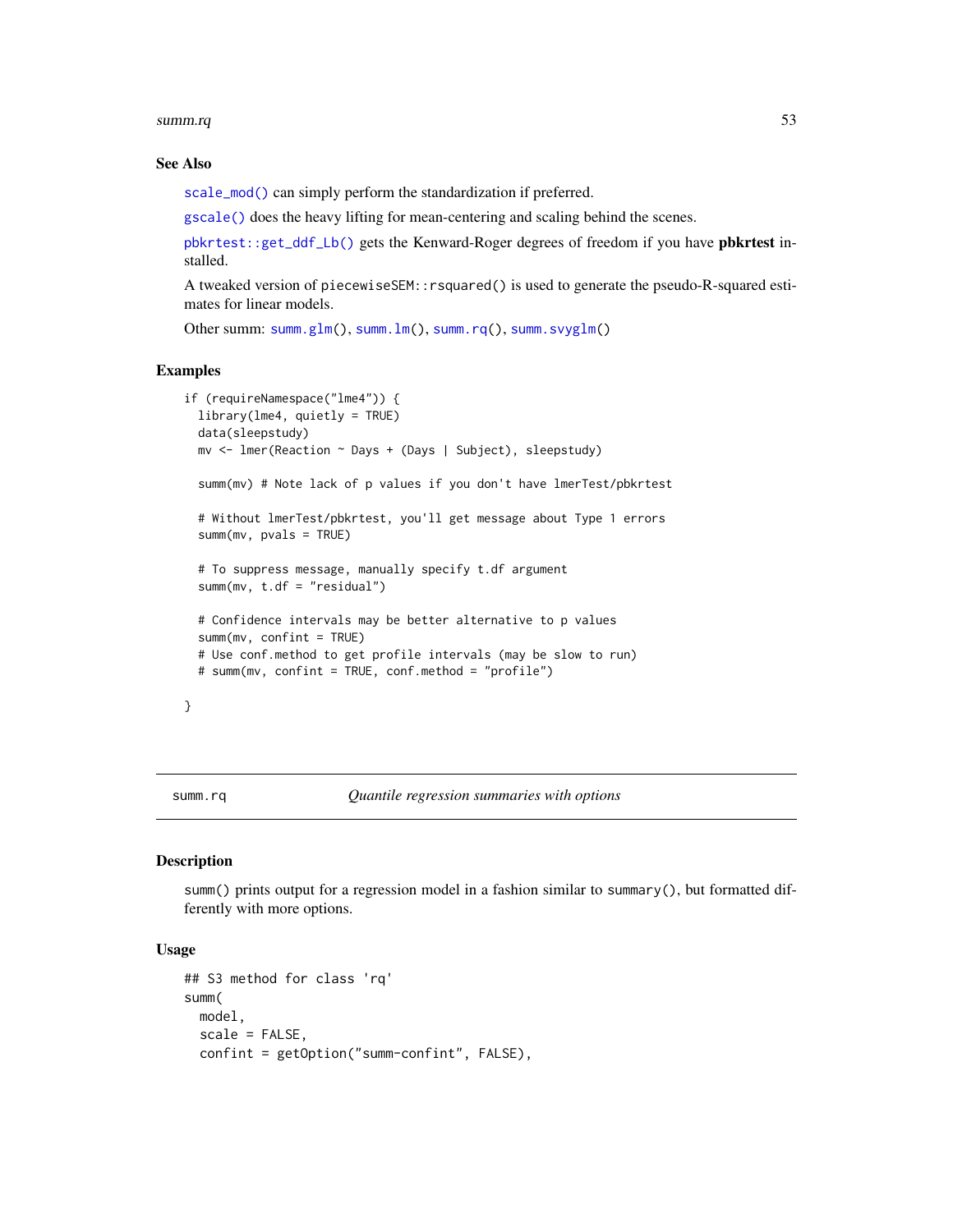### See Also

scale_mod() can simply perform the standardization if preferred.

gscale() does the heavy lifting for mean-centering and scaling behind the scenes.

pbkrtest::get_ddf_Lb() gets the Kenward-Roger degrees of freedom if you have **pbkrtest** installed.

A tweaked version of piecewiseSEM::rsquared() is used to generate the pseudo-R-squared estimates for linear models.

Other summ: summ.glm(), summ.lm(), summ.rq(), summ.svyglm()

### Examples

```
if (requireNamespace("lme4")) {
  library(lme4, quietly = TRUE)
  data(sleepstudy)
  mv <- lmer(Reaction ~ Days + (Days | Subject), sleepstudy)

  summ(mv) # Note lack of p values if you don't have lmerTest/pbkrtest

  # Without lmerTest/pbkrtest, you'll get message about Type 1 errors
  summ(mv, pvals = TRUE)

  # To suppress message, manually specify t.df argument
  summ(mv, t.df = "residual")

  # Confidence intervals may be better alternative to p values
  summ(mv, confint = TRUE)
  # Use conf.method to get profile intervals (may be slow to run)
  # summ(mv, confint = TRUE, conf.method = "profile")

}
```

---

## summ.rq — *Quantile regression summaries with options*

### Description

summ() prints output for a regression model in a fashion similar to summary(), but formatted differently with more options.

### Usage

```
## S3 method for class 'rq'
summ(
  model,
  scale = FALSE,
  confint = getOption("summ-confint", FALSE),
```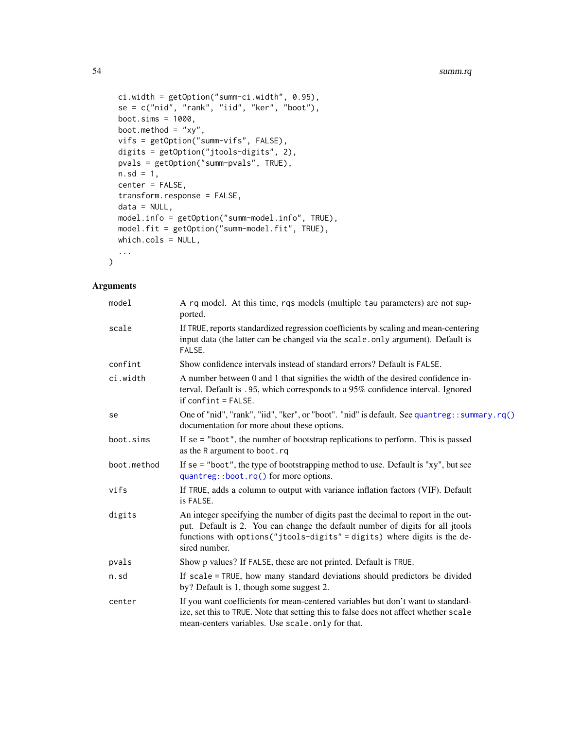```
  ci.width = getOption("summ-ci.width", 0.95),
  se = c("nid", "rank", "iid", "ker", "boot"),
  boot.sims = 1000,
  boot.method = "xy",
  vifs = getOption("summ-vifs", FALSE),
  digits = getOption("jtools-digits", 2),
  pvals = getOption("summ-pvals", TRUE),
  n.sd = 1,
  center = FALSE,
  transform.response = FALSE,
  data = NULL,
  model.info = getOption("summ-model.info", TRUE),
  model.fit = getOption("summ-model.fit", TRUE),
  which.cols = NULL,
  ...
)
```

## Arguments

| | |
|---|---|
| `model` | A `rq` model. At this time, `rqs` models (multiple `tau` parameters) are not supported. |
| `scale` | If `TRUE`, reports standardized regression coefficients by scaling and mean-centering input data (the latter can be changed via the `scale.only` argument). Default is `FALSE`. |
| `confint` | Show confidence intervals instead of standard errors? Default is `FALSE`. |
| `ci.width` | A number between 0 and 1 that signifies the width of the desired confidence interval. Default is `.95`, which corresponds to a 95% confidence interval. Ignored if `confint = FALSE`. |
| `se` | One of "nid", "rank", "iid", "ker", or "boot". "nid" is default. See `quantreg::summary.rq()` documentation for more about these options. |
| `boot.sims` | If `se = "boot"`, the number of bootstrap replications to perform. This is passed as the `R` argument to `boot.rq` |
| `boot.method` | If `se = "boot"`, the type of bootstrapping method to use. Default is "xy", but see `quantreg::boot.rq()` for more options. |
| `vifs` | If `TRUE`, adds a column to output with variance inflation factors (VIF). Default is `FALSE`. |
| `digits` | An integer specifying the number of digits past the decimal to report in the output. Default is 2. You can change the default number of digits for all jtools functions with `options("jtools-digits" = digits)` where digits is the desired number. |
| `pvals` | Show p values? If `FALSE`, these are not printed. Default is `TRUE`. |
| `n.sd` | If `scale = TRUE`, how many standard deviations should predictors be divided by? Default is 1, though some suggest 2. |
| `center` | If you want coefficients for mean-centered variables but don't want to standardize, set this to `TRUE`. Note that setting this to false does not affect whether `scale` mean-centers variables. Use `scale.only` for that. |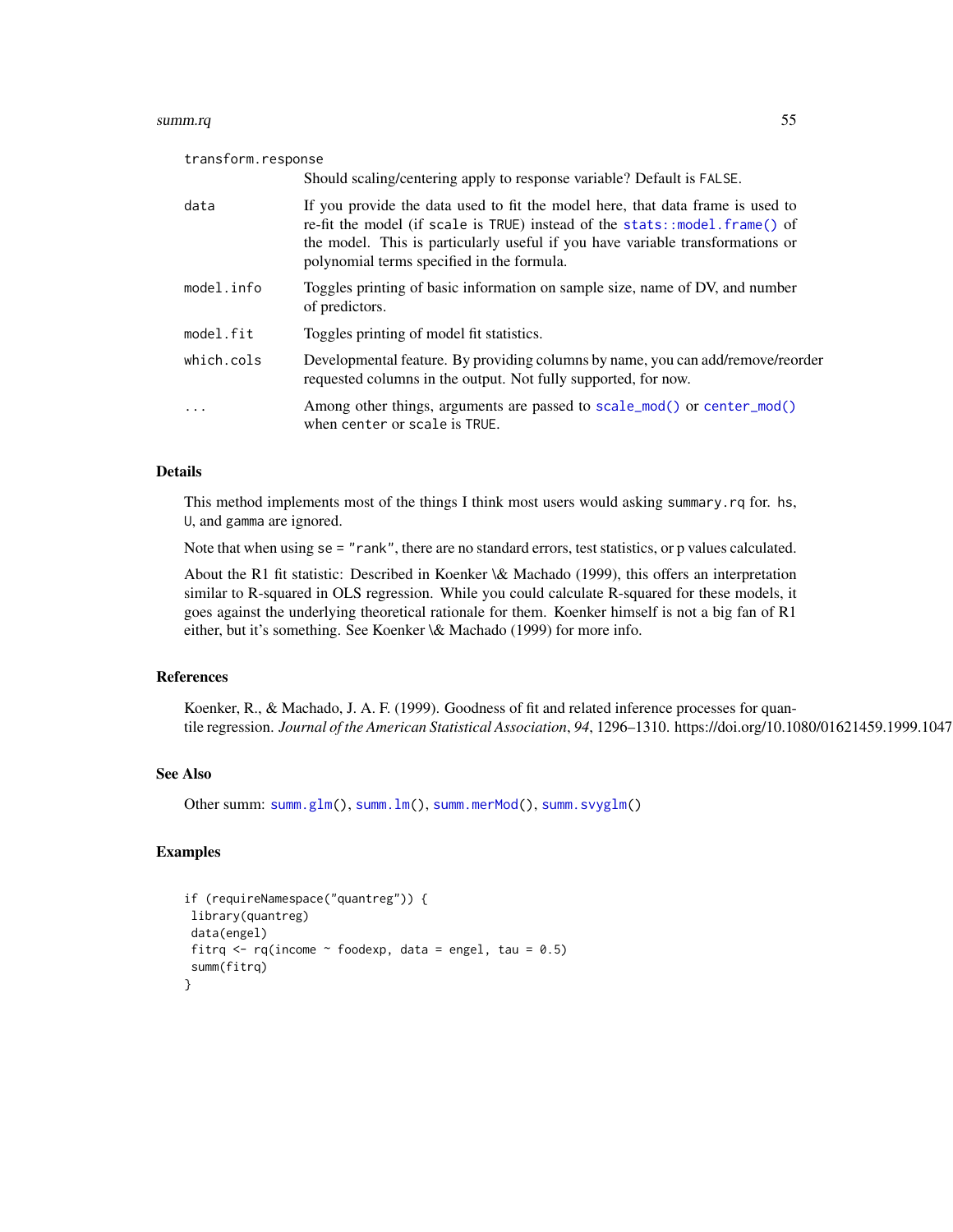transform.response
: Should scaling/centering apply to response variable? Default is `FALSE`.

data
: If you provide the data used to fit the model here, that data frame is used to re-fit the model (if `scale` is `TRUE`) instead of the `stats::model.frame()` of the model. This is particularly useful if you have variable transformations or polynomial terms specified in the formula.

model.info
: Toggles printing of basic information on sample size, name of DV, and number of predictors.

model.fit
: Toggles printing of model fit statistics.

which.cols
: Developmental feature. By providing columns by name, you can add/remove/reorder requested columns in the output. Not fully supported, for now.

...
: Among other things, arguments are passed to `scale_mod()` or `center_mod()` when `center` or `scale` is `TRUE`.

## Details

This method implements most of the things I think most users would asking `summary.rq` for. `hs`, `U`, and `gamma` are ignored.

Note that when using `se = "rank"`, there are no standard errors, test statistics, or p values calculated.

About the R1 fit statistic: Described in Koenker \& Machado (1999), this offers an interpretation similar to R-squared in OLS regression. While you could calculate R-squared for these models, it goes against the underlying theoretical rationale for them. Koenker himself is not a big fan of R1 either, but it's something. See Koenker \& Machado (1999) for more info.

## References

Koenker, R., & Machado, J. A. F. (1999). Goodness of fit and related inference processes for quantile regression. *Journal of the American Statistical Association*, *94*, 1296–1310. https://doi.org/10.1080/01621459.1999.1047

## See Also

Other summ: `summ.glm()`, `summ.lm()`, `summ.merMod()`, `summ.svyglm()`

## Examples

```
if (requireNamespace("quantreg")) {
 library(quantreg)
 data(engel)
 fitrq <- rq(income ~ foodexp, data = engel, tau = 0.5)
 summ(fitrq)
}
```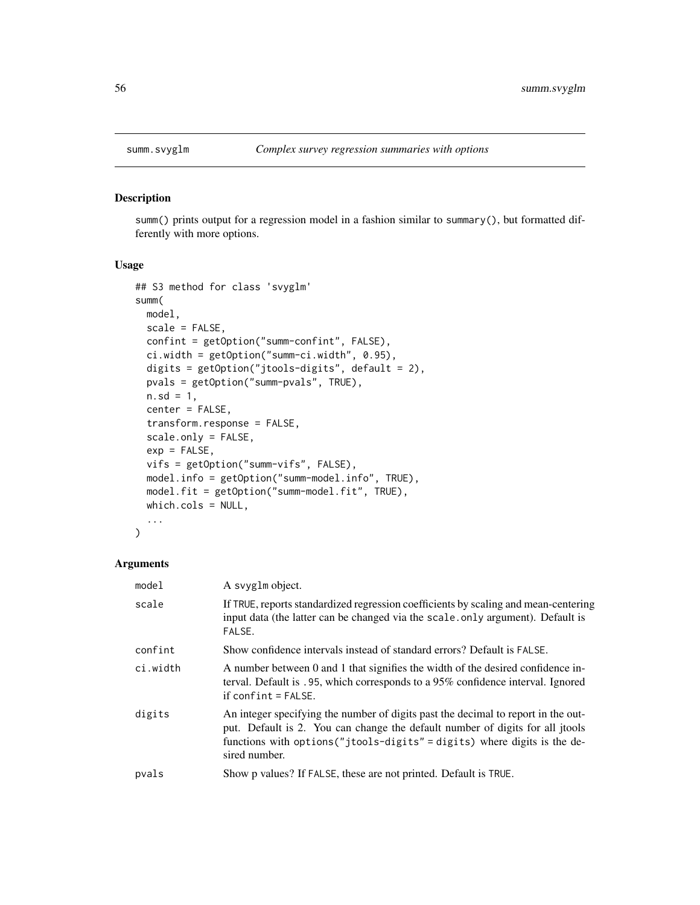# summm.svyglm — Complex survey regression summaries with options

## Description

summ() prints output for a regression model in a fashion similar to summary(), but formatted differently with more options.

## Usage

```
## S3 method for class 'svyglm'
summ(
  model,
  scale = FALSE,
  confint = getOption("summ-confint", FALSE),
  ci.width = getOption("summ-ci.width", 0.95),
  digits = getOption("jtools-digits", default = 2),
  pvals = getOption("summ-pvals", TRUE),
  n.sd = 1,
  center = FALSE,
  transform.response = FALSE,
  scale.only = FALSE,
  exp = FALSE,
  vifs = getOption("summ-vifs", FALSE),
  model.info = getOption("summ-model.info", TRUE),
  model.fit = getOption("summ-model.fit", TRUE),
  which.cols = NULL,
  ...
)
```

## Arguments

| | |
|---|---|
| model | A svyglm object. |
| scale | If TRUE, reports standardized regression coefficients by scaling and mean-centering input data (the latter can be changed via the scale.only argument). Default is FALSE. |
| confint | Show confidence intervals instead of standard errors? Default is FALSE. |
| ci.width | A number between 0 and 1 that signifies the width of the desired confidence interval. Default is .95, which corresponds to a 95% confidence interval. Ignored if confint = FALSE. |
| digits | An integer specifying the number of digits past the decimal to report in the output. Default is 2. You can change the default number of digits for all jtools functions with options("jtools-digits" = digits) where digits is the desired number. |
| pvals | Show p values? If FALSE, these are not printed. Default is TRUE. |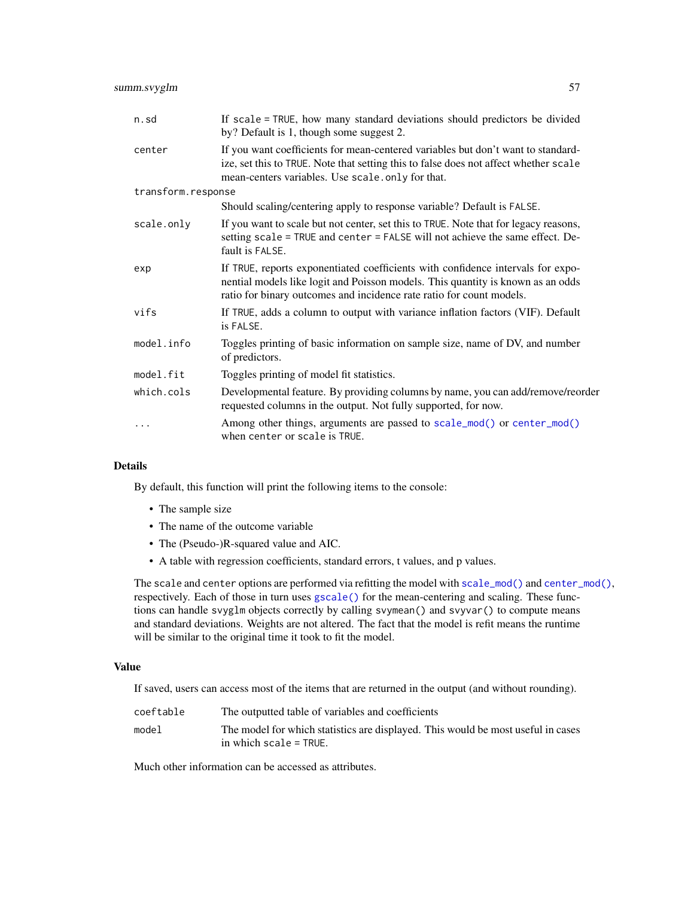| | |
|---|---|
| `n.sd` | If `scale = TRUE`, how many standard deviations should predictors be divided by? Default is 1, though some suggest 2. |
| `center` | If you want coefficients for mean-centered variables but don't want to standardize, set this to `TRUE`. Note that setting this to false does not affect whether `scale` mean-centers variables. Use `scale.only` for that. |
| `transform.response` | Should scaling/centering apply to response variable? Default is `FALSE`. |
| `scale.only` | If you want to scale but not center, set this to `TRUE`. Note that for legacy reasons, setting `scale = TRUE` and `center = FALSE` will not achieve the same effect. Default is `FALSE`. |
| `exp` | If `TRUE`, reports exponentiated coefficients with confidence intervals for exponential models like logit and Poisson models. This quantity is known as an odds ratio for binary outcomes and incidence rate ratio for count models. |
| `vifs` | If `TRUE`, adds a column to output with variance inflation factors (VIF). Default is `FALSE`. |
| `model.info` | Toggles printing of basic information on sample size, name of DV, and number of predictors. |
| `model.fit` | Toggles printing of model fit statistics. |
| `which.cols` | Developmental feature. By providing columns by name, you can add/remove/reorder requested columns in the output. Not fully supported, for now. |
| `...` | Among other things, arguments are passed to `scale_mod()` or `center_mod()` when `center` or `scale` is `TRUE`. |

## Details

By default, this function will print the following items to the console:

- The sample size
- The name of the outcome variable
- The (Pseudo-)R-squared value and AIC.
- A table with regression coefficients, standard errors, t values, and p values.

The `scale` and `center` options are performed via refitting the model with `scale_mod()` and `center_mod()`, respectively. Each of those in turn uses `gscale()` for the mean-centering and scaling. These functions can handle `svyglm` objects correctly by calling `svymean()` and `svyvar()` to compute means and standard deviations. Weights are not altered. The fact that the model is refit means the runtime will be similar to the original time it took to fit the model.

## Value

If saved, users can access most of the items that are returned in the output (and without rounding).

| | |
|---|---|
| `coeftable` | The outputted table of variables and coefficients |
| `model` | The model for which statistics are displayed. This would be most useful in cases in which `scale = TRUE`. |

Much other information can be accessed as attributes.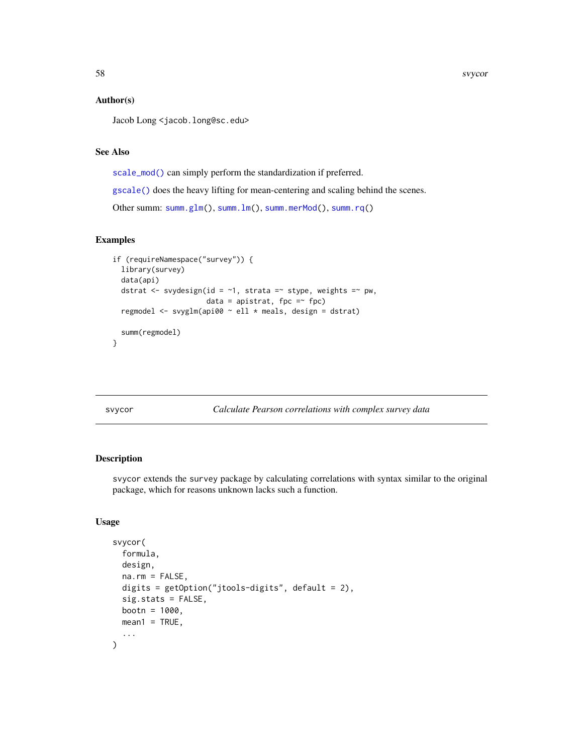### Author(s)

Jacob Long <jacob.long@sc.edu>

### See Also

scale_mod() can simply perform the standardization if preferred.

gscale() does the heavy lifting for mean-centering and scaling behind the scenes.

Other summ: summ.glm(), summ.lm(), summ.merMod(), summ.rq()

### Examples

```
if (requireNamespace("survey")) {
  library(survey)
  data(api)
  dstrat <- svydesign(id = ~1, strata =~ stype, weights =~ pw,
                      data = apistrat, fpc =~ fpc)
  regmodel <- svyglm(api00 ~ ell * meals, design = dstrat)

  summ(regmodel)
}
```

---

## svycor — *Calculate Pearson correlations with complex survey data*

### Description

svycor extends the survey package by calculating correlations with syntax similar to the original package, which for reasons unknown lacks such a function.

### Usage

```
svycor(
  formula,
  design,
  na.rm = FALSE,
  digits = getOption("jtools-digits", default = 2),
  sig.stats = FALSE,
  bootn = 1000,
  mean1 = TRUE,
  ...
)
```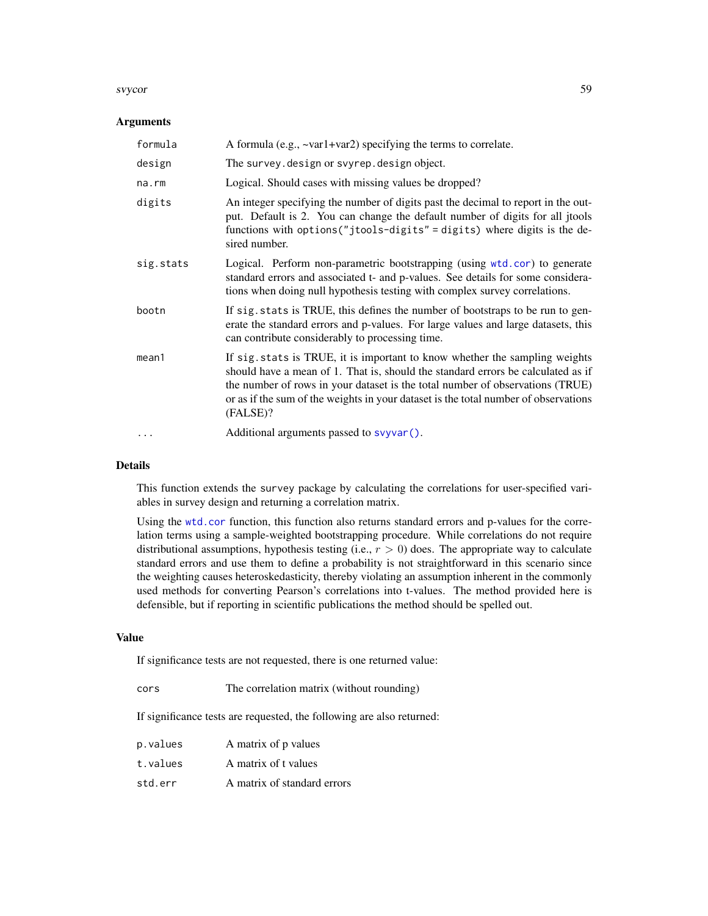### Arguments

| | |
|---|---|
| `formula` | A formula (e.g., ~var1+var2) specifying the terms to correlate. |
| `design` | The `survey.design` or `svyrep.design` object. |
| `na.rm` | Logical. Should cases with missing values be dropped? |
| `digits` | An integer specifying the number of digits past the decimal to report in the output. Default is 2. You can change the default number of digits for all jtools functions with `options("jtools-digits" = digits)` where digits is the desired number. |
| `sig.stats` | Logical. Perform non-parametric bootstrapping (using `wtd.cor`) to generate standard errors and associated t- and p-values. See details for some considerations when doing null hypothesis testing with complex survey correlations. |
| `bootn` | If `sig.stats` is TRUE, this defines the number of bootstraps to be run to generate the standard errors and p-values. For large values and large datasets, this can contribute considerably to processing time. |
| `mean1` | If `sig.stats` is TRUE, it is important to know whether the sampling weights should have a mean of 1. That is, should the standard errors be calculated as if the number of rows in your dataset is the total number of observations (TRUE) or as if the sum of the weights in your dataset is the total number of observations (FALSE)? |
| `...` | Additional arguments passed to `svyvar()`. |

### Details

This function extends the `survey` package by calculating the correlations for user-specified variables in survey design and returning a correlation matrix.

Using the `wtd.cor` function, this function also returns standard errors and p-values for the correlation terms using a sample-weighted bootstrapping procedure. While correlations do not require distributional assumptions, hypothesis testing (i.e., $r > 0$) does. The appropriate way to calculate standard errors and use them to define a probability is not straightforward in this scenario since the weighting causes heteroskedasticity, thereby violating an assumption inherent in the commonly used methods for converting Pearson's correlations into t-values. The method provided here is defensible, but if reporting in scientific publications the method should be spelled out.

### Value

If significance tests are not requested, there is one returned value:

| | |
|---|---|
| `cors` | The correlation matrix (without rounding) |

If significance tests are requested, the following are also returned:

| | |
|---|---|
| `p.values` | A matrix of p values |
| `t.values` | A matrix of t values |
| `std.err` | A matrix of standard errors |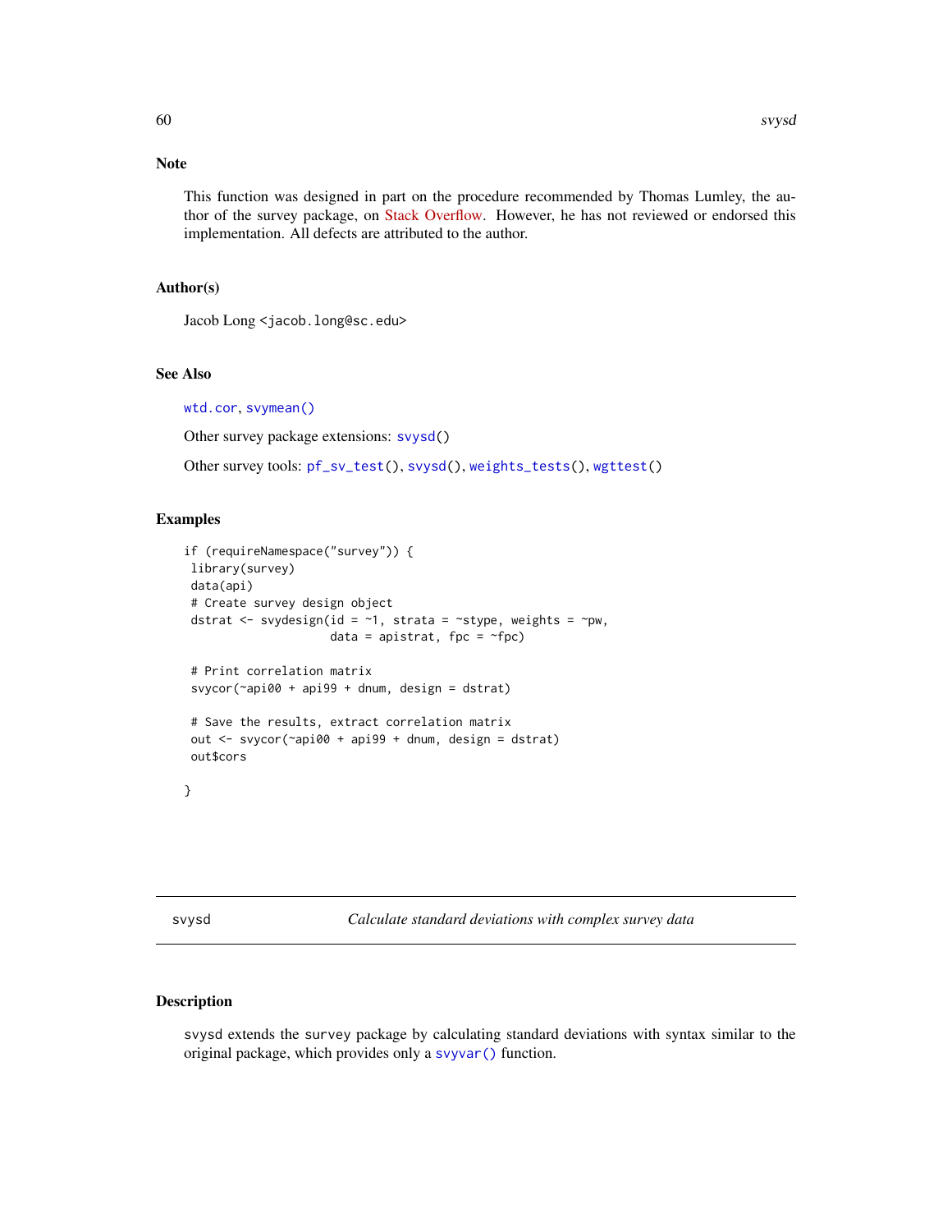## Note

This function was designed in part on the procedure recommended by Thomas Lumley, the author of the survey package, on Stack Overflow. However, he has not reviewed or endorsed this implementation. All defects are attributed to the author.

## Author(s)

Jacob Long <jacob.long@sc.edu>

## See Also

`wtd.cor`, `svymean()`

Other survey package extensions: `svysd()`

Other survey tools: `pf_sv_test()`, `svysd()`, `weights_tests()`, `wgttest()`

## Examples

```
if (requireNamespace("survey")) {
 library(survey)
 data(api)
 # Create survey design object
 dstrat <- svydesign(id = ~1, strata = ~stype, weights = ~pw,
                     data = apistrat, fpc = ~fpc)

 # Print correlation matrix
 svycor(~api00 + api99 + dnum, design = dstrat)

 # Save the results, extract correlation matrix
 out <- svycor(~api00 + api99 + dnum, design = dstrat)
 out$cors

}
```

---

# svysd — *Calculate standard deviations with complex survey data*

## Description

svysd extends the survey package by calculating standard deviations with syntax similar to the original package, which provides only a `svyvar()` function.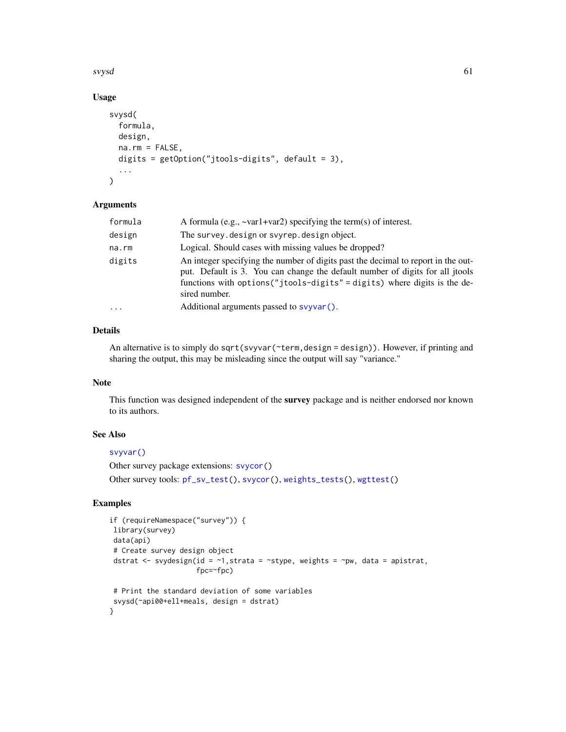## Usage

```
svysd(
  formula,
  design,
  na.rm = FALSE,
  digits = getOption("jtools-digits", default = 3),
  ...
)
```

## Arguments

| | |
|---|---|
| formula | A formula (e.g., ~var1+var2) specifying the term(s) of interest. |
| design | The survey.design or svyrep.design object. |
| na.rm | Logical. Should cases with missing values be dropped? |
| digits | An integer specifying the number of digits past the decimal to report in the output. Default is 3. You can change the default number of digits for all jtools functions with options("jtools-digits" = digits) where digits is the desired number. |
| ... | Additional arguments passed to svyvar(). |

## Details

An alternative is to simply do sqrt(svyvar(~term,design = design)). However, if printing and sharing the output, this may be misleading since the output will say "variance."

## Note

This function was designed independent of the **survey** package and is neither endorsed nor known to its authors.

## See Also

svyvar()

Other survey package extensions: svycor()

Other survey tools: pf_sv_test(), svycor(), weights_tests(), wgttest()

## Examples

```
if (requireNamespace("survey")) {
 library(survey)
 data(api)
 # Create survey design object
 dstrat <- svydesign(id = ~1,strata = ~stype, weights = ~pw, data = apistrat,
                     fpc=~fpc)

 # Print the standard deviation of some variables
 svysd(~api00+ell+meals, design = dstrat)
}
```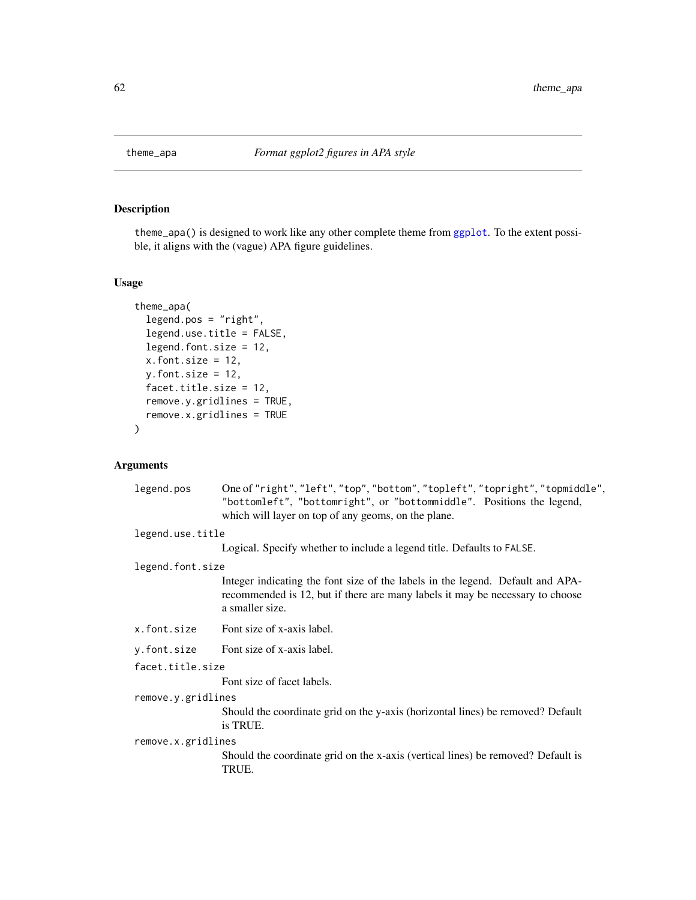## theme_apa — *Format ggplot2 figures in APA style*

### Description

theme_apa() is designed to work like any other complete theme from ggplot. To the extent possible, it aligns with the (vague) APA figure guidelines.

### Usage

```
theme_apa(
  legend.pos = "right",
  legend.use.title = FALSE,
  legend.font.size = 12,
  x.font.size = 12,
  y.font.size = 12,
  facet.title.size = 12,
  remove.y.gridlines = TRUE,
  remove.x.gridlines = TRUE
)
```

### Arguments

`legend.pos`
: One of "right", "left", "top", "bottom", "topleft", "topright", "topmiddle", "bottomleft", "bottomright", or "bottommiddle". Positions the legend, which will layer on top of any geoms, on the plane.

`legend.use.title`
: Logical. Specify whether to include a legend title. Defaults to FALSE.

`legend.font.size`
: Integer indicating the font size of the labels in the legend. Default and APA-recommended is 12, but if there are many labels it may be necessary to choose a smaller size.

`x.font.size`
: Font size of x-axis label.

`y.font.size`
: Font size of x-axis label.

`facet.title.size`
: Font size of facet labels.

`remove.y.gridlines`
: Should the coordinate grid on the y-axis (horizontal lines) be removed? Default is TRUE.

`remove.x.gridlines`
: Should the coordinate grid on the x-axis (vertical lines) be removed? Default is TRUE.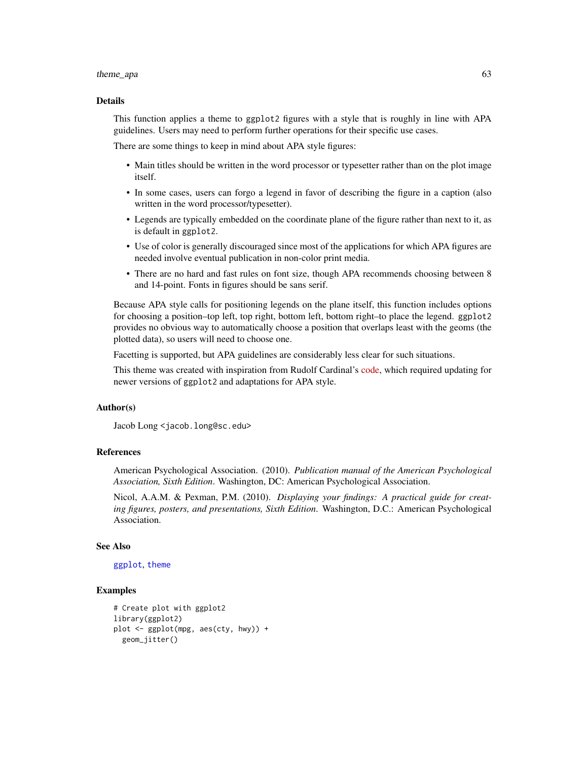## Details

This function applies a theme to ggplot2 figures with a style that is roughly in line with APA guidelines. Users may need to perform further operations for their specific use cases.

There are some things to keep in mind about APA style figures:

- Main titles should be written in the word processor or typesetter rather than on the plot image itself.
- In some cases, users can forgo a legend in favor of describing the figure in a caption (also written in the word processor/typesetter).
- Legends are typically embedded on the coordinate plane of the figure rather than next to it, as is default in ggplot2.
- Use of color is generally discouraged since most of the applications for which APA figures are needed involve eventual publication in non-color print media.
- There are no hard and fast rules on font size, though APA recommends choosing between 8 and 14-point. Fonts in figures should be sans serif.

Because APA style calls for positioning legends on the plane itself, this function includes options for choosing a position–top left, top right, bottom left, bottom right–to place the legend. ggplot2 provides no obvious way to automatically choose a position that overlaps least with the geoms (the plotted data), so users will need to choose one.

Facetting is supported, but APA guidelines are considerably less clear for such situations.

This theme was created with inspiration from Rudolf Cardinal's code, which required updating for newer versions of ggplot2 and adaptations for APA style.

## Author(s)

Jacob Long <jacob.long@sc.edu>

## References

American Psychological Association. (2010). *Publication manual of the American Psychological Association, Sixth Edition*. Washington, DC: American Psychological Association.

Nicol, A.A.M. & Pexman, P.M. (2010). *Displaying your findings: A practical guide for creating figures, posters, and presentations, Sixth Edition*. Washington, D.C.: American Psychological Association.

## See Also

ggplot, theme

## Examples

```
# Create plot with ggplot2
library(ggplot2)
plot <- ggplot(mpg, aes(cty, hwy)) +
  geom_jitter()
```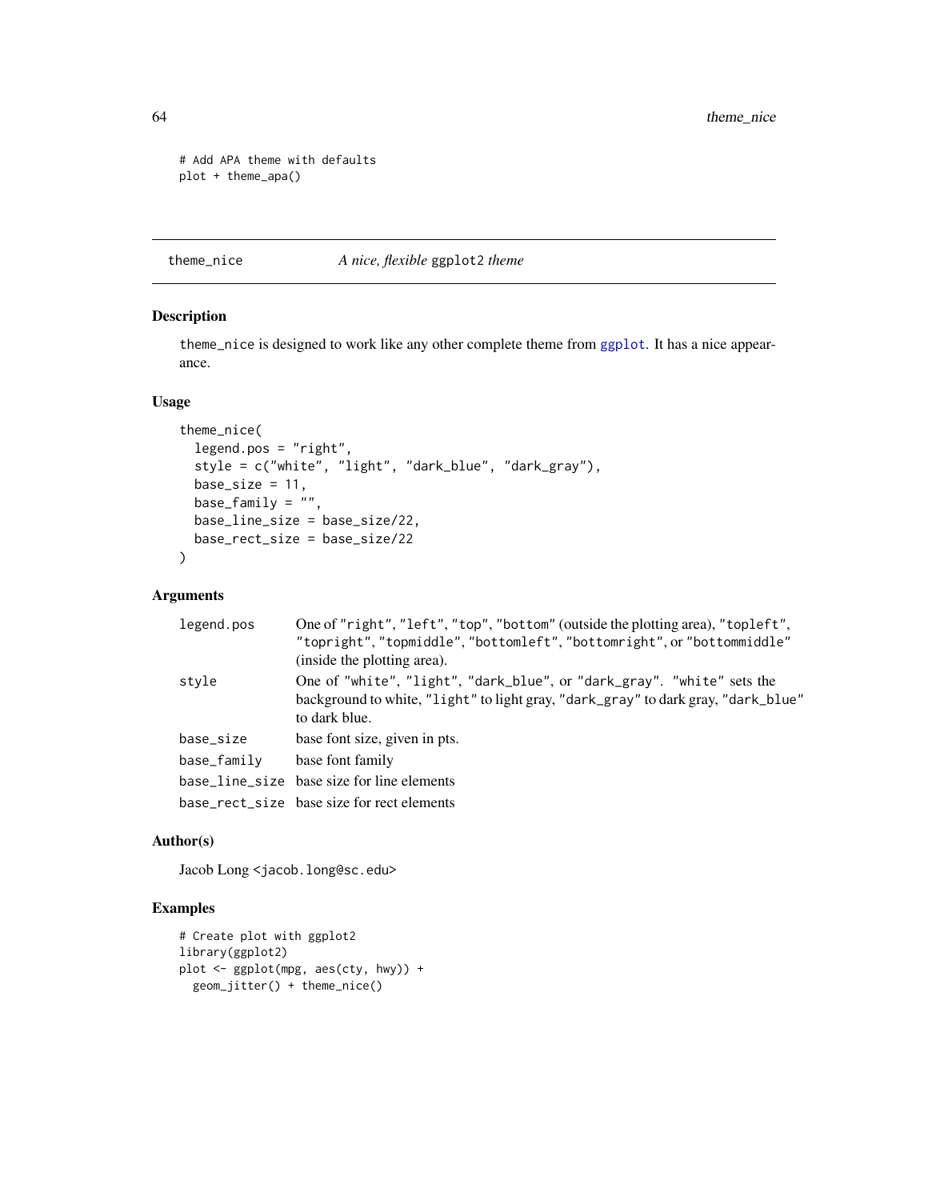```
# Add APA theme with defaults
plot + theme_apa()
```

## theme_nice — *A nice, flexible* ggplot2 *theme*

### Description

theme_nice is designed to work like any other complete theme from ggplot. It has a nice appearance.

### Usage

```
theme_nice(
  legend.pos = "right",
  style = c("white", "light", "dark_blue", "dark_gray"),
  base_size = 11,
  base_family = "",
  base_line_size = base_size/22,
  base_rect_size = base_size/22
)
```

### Arguments

| | |
|---|---|
| legend.pos | One of "right", "left", "top", "bottom" (outside the plotting area), "topleft", "topright", "topmiddle", "bottomleft", "bottomright", or "bottommiddle" (inside the plotting area). |
| style | One of "white", "light", "dark_blue", or "dark_gray". "white" sets the background to white, "light" to light gray, "dark_gray" to dark gray, "dark_blue" to dark blue. |
| base_size | base font size, given in pts. |
| base_family | base font family |
| base_line_size | base size for line elements |
| base_rect_size | base size for rect elements |

### Author(s)

Jacob Long <jacob.long@sc.edu>

### Examples

```
# Create plot with ggplot2
library(ggplot2)
plot <- ggplot(mpg, aes(cty, hwy)) +
  geom_jitter() + theme_nice()
```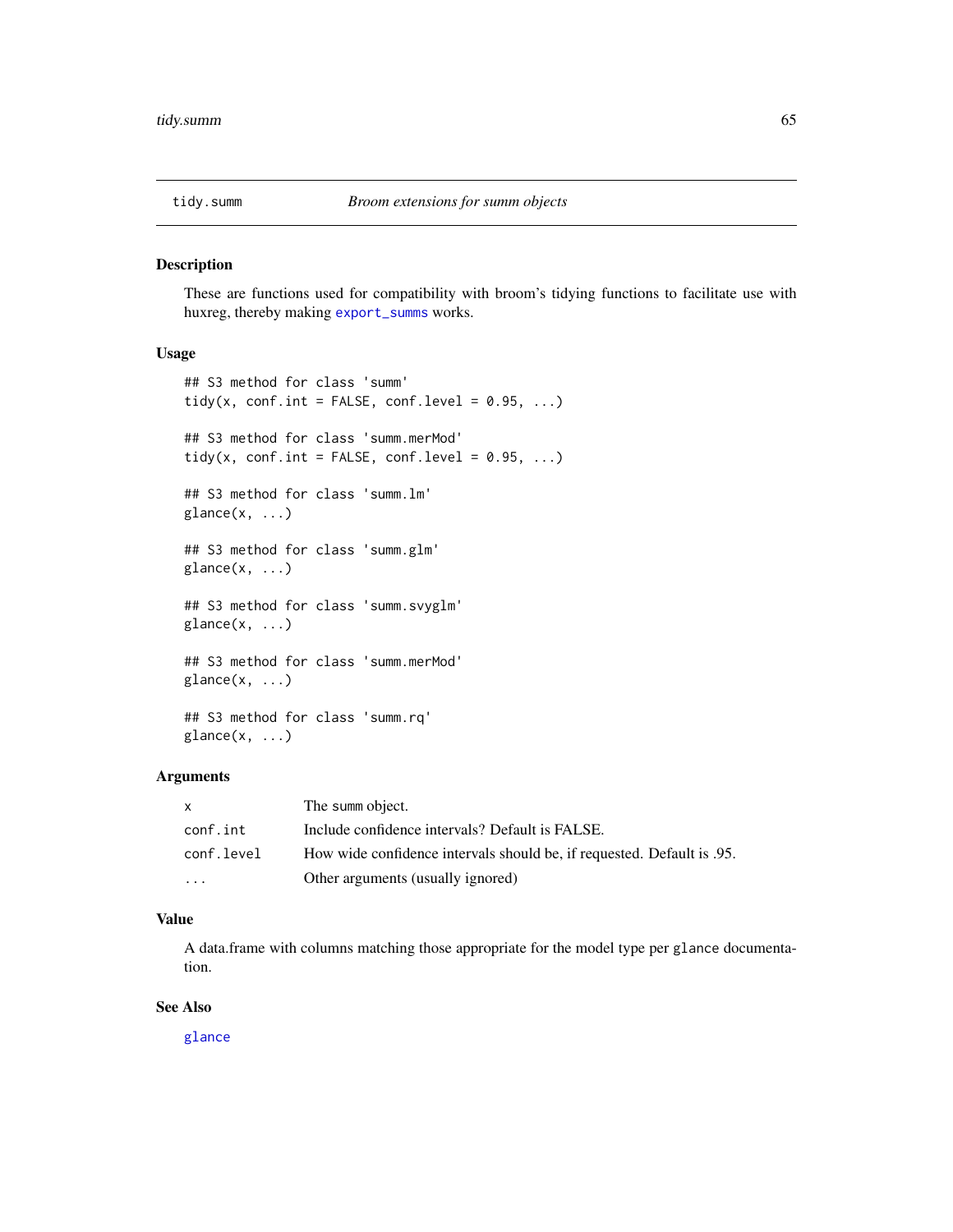## tidy.summm — *Broom extensions for summ objects*

### Description

These are functions used for compatibility with broom's tidying functions to facilitate use with huxreg, thereby making `export_summs` works.

### Usage

```
## S3 method for class 'summ'
tidy(x, conf.int = FALSE, conf.level = 0.95, ...)

## S3 method for class 'summ.merMod'
tidy(x, conf.int = FALSE, conf.level = 0.95, ...)

## S3 method for class 'summ.lm'
glance(x, ...)

## S3 method for class 'summ.glm'
glance(x, ...)

## S3 method for class 'summ.svyglm'
glance(x, ...)

## S3 method for class 'summ.merMod'
glance(x, ...)

## S3 method for class 'summ.rq'
glance(x, ...)
```

### Arguments

| | |
|---|---|
| `x` | The `summ` object. |
| `conf.int` | Include confidence intervals? Default is FALSE. |
| `conf.level` | How wide confidence intervals should be, if requested. Default is .95. |
| `...` | Other arguments (usually ignored) |

### Value

A data.frame with columns matching those appropriate for the model type per `glance` documentation.

### See Also

`glance`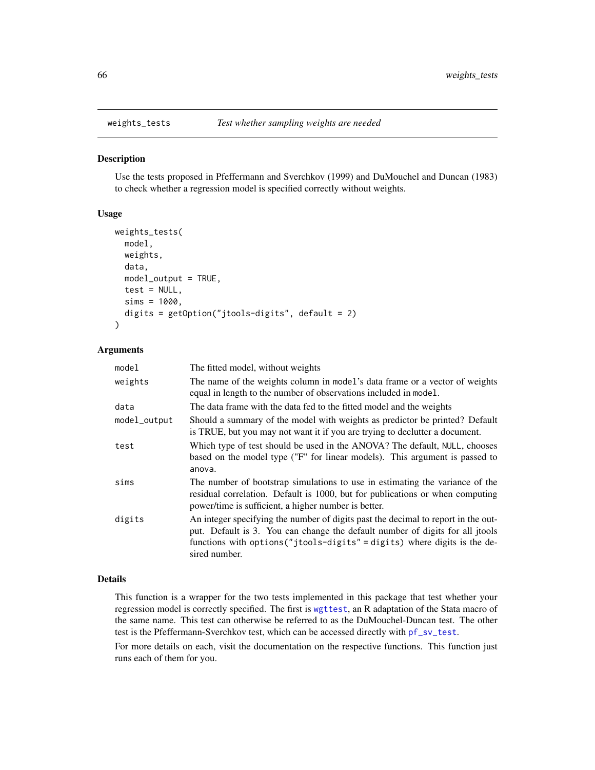## weights_tests *Test whether sampling weights are needed*

### Description

Use the tests proposed in Pfeffermann and Sverchkov (1999) and DuMouchel and Duncan (1983) to check whether a regression model is specified correctly without weights.

### Usage

```
weights_tests(
  model,
  weights,
  data,
  model_output = TRUE,
  test = NULL,
  sims = 1000,
  digits = getOption("jtools-digits", default = 2)
)
```

### Arguments

| | |
|---|---|
| model | The fitted model, without weights |
| weights | The name of the weights column in model's data frame or a vector of weights equal in length to the number of observations included in model. |
| data | The data frame with the data fed to the fitted model and the weights |
| model_output | Should a summary of the model with weights as predictor be printed? Default is TRUE, but you may not want it if you are trying to declutter a document. |
| test | Which type of test should be used in the ANOVA? The default, NULL, chooses based on the model type ("F" for linear models). This argument is passed to anova. |
| sims | The number of bootstrap simulations to use in estimating the variance of the residual correlation. Default is 1000, but for publications or when computing power/time is sufficient, a higher number is better. |
| digits | An integer specifying the number of digits past the decimal to report in the output. Default is 3. You can change the default number of digits for all jtools functions with options("jtools-digits" = digits) where digits is the desired number. |

### Details

This function is a wrapper for the two tests implemented in this package that test whether your regression model is correctly specified. The first is wgttest, an R adaptation of the Stata macro of the same name. This test can otherwise be referred to as the DuMouchel-Duncan test. The other test is the Pfeffermann-Sverchkov test, which can be accessed directly with pf_sv_test.

For more details on each, visit the documentation on the respective functions. This function just runs each of them for you.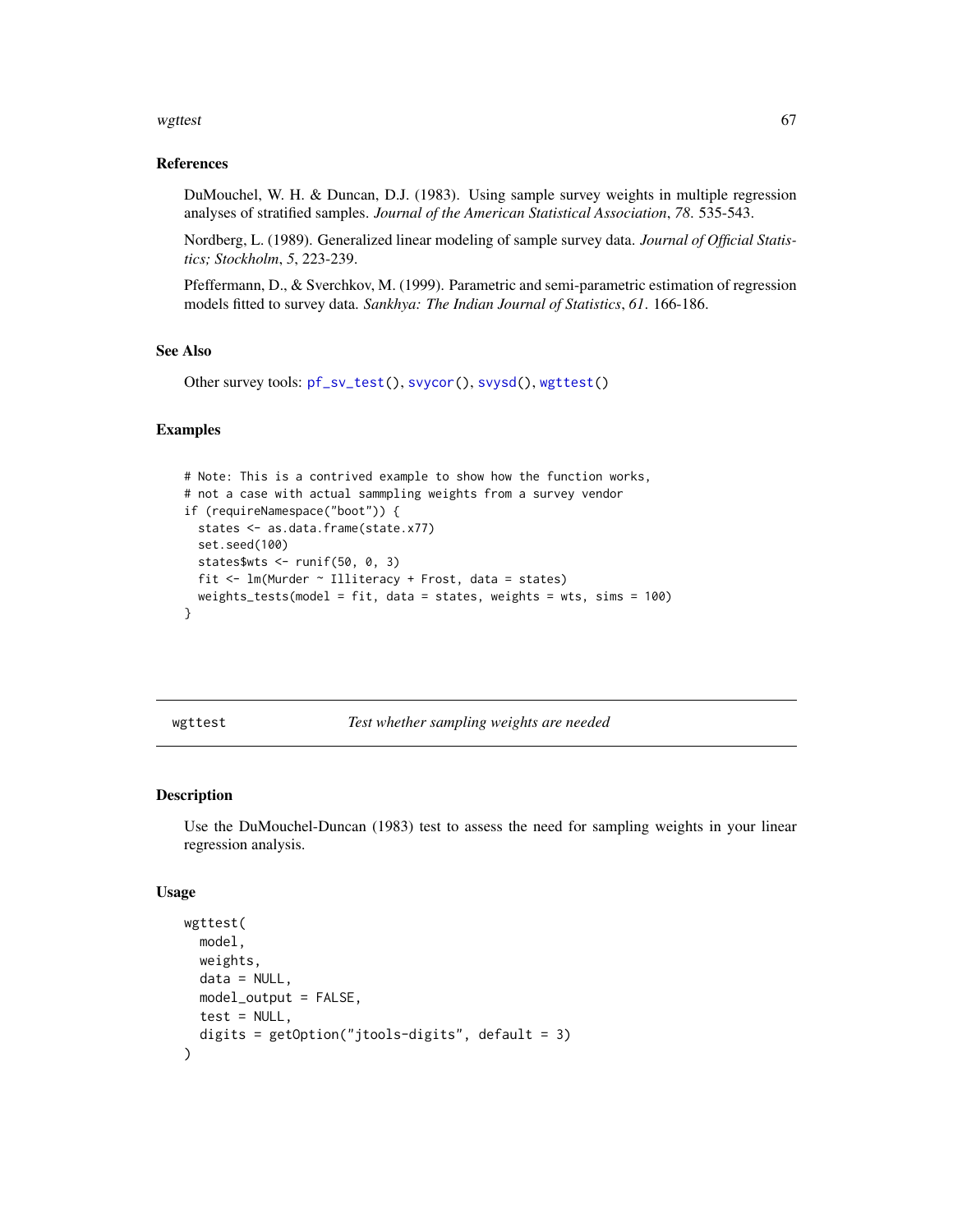## References

DuMouchel, W. H. & Duncan, D.J. (1983). Using sample survey weights in multiple regression analyses of stratified samples. *Journal of the American Statistical Association*, *78*. 535-543.

Nordberg, L. (1989). Generalized linear modeling of sample survey data. *Journal of Official Statistics; Stockholm*, *5*, 223-239.

Pfeffermann, D., & Sverchkov, M. (1999). Parametric and semi-parametric estimation of regression models fitted to survey data. *Sankhya: The Indian Journal of Statistics*, *61*. 166-186.

## See Also

Other survey tools: `pf_sv_test()`, `svycor()`, `svysd()`, `wgttest()`

## Examples

```
# Note: This is a contrived example to show how the function works,
# not a case with actual sammpling weights from a survey vendor
if (requireNamespace("boot")) {
  states <- as.data.frame(state.x77)
  set.seed(100)
  states$wts <- runif(50, 0, 3)
  fit <- lm(Murder ~ Illiteracy + Frost, data = states)
  weights_tests(model = fit, data = states, weights = wts, sims = 100)
}
```

---

# wgttest — *Test whether sampling weights are needed*

## Description

Use the DuMouchel-Duncan (1983) test to assess the need for sampling weights in your linear regression analysis.

## Usage

```
wgttest(
  model,
  weights,
  data = NULL,
  model_output = FALSE,
  test = NULL,
  digits = getOption("jtools-digits", default = 3)
)
```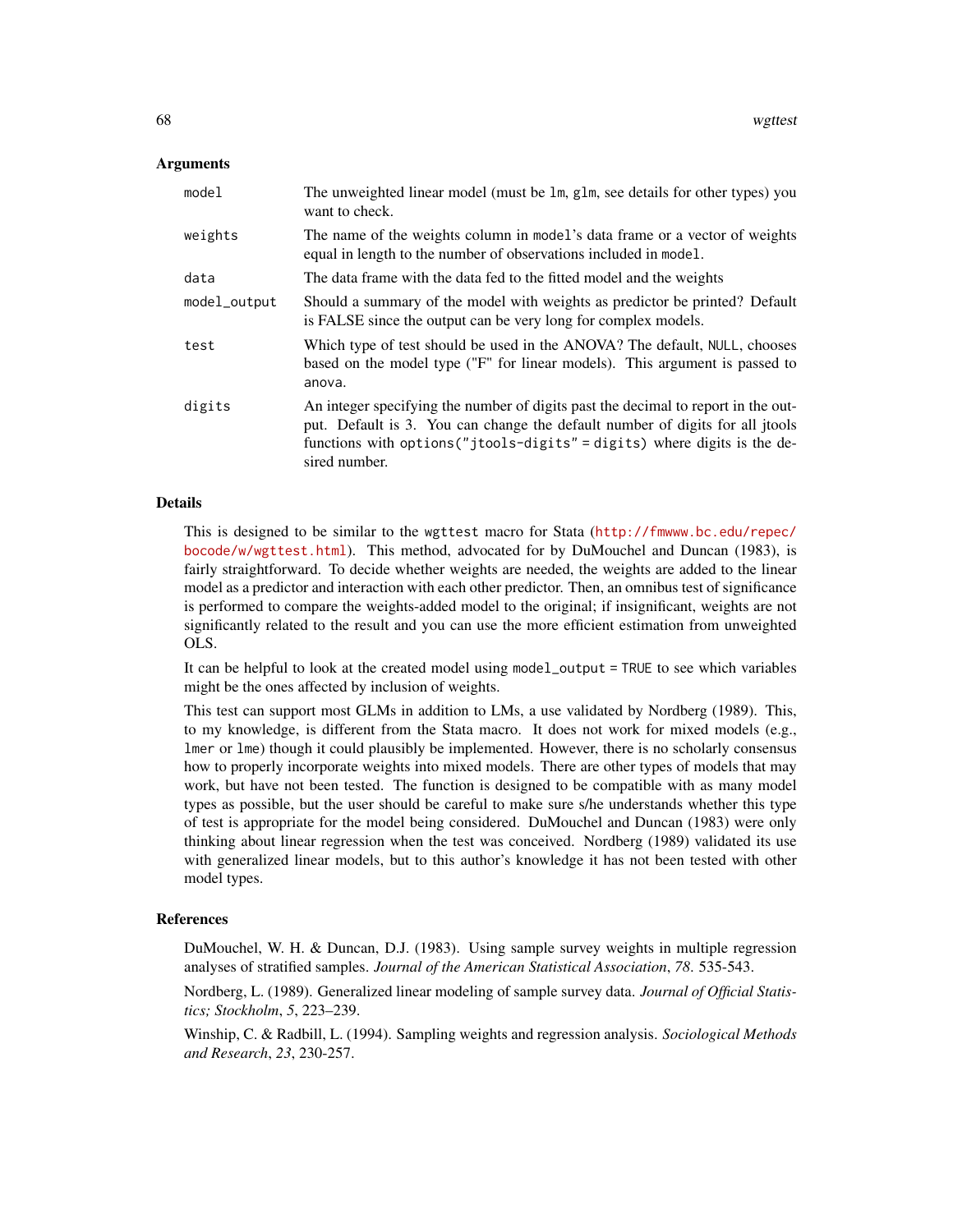### Arguments

| | |
|---|---|
| model | The unweighted linear model (must be lm, glm, see details for other types) you want to check. |
| weights | The name of the weights column in model's data frame or a vector of weights equal in length to the number of observations included in model. |
| data | The data frame with the data fed to the fitted model and the weights |
| model_output | Should a summary of the model with weights as predictor be printed? Default is FALSE since the output can be very long for complex models. |
| test | Which type of test should be used in the ANOVA? The default, NULL, chooses based on the model type ("F" for linear models). This argument is passed to anova. |
| digits | An integer specifying the number of digits past the decimal to report in the output. Default is 3. You can change the default number of digits for all jtools functions with options("jtools-digits" = digits) where digits is the desired number. |

### Details

This is designed to be similar to the wgttest macro for Stata (http://fmwww.bc.edu/repec/bocode/w/wgttest.html). This method, advocated for by DuMouchel and Duncan (1983), is fairly straightforward. To decide whether weights are needed, the weights are added to the linear model as a predictor and interaction with each other predictor. Then, an omnibus test of significance is performed to compare the weights-added model to the original; if insignificant, weights are not significantly related to the result and you can use the more efficient estimation from unweighted OLS.

It can be helpful to look at the created model using model_output = TRUE to see which variables might be the ones affected by inclusion of weights.

This test can support most GLMs in addition to LMs, a use validated by Nordberg (1989). This, to my knowledge, is different from the Stata macro. It does not work for mixed models (e.g., lmer or lme) though it could plausibly be implemented. However, there is no scholarly consensus how to properly incorporate weights into mixed models. There are other types of models that may work, but have not been tested. The function is designed to be compatible with as many model types as possible, but the user should be careful to make sure s/he understands whether this type of test is appropriate for the model being considered. DuMouchel and Duncan (1983) were only thinking about linear regression when the test was conceived. Nordberg (1989) validated its use with generalized linear models, but to this author's knowledge it has not been tested with other model types.

### References

DuMouchel, W. H. & Duncan, D.J. (1983). Using sample survey weights in multiple regression analyses of stratified samples. *Journal of the American Statistical Association*, *78*. 535-543.

Nordberg, L. (1989). Generalized linear modeling of sample survey data. *Journal of Official Statistics; Stockholm*, *5*, 223–239.

Winship, C. & Radbill, L. (1994). Sampling weights and regression analysis. *Sociological Methods and Research*, *23*, 230-257.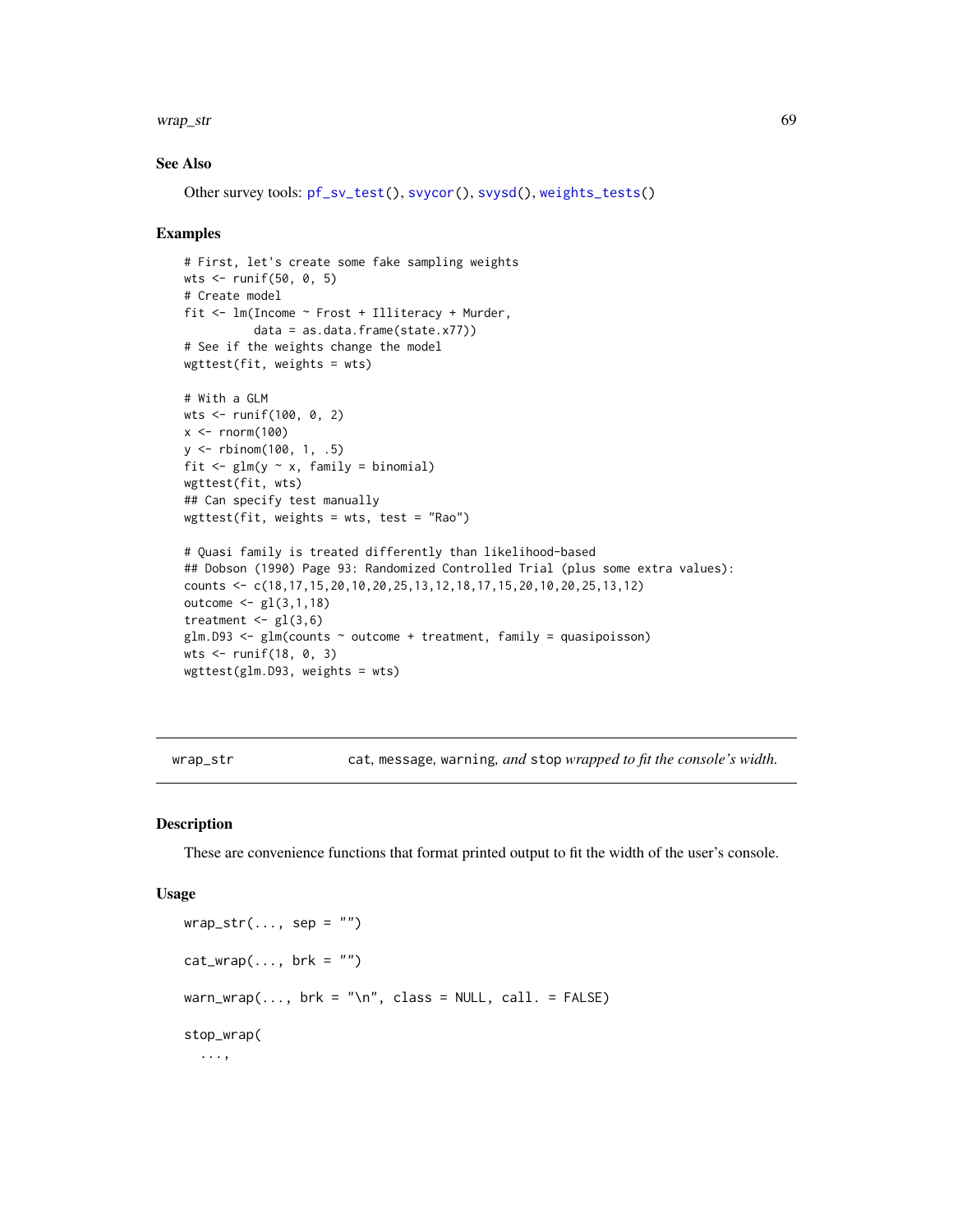### See Also

Other survey tools: `pf_sv_test()`, `svycor()`, `svysd()`, `weights_tests()`

### Examples

```
# First, let's create some fake sampling weights
wts <- runif(50, 0, 5)
# Create model
fit <- lm(Income ~ Frost + Illiteracy + Murder,
          data = as.data.frame(state.x77))
# See if the weights change the model
wgttest(fit, weights = wts)

# With a GLM
wts <- runif(100, 0, 2)
x <- rnorm(100)
y <- rbinom(100, 1, .5)
fit <- glm(y ~ x, family = binomial)
wgttest(fit, wts)
## Can specify test manually
wgttest(fit, weights = wts, test = "Rao")

# Quasi family is treated differently than likelihood-based
## Dobson (1990) Page 93: Randomized Controlled Trial (plus some extra values):
counts <- c(18,17,15,20,10,20,25,13,12,18,17,15,20,10,20,25,13,12)
outcome <- gl(3,1,18)
treatment <- gl(3,6)
glm.D93 <- glm(counts ~ outcome + treatment, family = quasipoisson)
wts <- runif(18, 0, 3)
wgttest(glm.D93, weights = wts)
```

---

## wrap_str — `cat`, `message`, `warning`, *and* `stop` *wrapped to fit the console's width.*

### Description

These are convenience functions that format printed output to fit the width of the user's console.

### Usage

```
wrap_str(..., sep = "")

cat_wrap(..., brk = "")

warn_wrap(..., brk = "\n", class = NULL, call. = FALSE)

stop_wrap(
  ...,
```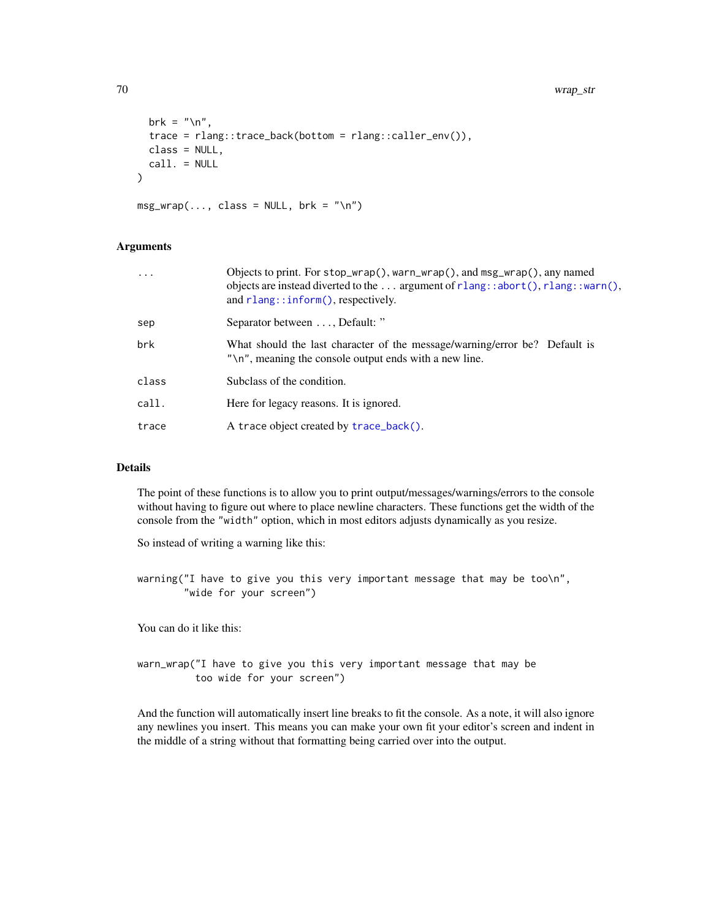```
  brk = "\n",
  trace = rlang::trace_back(bottom = rlang::caller_env()),
  class = NULL,
  call. = NULL
)

msg_wrap(..., class = NULL, brk = "\n")
```

## Arguments

| | |
|---|---|
| ... | Objects to print. For `stop_wrap()`, `warn_wrap()`, and `msg_wrap()`, any named objects are instead diverted to the ... argument of `rlang::abort()`, `rlang::warn()`, and `rlang::inform()`, respectively. |
| sep | Separator between ..., Default: '' |
| brk | What should the last character of the message/warning/error be? Default is `"\n"`, meaning the console output ends with a new line. |
| class | Subclass of the condition. |
| call. | Here for legacy reasons. It is ignored. |
| trace | A trace object created by `trace_back()`. |

## Details

The point of these functions is to allow you to print output/messages/warnings/errors to the console without having to figure out where to place newline characters. These functions get the width of the console from the `"width"` option, which in most editors adjusts dynamically as you resize.

So instead of writing a warning like this:

```
warning("I have to give you this very important message that may be too\n",
        "wide for your screen")
```

You can do it like this:

```
warn_wrap("I have to give you this very important message that may be
          too wide for your screen")
```

And the function will automatically insert line breaks to fit the console. As a note, it will also ignore any newlines you insert. This means you can make your own fit your editor's screen and indent in the middle of a string without that formatting being carried over into the output.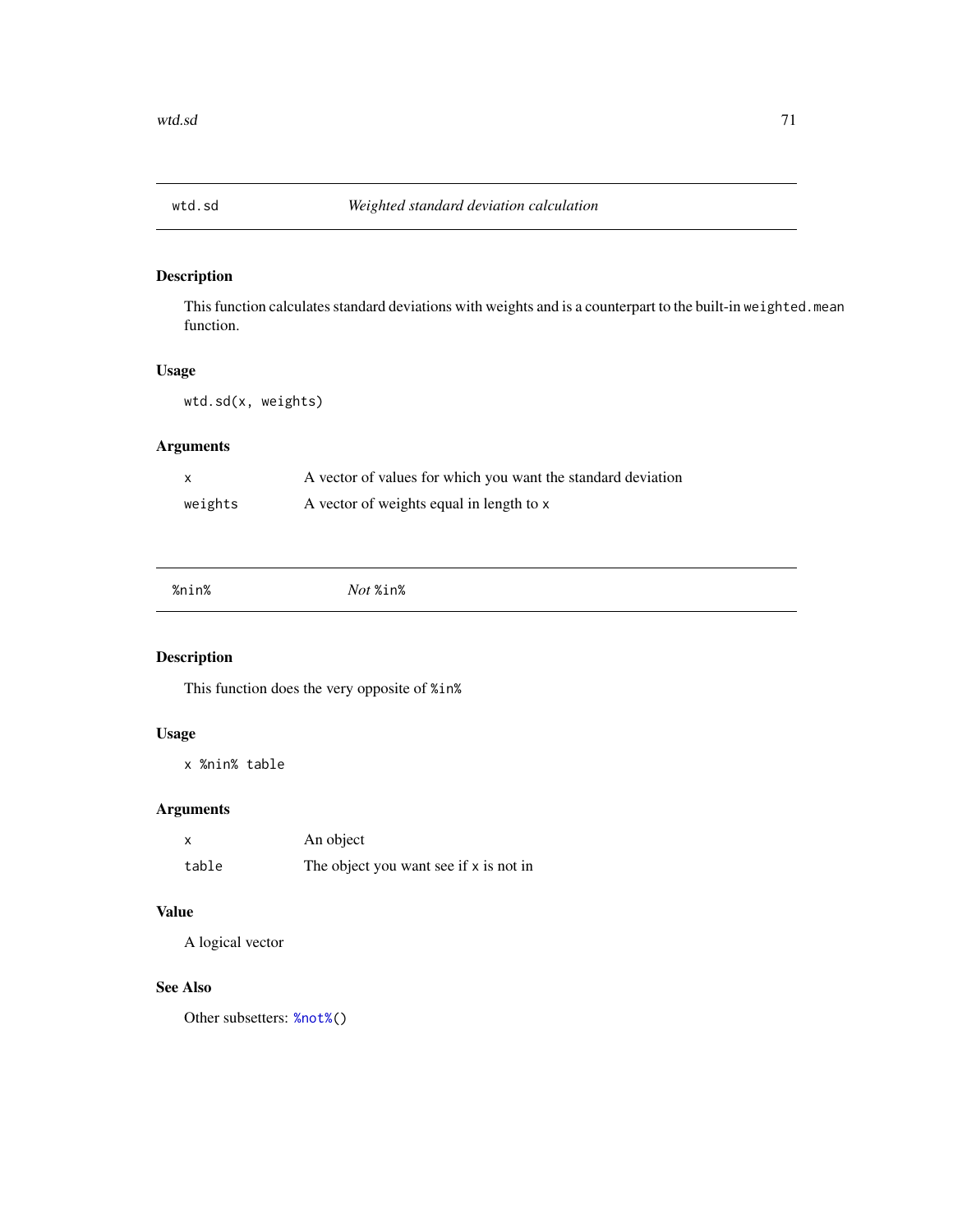## wtd.sd *Weighted standard deviation calculation*

### Description

This function calculates standard deviations with weights and is a counterpart to the built-in `weighted.mean` function.

### Usage

```
wtd.sd(x, weights)
```

### Arguments

| | |
|---|---|
| `x` | A vector of values for which you want the standard deviation |
| `weights` | A vector of weights equal in length to `x` |

## %nin% *Not* `%in%`

### Description

This function does the very opposite of `%in%`

### Usage

```
x %nin% table
```

### Arguments

| | |
|---|---|
| `x` | An object |
| `table` | The object you want see if `x` is not in |

### Value

A logical vector

### See Also

Other subsetters: `%not%`()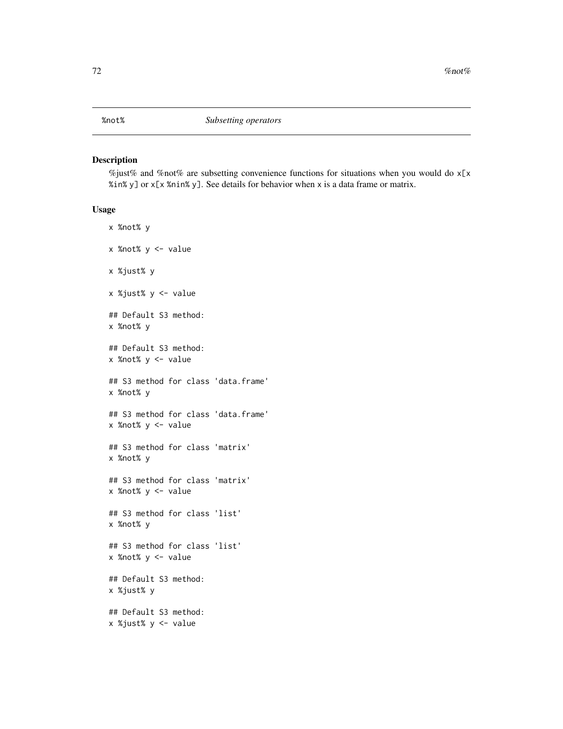# %not% *Subsetting operators*

## Description

%just% and %not% are subsetting convenience functions for situations when you would do `x[x %in% y]` or `x[x %nin% y]`. See details for behavior when `x` is a data frame or matrix.

## Usage

```
x %not% y

x %not% y <- value

x %just% y

x %just% y <- value

## Default S3 method:
x %not% y

## Default S3 method:
x %not% y <- value

## S3 method for class 'data.frame'
x %not% y

## S3 method for class 'data.frame'
x %not% y <- value

## S3 method for class 'matrix'
x %not% y

## S3 method for class 'matrix'
x %not% y <- value

## S3 method for class 'list'
x %not% y

## S3 method for class 'list'
x %not% y <- value

## Default S3 method:
x %just% y

## Default S3 method:
x %just% y <- value
```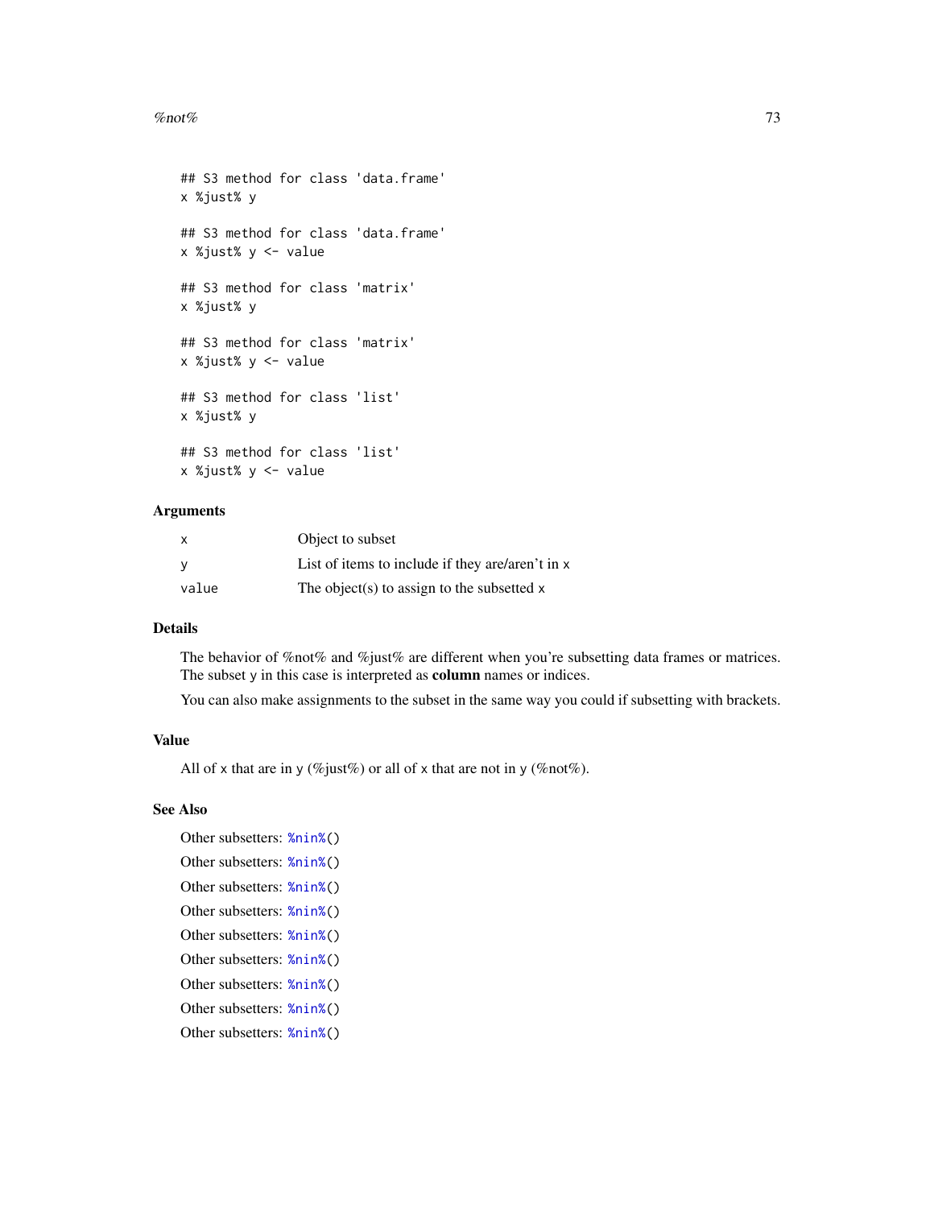```
## S3 method for class 'data.frame'
x %just% y

## S3 method for class 'data.frame'
x %just% y <- value

## S3 method for class 'matrix'
x %just% y

## S3 method for class 'matrix'
x %just% y <- value

## S3 method for class 'list'
x %just% y

## S3 method for class 'list'
x %just% y <- value
```

### Arguments

| | |
|---|---|
| x | Object to subset |
| y | List of items to include if they are/aren't in x |
| value | The object(s) to assign to the subsetted x |

### Details

The behavior of %not% and %just% are different when you're subsetting data frames or matrices. The subset y in this case is interpreted as **column** names or indices.

You can also make assignments to the subset in the same way you could if subsetting with brackets.

### Value

All of x that are in y (%just%) or all of x that are not in y (%not%).

### See Also

Other subsetters: %nin%()

Other subsetters: %nin%()

Other subsetters: %nin%()

Other subsetters: %nin%()

Other subsetters: %nin%()

Other subsetters: %nin%()

Other subsetters: %nin%()

Other subsetters: %nin%()

Other subsetters: %nin%()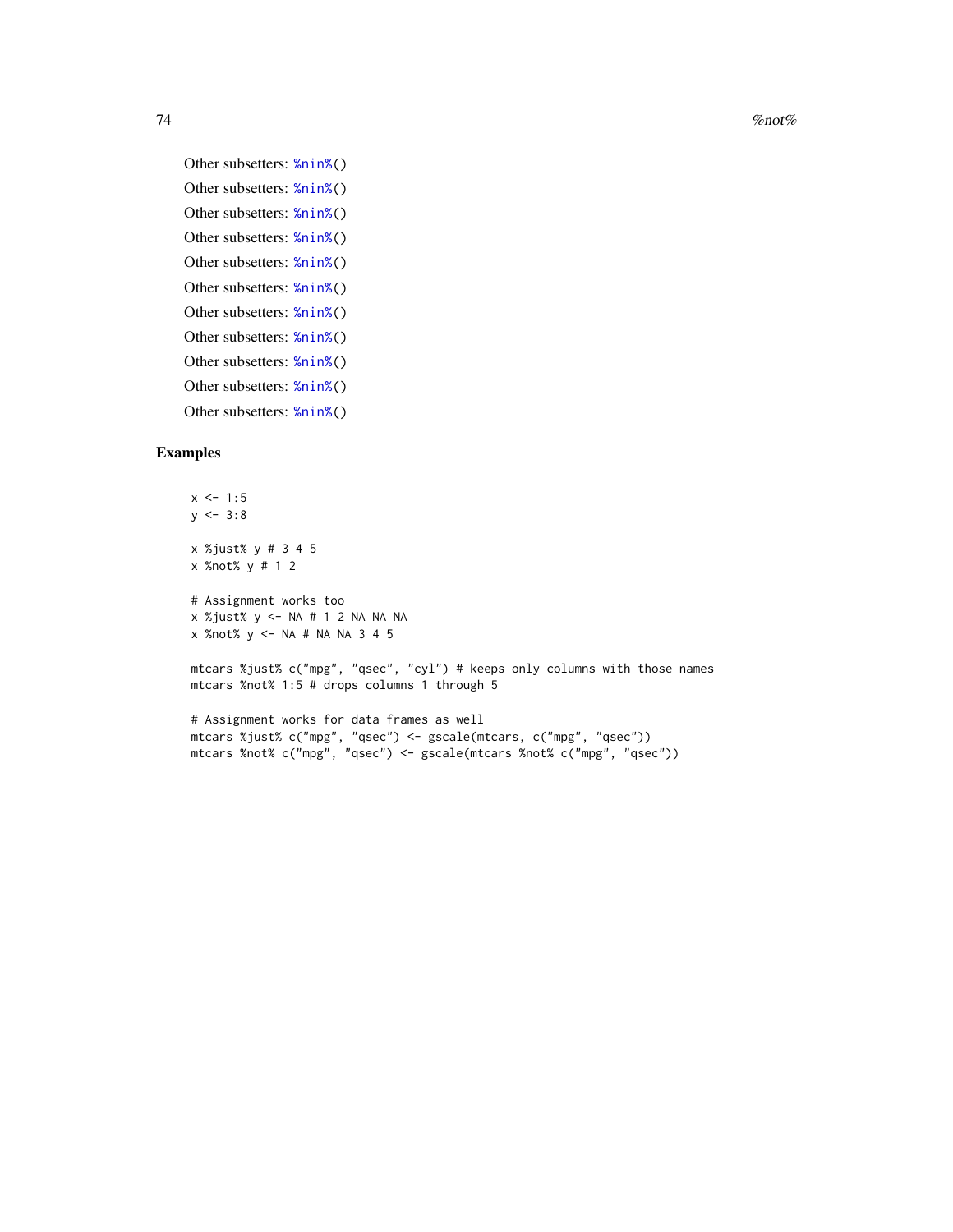Other subsetters: %nin%()

Other subsetters: %nin%()

Other subsetters: %nin%()

Other subsetters: %nin%()

Other subsetters: %nin%()

Other subsetters: %nin%()

Other subsetters: %nin%()

Other subsetters: %nin%()

Other subsetters: %nin%()

Other subsetters: %nin%()

Other subsetters: %nin%()

## Examples

```
x <- 1:5
y <- 3:8

x %just% y # 3 4 5
x %not% y # 1 2

# Assignment works too
x %just% y <- NA # 1 2 NA NA NA
x %not% y <- NA # NA NA 3 4 5

mtcars %just% c("mpg", "qsec", "cyl") # keeps only columns with those names
mtcars %not% 1:5 # drops columns 1 through 5

# Assignment works for data frames as well
mtcars %just% c("mpg", "qsec") <- gscale(mtcars, c("mpg", "qsec"))
mtcars %not% c("mpg", "qsec") <- gscale(mtcars %not% c("mpg", "qsec"))
```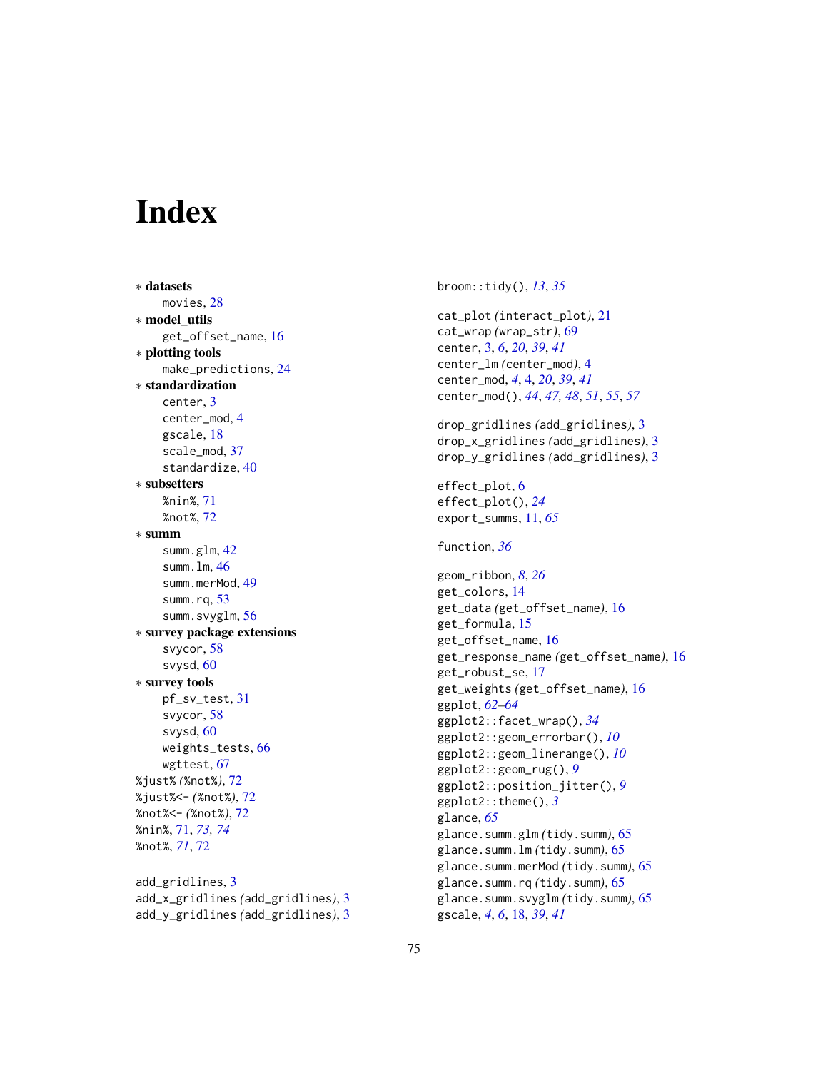# Index

∗ **datasets**
  movies, 28
∗ **model_utils**
  get_offset_name, 16
∗ **plotting tools**
  make_predictions, 24
∗ **standardization**
  center, 3
  center_mod, 4
  gscale, 18
  scale_mod, 37
  standardize, 40
∗ **subsetters**
  %nin%, 71
  %not%, 72
∗ **summ**
  summ.glm, 42
  summ.lm, 46
  summ.merMod, 49
  summ.rq, 53
  summ.svyglm, 56
∗ **survey package extensions**
  svycor, 58
  svysd, 60
∗ **survey tools**
  pf_sv_test, 31
  svycor, 58
  svysd, 60
  weights_tests, 66
  wgttest, 67

%just% (%not%), 72
%just%<- (%not%), 72
%not%<- (%not%), 72
%nin%, 71, *73, 74*
%not%, *71*, 72

add_gridlines, 3
add_x_gridlines (add_gridlines), 3
add_y_gridlines (add_gridlines), 3

broom::tidy(), *13*, *35*

cat_plot (interact_plot), 21
cat_wrap (wrap_str), 69
center, 3, *6*, *20*, *39*, *41*
center_lm (center_mod), 4
center_mod, *4*, 4, *20*, *39*, *41*
center_mod(), *44*, *47*, *48*, *51*, *55*, *57*

drop_gridlines (add_gridlines), 3
drop_x_gridlines (add_gridlines), 3
drop_y_gridlines (add_gridlines), 3

effect_plot, 6
effect_plot(), *24*
export_summs, 11, *65*

function, *36*

geom_ribbon, *8*, *26*
get_colors, 14
get_data (get_offset_name), 16
get_formula, 15
get_offset_name, 16
get_response_name (get_offset_name), 16
get_robust_se, 17
get_weights (get_offset_name), 16
ggplot, *62–64*
ggplot2::facet_wrap(), *34*
ggplot2::geom_errorbar(), *10*
ggplot2::geom_linerange(), *10*
ggplot2::geom_rug(), *9*
ggplot2::position_jitter(), *9*
ggplot2::theme(), *3*
glance, *65*
glance.summ.glm (tidy.summ), 65
glance.summ.lm (tidy.summ), 65
glance.summ.merMod (tidy.summ), 65
glance.summ.rq (tidy.summ), 65
glance.summ.svyglm (tidy.summ), 65
gscale, *4*, *6*, 18, *39*, *41*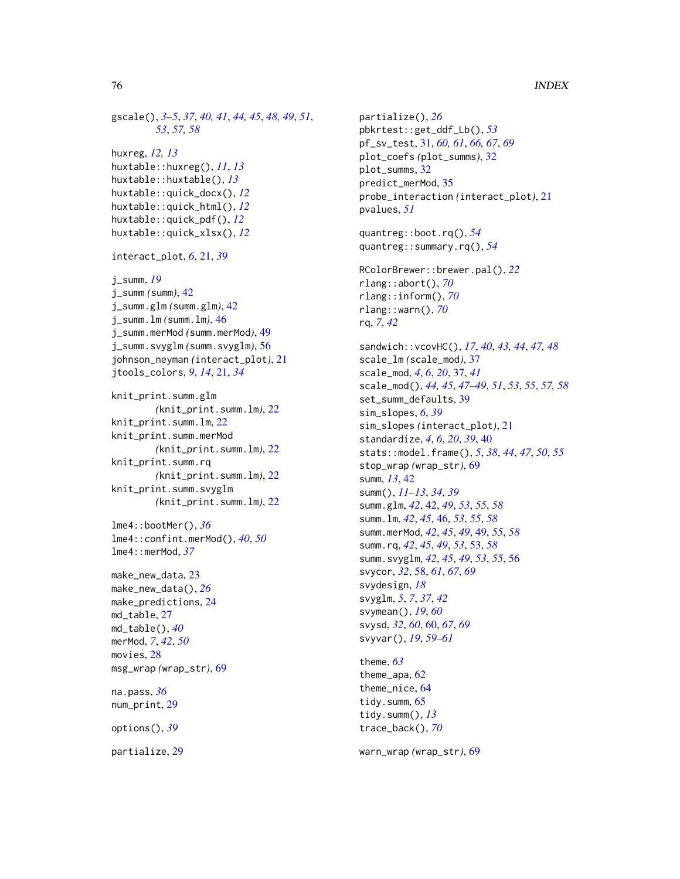gscale(), *3–5*, *37*, *40, 41*, *44, 45*, *48, 49*, *51*, *53*, *57, 58*

huxreg, *12, 13*
huxtable::huxreg(), *11*, *13*
huxtable::huxtable(), *13*
huxtable::quick_docx(), *12*
huxtable::quick_html(), *12*
huxtable::quick_pdf(), *12*
huxtable::quick_xlsx(), *12*

interact_plot, *6*, 21, *39*

j_summ, *19*
j_summ *(summ)*, 42
j_summ.glm *(summ.glm)*, 42
j_summ.lm *(summ.lm)*, 46
j_summ.merMod *(summ.merMod)*, 49
j_summ.svyglm *(summ.svyglm)*, 56
johnson_neyman *(interact_plot)*, 21
jtools_colors, *9*, *14*, 21, *34*

knit_print.summ.glm *(knit_print.summ.lm)*, 22
knit_print.summ.lm, 22
knit_print.summ.merMod *(knit_print.summ.lm)*, 22
knit_print.summ.rq *(knit_print.summ.lm)*, 22
knit_print.summ.svyglm *(knit_print.summ.lm)*, 22

lme4::bootMer(), *36*
lme4::confint.merMod(), *40*, *50*
lme4::merMod, *37*

make_new_data, 23
make_new_data(), *26*
make_predictions, 24
md_table, 27
md_table(), *40*
merMod, *7*, *42*, *50*
movies, 28
msg_wrap *(wrap_str)*, 69

na.pass, *36*
num_print, 29

options(), *39*

partialize, 29
partialize(), *26*
pbkrtest::get_ddf_Lb(), *53*
pf_sv_test, 31, *60, 61*, *66, 67*, *69*
plot_coefs *(plot_summs)*, 32
plot_summs, 32
predict_merMod, 35
probe_interaction *(interact_plot)*, 21
pvalues, *51*

quantreg::boot.rq(), *54*
quantreg::summary.rq(), *54*

RColorBrewer::brewer.pal(), *22*
rlang::abort(), *70*
rlang::inform(), *70*
rlang::warn(), *70*
rq, *7*, *42*

sandwich::vcovHC(), *17*, *40*, *43, 44*, *47, 48*
scale_lm *(scale_mod)*, 37
scale_mod, *4*, *6*, *20*, 37, *41*
scale_mod(), *44, 45*, *47–49*, *51*, *53*, *55*, *57, 58*
set_summ_defaults, 39
sim_slopes, *6*, *39*
sim_slopes *(interact_plot)*, 21
standardize, *4*, *6*, *20*, *39*, 40
stats::model.frame(), *5*, *38*, *44*, *47*, *50*, *55*
stop_wrap *(wrap_str)*, 69
summ, *13*, 42
summ(), *11–13*, *34*, *39*
summ.glm, *42*, 42, *49*, *53*, *55*, *58*
summ.lm, *42*, *45*, 46, *53*, *55*, *58*
summ.merMod, *42*, *45*, *49*, 49, *55*, *58*
summ.rq, *42*, *45*, *49*, *53*, 53, *58*
summ.svyglm, *42*, *45*, *49*, *53*, *55*, 56
svycor, *32*, 58, *61*, *67*, *69*
svydesign, *18*
svyglm, *5*, *7*, *37*, *42*
svymean(), *19*, *60*
svysd, *32*, *60*, 60, *67*, *69*
svyvar(), *19*, *59–61*

theme, *63*
theme_apa, 62
theme_nice, 64
tidy.summ, 65
tidy.summ(), *13*
trace_back(), *70*

warn_wrap *(wrap_str)*, 69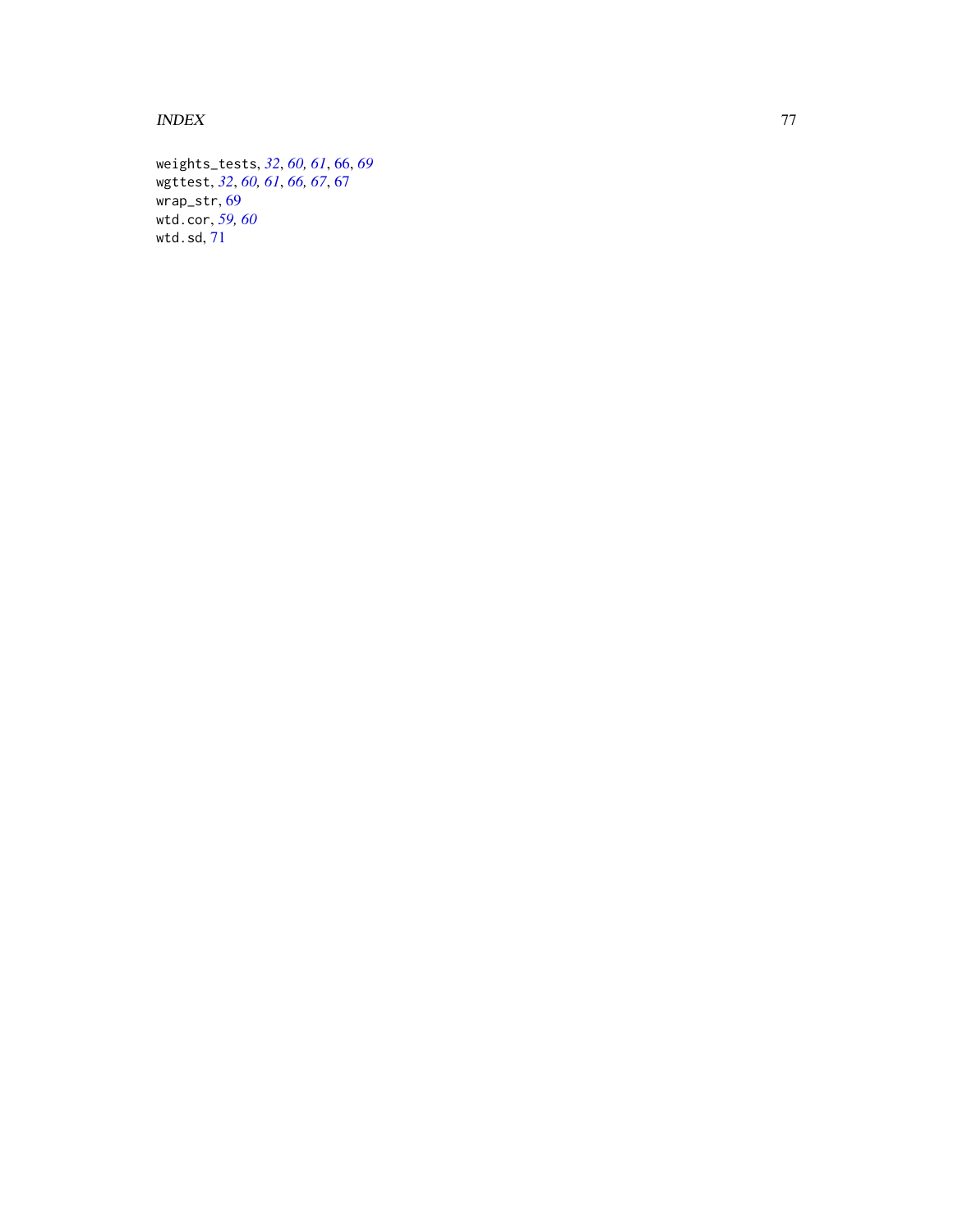weights_tests, *32*, *60, 61*, 66, *69*
wgttest, *32*, *60, 61*, *66, 67*, 67
wrap_str, 69
wtd.cor, *59, 60*
wtd.sd, 71